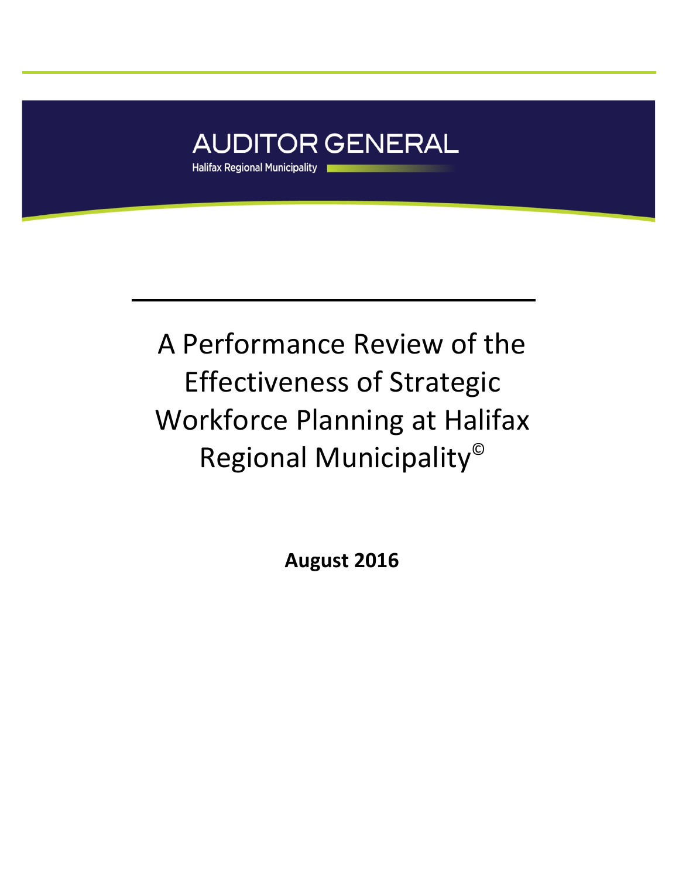AUDITOR GENERAL

Halifax Regional Municipality

# A Performance Review of the Effectiveness of Strategic Workforce Planning at Halifax Regional Municipality©

**August 2016**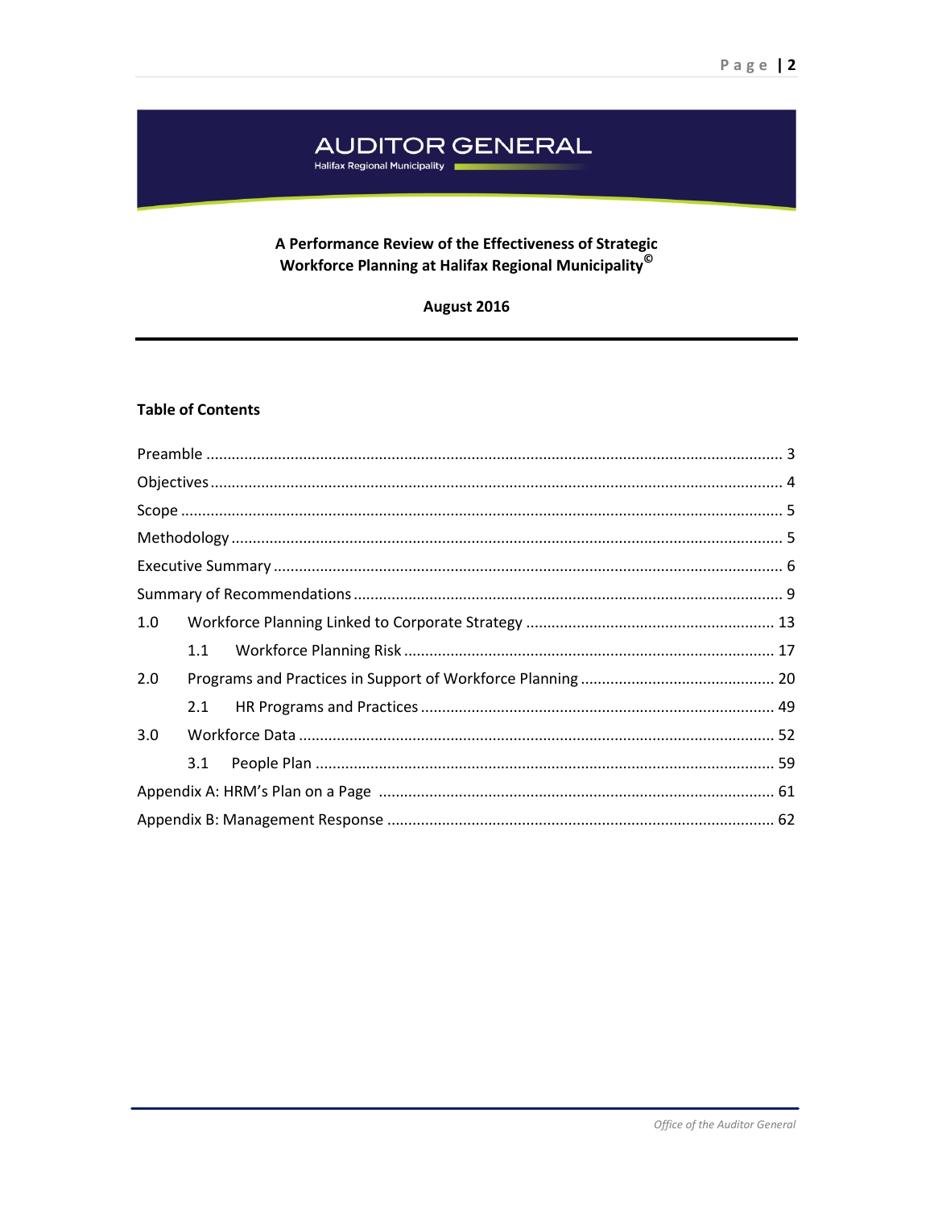AUDITOR GENERAL

Halifax Regional Municipality

**A Performance Review of the Effectiveness of Strategic Workforce Planning at Halifax Regional Municipality©**

**August 2016**

---

## Table of Contents

| | | |
|---|---|---|
| Preamble | | 3 |
| Objectives | | 4 |
| Scope | | 5 |
| Methodology | | 5 |
| Executive Summary | | 6 |
| Summary of Recommendations | | 9 |
| 1.0 | Workforce Planning Linked to Corporate Strategy | 13 |
| | 1.1 Workforce Planning Risk | 17 |
| 2.0 | Programs and Practices in Support of Workforce Planning | 20 |
| | 2.1 HR Programs and Practices | 49 |
| 3.0 | Workforce Data | 52 |
| | 3.1 People Plan | 59 |
| Appendix A: HRM's Plan on a Page | | 61 |
| Appendix B: Management Response | | 62 |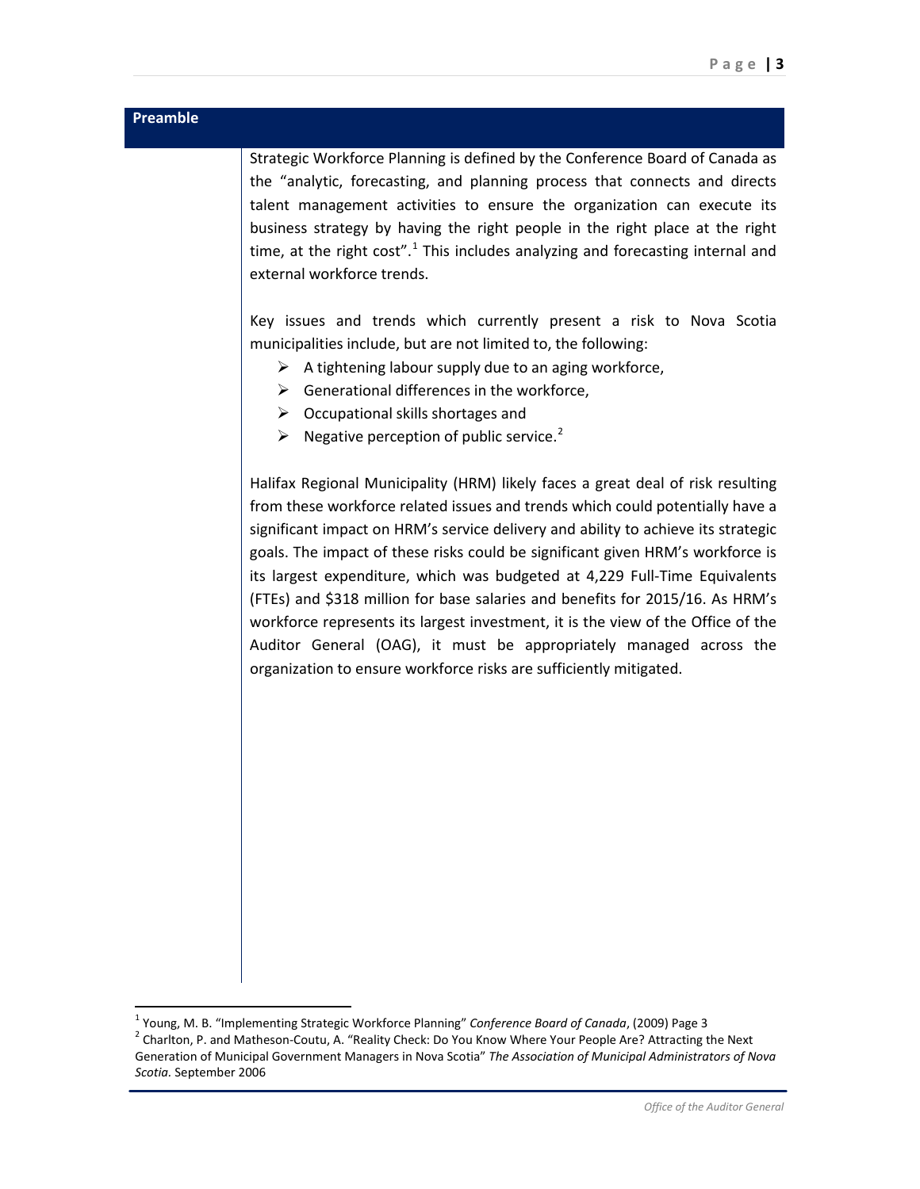## Preamble

Strategic Workforce Planning is defined by the Conference Board of Canada as the "analytic, forecasting, and planning process that connects and directs talent management activities to ensure the organization can execute its business strategy by having the right people in the right place at the right time, at the right cost".[1] This includes analyzing and forecasting internal and external workforce trends.

Key issues and trends which currently present a risk to Nova Scotia municipalities include, but are not limited to, the following:

- A tightening labour supply due to an aging workforce,
- Generational differences in the workforce,
- Occupational skills shortages and
- Negative perception of public service.[2]

Halifax Regional Municipality (HRM) likely faces a great deal of risk resulting from these workforce related issues and trends which could potentially have a significant impact on HRM's service delivery and ability to achieve its strategic goals. The impact of these risks could be significant given HRM's workforce is its largest expenditure, which was budgeted at 4,229 Full-Time Equivalents (FTEs) and $318 million for base salaries and benefits for 2015/16. As HRM's workforce represents its largest investment, it is the view of the Office of the Auditor General (OAG), it must be appropriately managed across the organization to ensure workforce risks are sufficiently mitigated.

---

[1] Young, M. B. "Implementing Strategic Workforce Planning" *Conference Board of Canada*, (2009) Page 3

[2] Charlton, P. and Matheson-Coutu, A. "Reality Check: Do You Know Where Your People Are? Attracting the Next Generation of Municipal Government Managers in Nova Scotia" *The Association of Municipal Administrators of Nova Scotia.* September 2006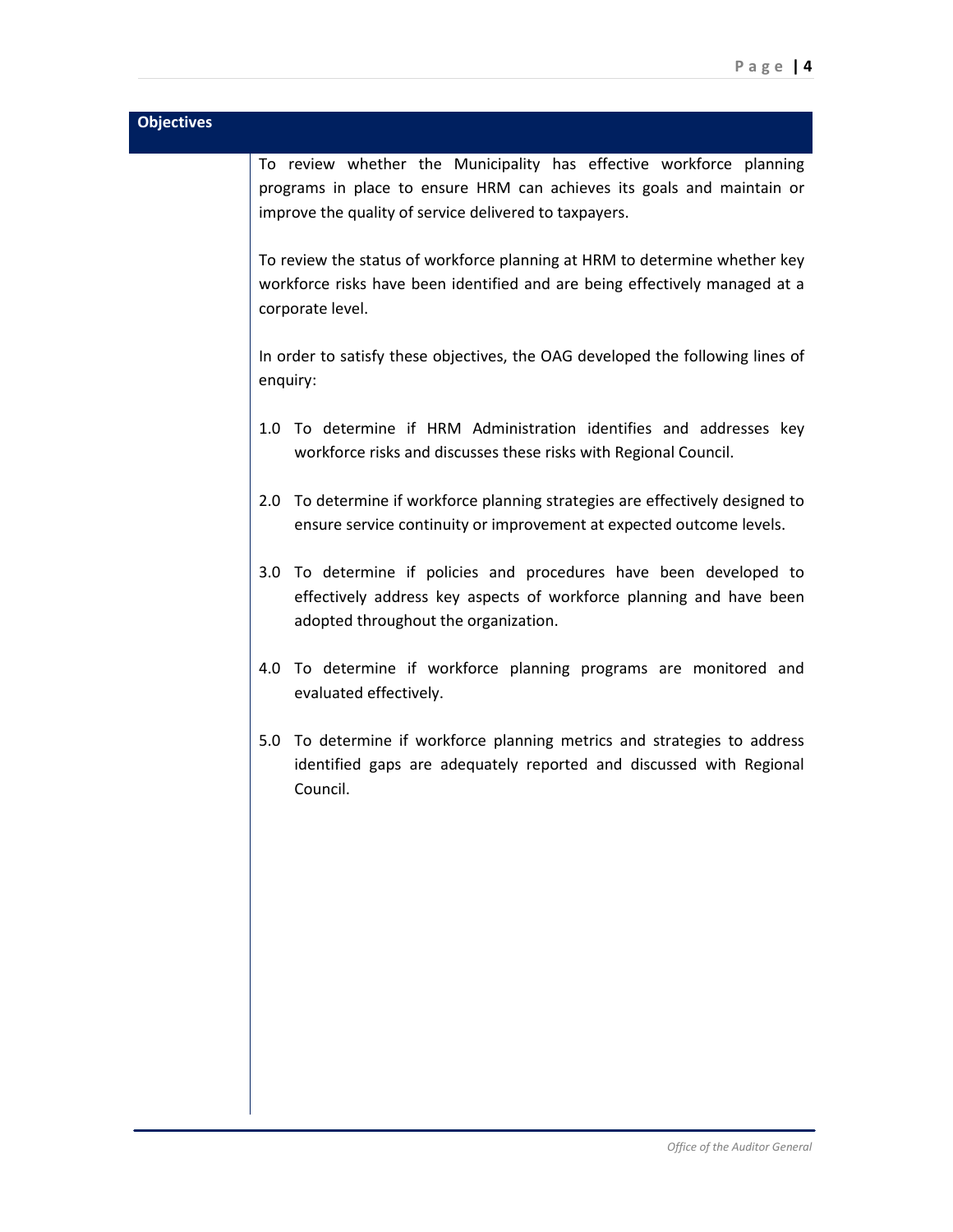## Objectives

To review whether the Municipality has effective workforce planning programs in place to ensure HRM can achieves its goals and maintain or improve the quality of service delivered to taxpayers.

To review the status of workforce planning at HRM to determine whether key workforce risks have been identified and are being effectively managed at a corporate level.

In order to satisfy these objectives, the OAG developed the following lines of enquiry:

1.0 To determine if HRM Administration identifies and addresses key workforce risks and discusses these risks with Regional Council.

2.0 To determine if workforce planning strategies are effectively designed to ensure service continuity or improvement at expected outcome levels.

3.0 To determine if policies and procedures have been developed to effectively address key aspects of workforce planning and have been adopted throughout the organization.

4.0 To determine if workforce planning programs are monitored and evaluated effectively.

5.0 To determine if workforce planning metrics and strategies to address identified gaps are adequately reported and discussed with Regional Council.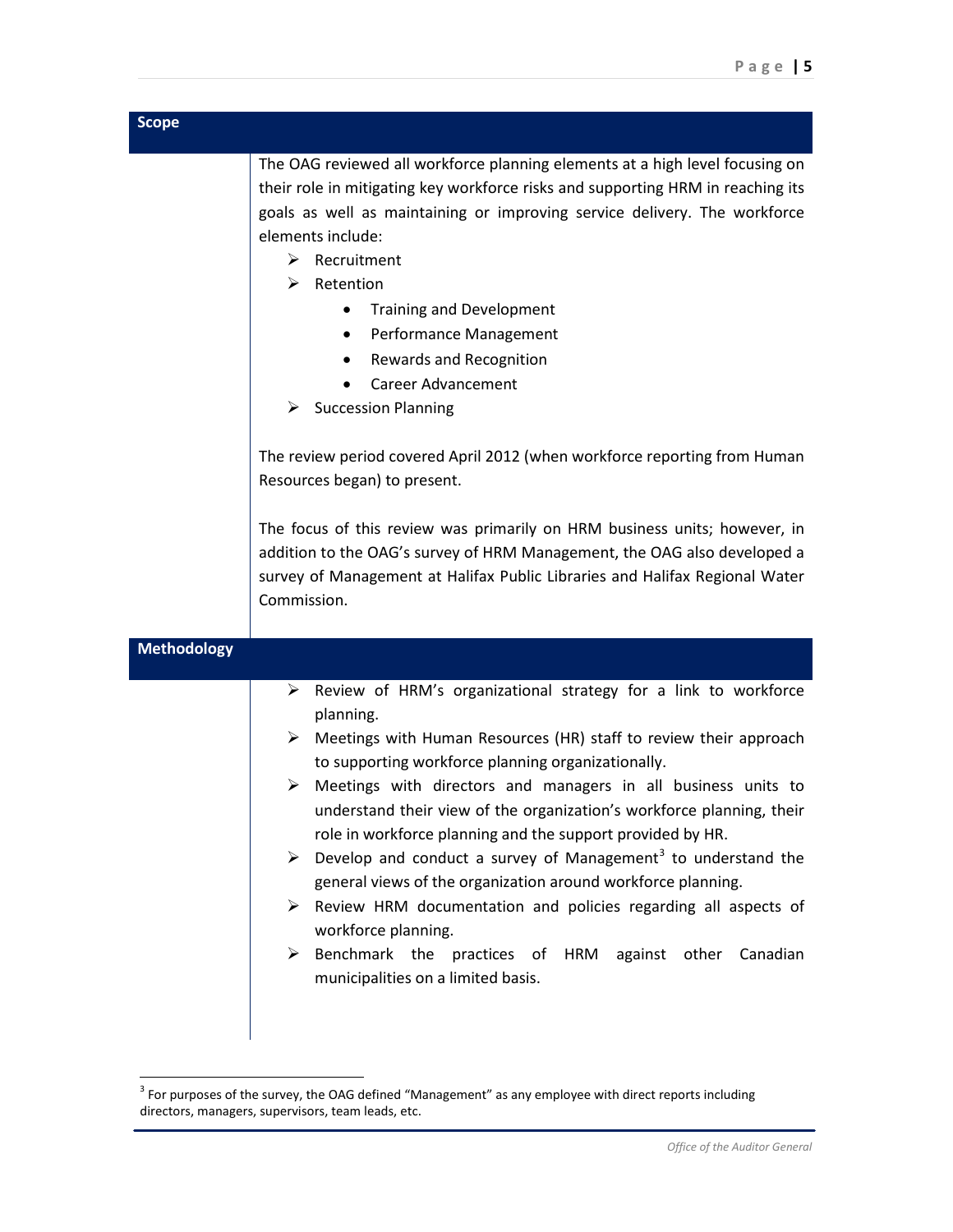## Scope

The OAG reviewed all workforce planning elements at a high level focusing on their role in mitigating key workforce risks and supporting HRM in reaching its goals as well as maintaining or improving service delivery. The workforce elements include:

- Recruitment
- Retention
  - Training and Development
  - Performance Management
  - Rewards and Recognition
  - Career Advancement
- Succession Planning

The review period covered April 2012 (when workforce reporting from Human Resources began) to present.

The focus of this review was primarily on HRM business units; however, in addition to the OAG's survey of HRM Management, the OAG also developed a survey of Management at Halifax Public Libraries and Halifax Regional Water Commission.

## Methodology

- Review of HRM's organizational strategy for a link to workforce planning.
- Meetings with Human Resources (HR) staff to review their approach to supporting workforce planning organizationally.
- Meetings with directors and managers in all business units to understand their view of the organization's workforce planning, their role in workforce planning and the support provided by HR.
- Develop and conduct a survey of Management[3] to understand the general views of the organization around workforce planning.
- Review HRM documentation and policies regarding all aspects of workforce planning.
- Benchmark the practices of HRM against other Canadian municipalities on a limited basis.

---

[3] For purposes of the survey, the OAG defined "Management" as any employee with direct reports including directors, managers, supervisors, team leads, etc.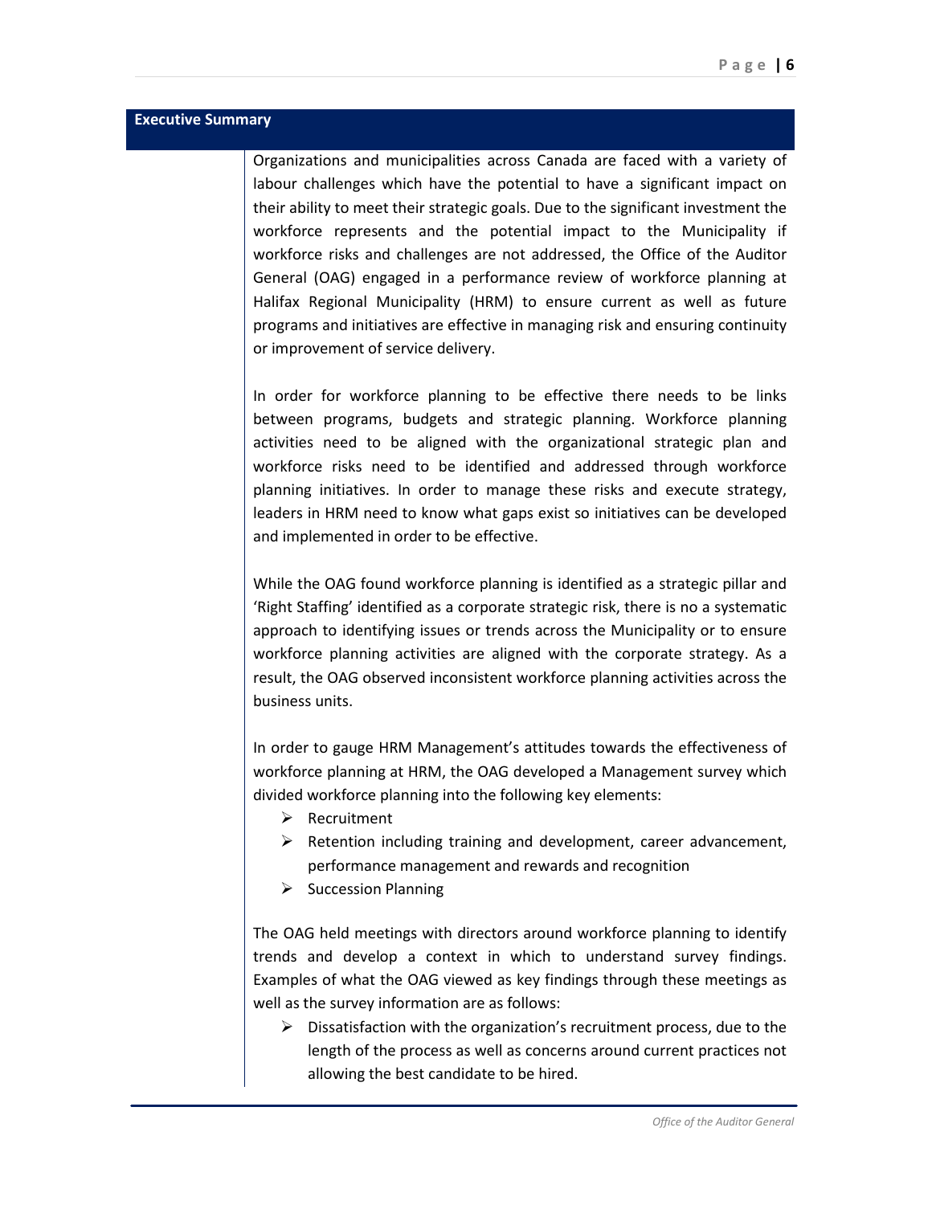## Executive Summary

Organizations and municipalities across Canada are faced with a variety of labour challenges which have the potential to have a significant impact on their ability to meet their strategic goals. Due to the significant investment the workforce represents and the potential impact to the Municipality if workforce risks and challenges are not addressed, the Office of the Auditor General (OAG) engaged in a performance review of workforce planning at Halifax Regional Municipality (HRM) to ensure current as well as future programs and initiatives are effective in managing risk and ensuring continuity or improvement of service delivery.

In order for workforce planning to be effective there needs to be links between programs, budgets and strategic planning. Workforce planning activities need to be aligned with the organizational strategic plan and workforce risks need to be identified and addressed through workforce planning initiatives. In order to manage these risks and execute strategy, leaders in HRM need to know what gaps exist so initiatives can be developed and implemented in order to be effective.

While the OAG found workforce planning is identified as a strategic pillar and 'Right Staffing' identified as a corporate strategic risk, there is no a systematic approach to identifying issues or trends across the Municipality or to ensure workforce planning activities are aligned with the corporate strategy. As a result, the OAG observed inconsistent workforce planning activities across the business units.

In order to gauge HRM Management's attitudes towards the effectiveness of workforce planning at HRM, the OAG developed a Management survey which divided workforce planning into the following key elements:

- Recruitment
- Retention including training and development, career advancement, performance management and rewards and recognition
- Succession Planning

The OAG held meetings with directors around workforce planning to identify trends and develop a context in which to understand survey findings. Examples of what the OAG viewed as key findings through these meetings as well as the survey information are as follows:

- Dissatisfaction with the organization's recruitment process, due to the length of the process as well as concerns around current practices not allowing the best candidate to be hired.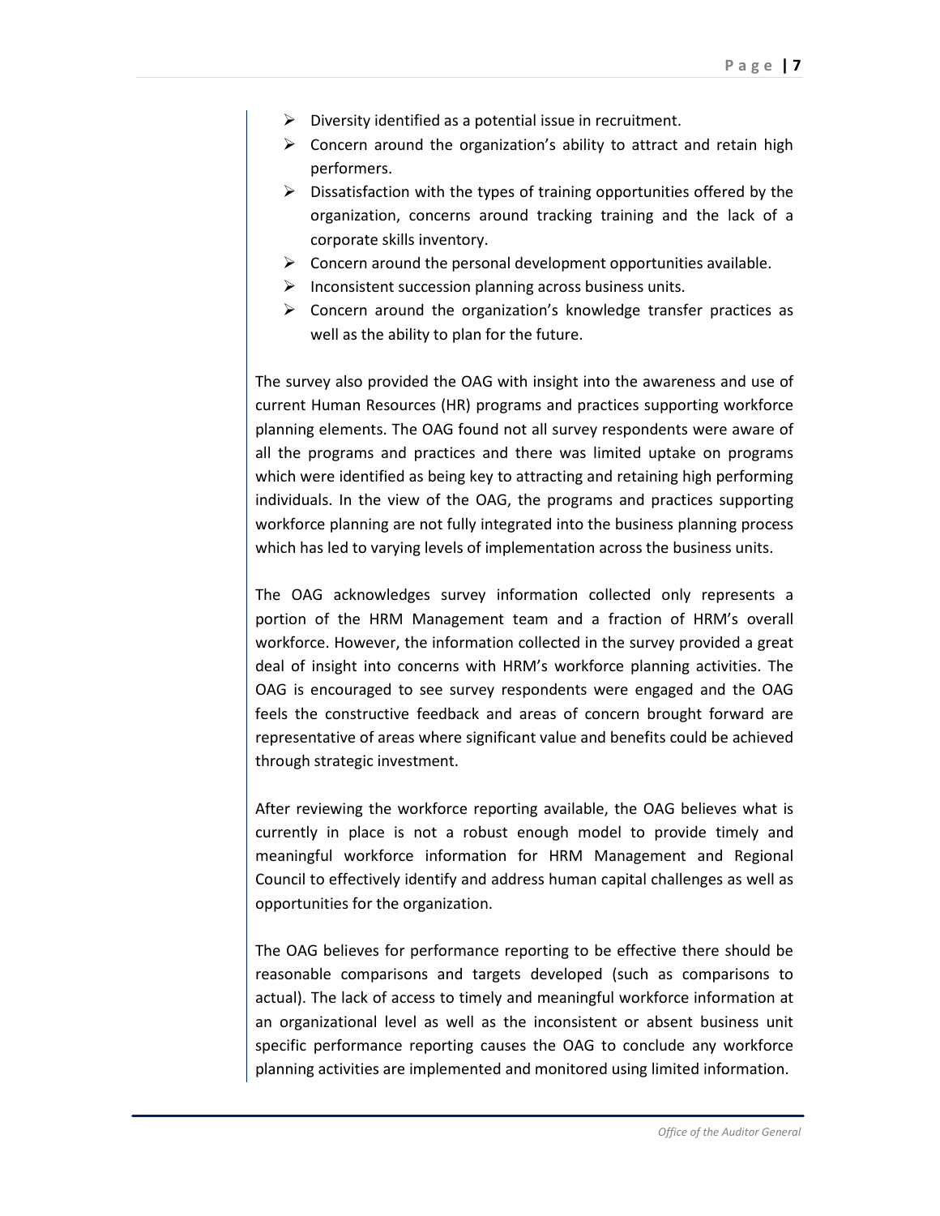- Diversity identified as a potential issue in recruitment.
- Concern around the organization's ability to attract and retain high performers.
- Dissatisfaction with the types of training opportunities offered by the organization, concerns around tracking training and the lack of a corporate skills inventory.
- Concern around the personal development opportunities available.
- Inconsistent succession planning across business units.
- Concern around the organization's knowledge transfer practices as well as the ability to plan for the future.

The survey also provided the OAG with insight into the awareness and use of current Human Resources (HR) programs and practices supporting workforce planning elements. The OAG found not all survey respondents were aware of all the programs and practices and there was limited uptake on programs which were identified as being key to attracting and retaining high performing individuals. In the view of the OAG, the programs and practices supporting workforce planning are not fully integrated into the business planning process which has led to varying levels of implementation across the business units.

The OAG acknowledges survey information collected only represents a portion of the HRM Management team and a fraction of HRM's overall workforce. However, the information collected in the survey provided a great deal of insight into concerns with HRM's workforce planning activities. The OAG is encouraged to see survey respondents were engaged and the OAG feels the constructive feedback and areas of concern brought forward are representative of areas where significant value and benefits could be achieved through strategic investment.

After reviewing the workforce reporting available, the OAG believes what is currently in place is not a robust enough model to provide timely and meaningful workforce information for HRM Management and Regional Council to effectively identify and address human capital challenges as well as opportunities for the organization.

The OAG believes for performance reporting to be effective there should be reasonable comparisons and targets developed (such as comparisons to actual). The lack of access to timely and meaningful workforce information at an organizational level as well as the inconsistent or absent business unit specific performance reporting causes the OAG to conclude any workforce planning activities are implemented and monitored using limited information.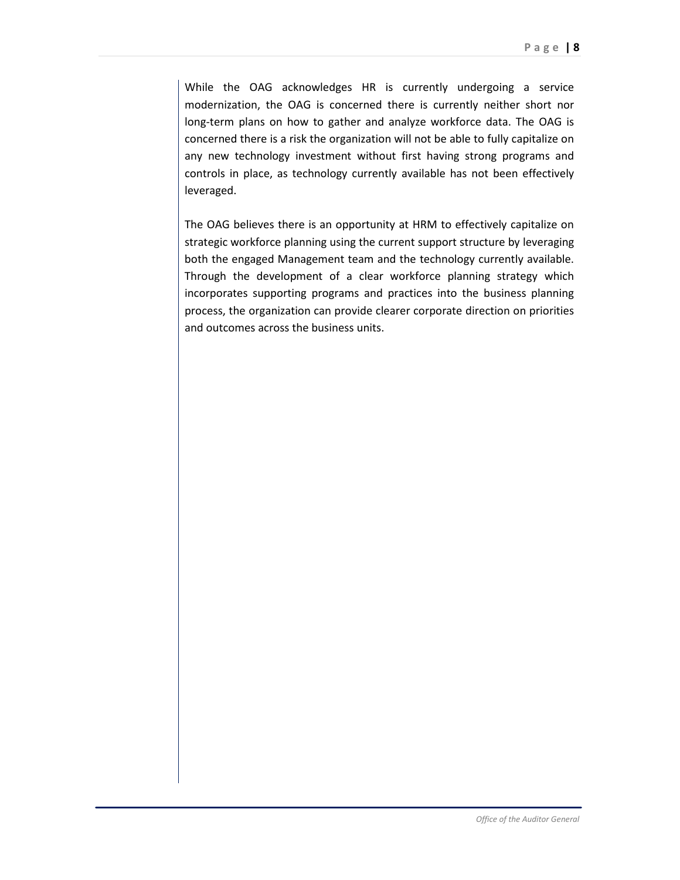While the OAG acknowledges HR is currently undergoing a service modernization, the OAG is concerned there is currently neither short nor long-term plans on how to gather and analyze workforce data. The OAG is concerned there is a risk the organization will not be able to fully capitalize on any new technology investment without first having strong programs and controls in place, as technology currently available has not been effectively leveraged.

The OAG believes there is an opportunity at HRM to effectively capitalize on strategic workforce planning using the current support structure by leveraging both the engaged Management team and the technology currently available. Through the development of a clear workforce planning strategy which incorporates supporting programs and practices into the business planning process, the organization can provide clearer corporate direction on priorities and outcomes across the business units.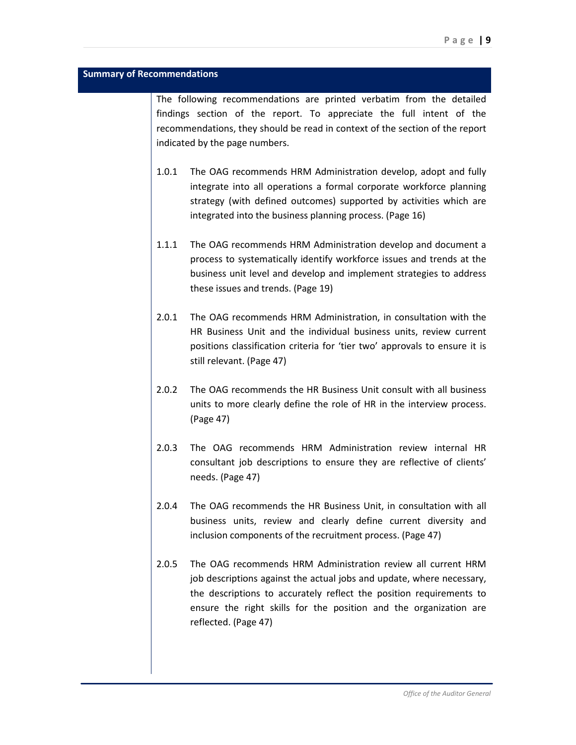## Summary of Recommendations

The following recommendations are printed verbatim from the detailed findings section of the report. To appreciate the full intent of the recommendations, they should be read in context of the section of the report indicated by the page numbers.

1.0.1 The OAG recommends HRM Administration develop, adopt and fully integrate into all operations a formal corporate workforce planning strategy (with defined outcomes) supported by activities which are integrated into the business planning process. (Page 16)

1.1.1 The OAG recommends HRM Administration develop and document a process to systematically identify workforce issues and trends at the business unit level and develop and implement strategies to address these issues and trends. (Page 19)

2.0.1 The OAG recommends HRM Administration, in consultation with the HR Business Unit and the individual business units, review current positions classification criteria for 'tier two' approvals to ensure it is still relevant. (Page 47)

2.0.2 The OAG recommends the HR Business Unit consult with all business units to more clearly define the role of HR in the interview process. (Page 47)

2.0.3 The OAG recommends HRM Administration review internal HR consultant job descriptions to ensure they are reflective of clients' needs. (Page 47)

2.0.4 The OAG recommends the HR Business Unit, in consultation with all business units, review and clearly define current diversity and inclusion components of the recruitment process. (Page 47)

2.0.5 The OAG recommends HRM Administration review all current HRM job descriptions against the actual jobs and update, where necessary, the descriptions to accurately reflect the position requirements to ensure the right skills for the position and the organization are reflected. (Page 47)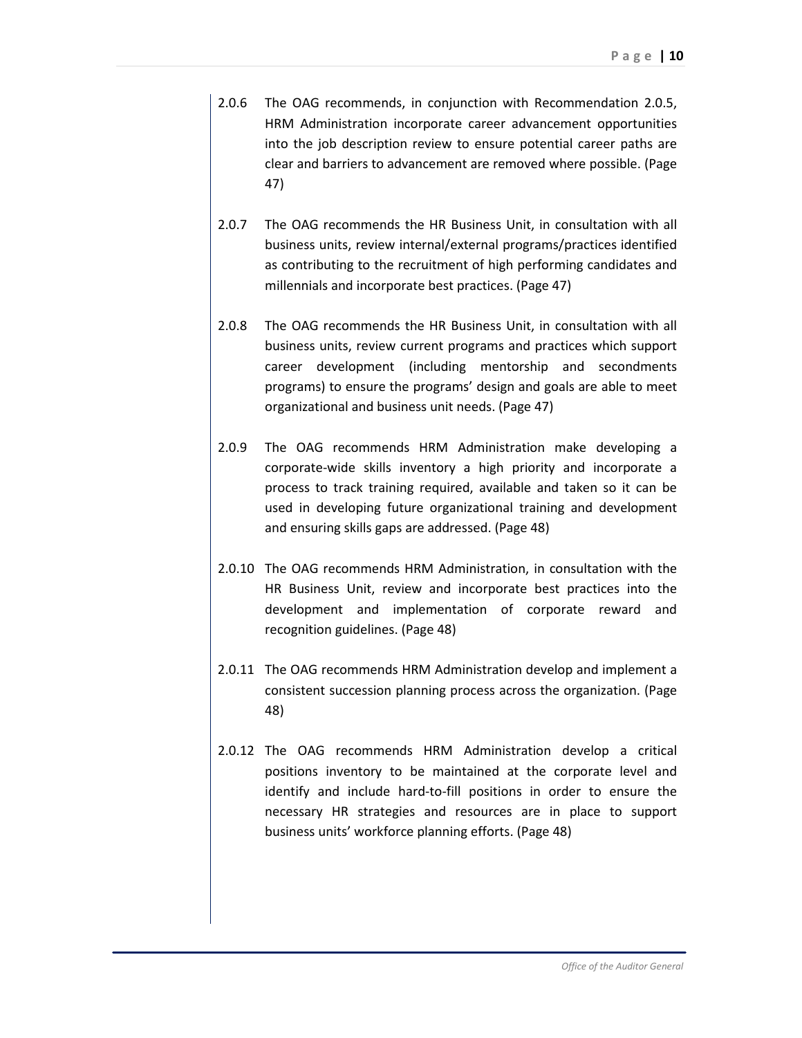2.0.6 The OAG recommends, in conjunction with Recommendation 2.0.5, HRM Administration incorporate career advancement opportunities into the job description review to ensure potential career paths are clear and barriers to advancement are removed where possible. (Page 47)

2.0.7 The OAG recommends the HR Business Unit, in consultation with all business units, review internal/external programs/practices identified as contributing to the recruitment of high performing candidates and millennials and incorporate best practices. (Page 47)

2.0.8 The OAG recommends the HR Business Unit, in consultation with all business units, review current programs and practices which support career development (including mentorship and secondments programs) to ensure the programs' design and goals are able to meet organizational and business unit needs. (Page 47)

2.0.9 The OAG recommends HRM Administration make developing a corporate-wide skills inventory a high priority and incorporate a process to track training required, available and taken so it can be used in developing future organizational training and development and ensuring skills gaps are addressed. (Page 48)

2.0.10 The OAG recommends HRM Administration, in consultation with the HR Business Unit, review and incorporate best practices into the development and implementation of corporate reward and recognition guidelines. (Page 48)

2.0.11 The OAG recommends HRM Administration develop and implement a consistent succession planning process across the organization. (Page 48)

2.0.12 The OAG recommends HRM Administration develop a critical positions inventory to be maintained at the corporate level and identify and include hard-to-fill positions in order to ensure the necessary HR strategies and resources are in place to support business units' workforce planning efforts. (Page 48)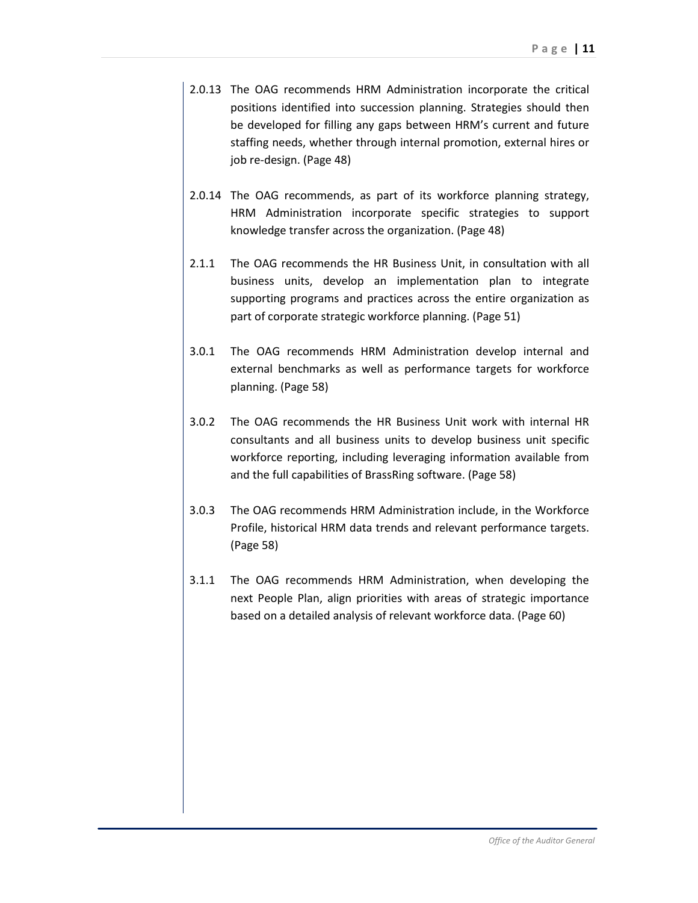2.0.13 The OAG recommends HRM Administration incorporate the critical positions identified into succession planning. Strategies should then be developed for filling any gaps between HRM's current and future staffing needs, whether through internal promotion, external hires or job re-design. (Page 48)

2.0.14 The OAG recommends, as part of its workforce planning strategy, HRM Administration incorporate specific strategies to support knowledge transfer across the organization. (Page 48)

2.1.1 The OAG recommends the HR Business Unit, in consultation with all business units, develop an implementation plan to integrate supporting programs and practices across the entire organization as part of corporate strategic workforce planning. (Page 51)

3.0.1 The OAG recommends HRM Administration develop internal and external benchmarks as well as performance targets for workforce planning. (Page 58)

3.0.2 The OAG recommends the HR Business Unit work with internal HR consultants and all business units to develop business unit specific workforce reporting, including leveraging information available from and the full capabilities of BrassRing software. (Page 58)

3.0.3 The OAG recommends HRM Administration include, in the Workforce Profile, historical HRM data trends and relevant performance targets. (Page 58)

3.1.1 The OAG recommends HRM Administration, when developing the next People Plan, align priorities with areas of strategic importance based on a detailed analysis of relevant workforce data. (Page 60)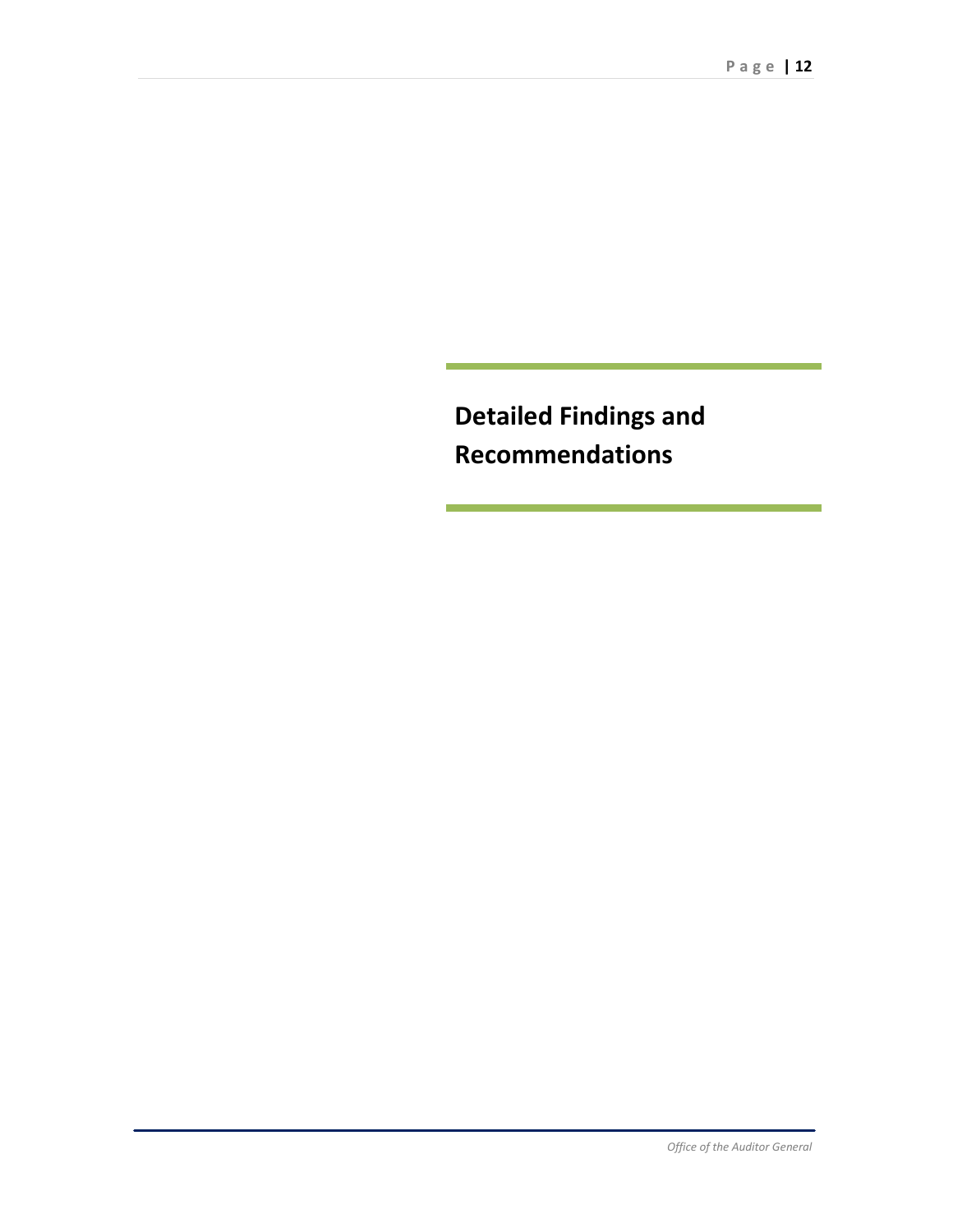# Detailed Findings and Recommendations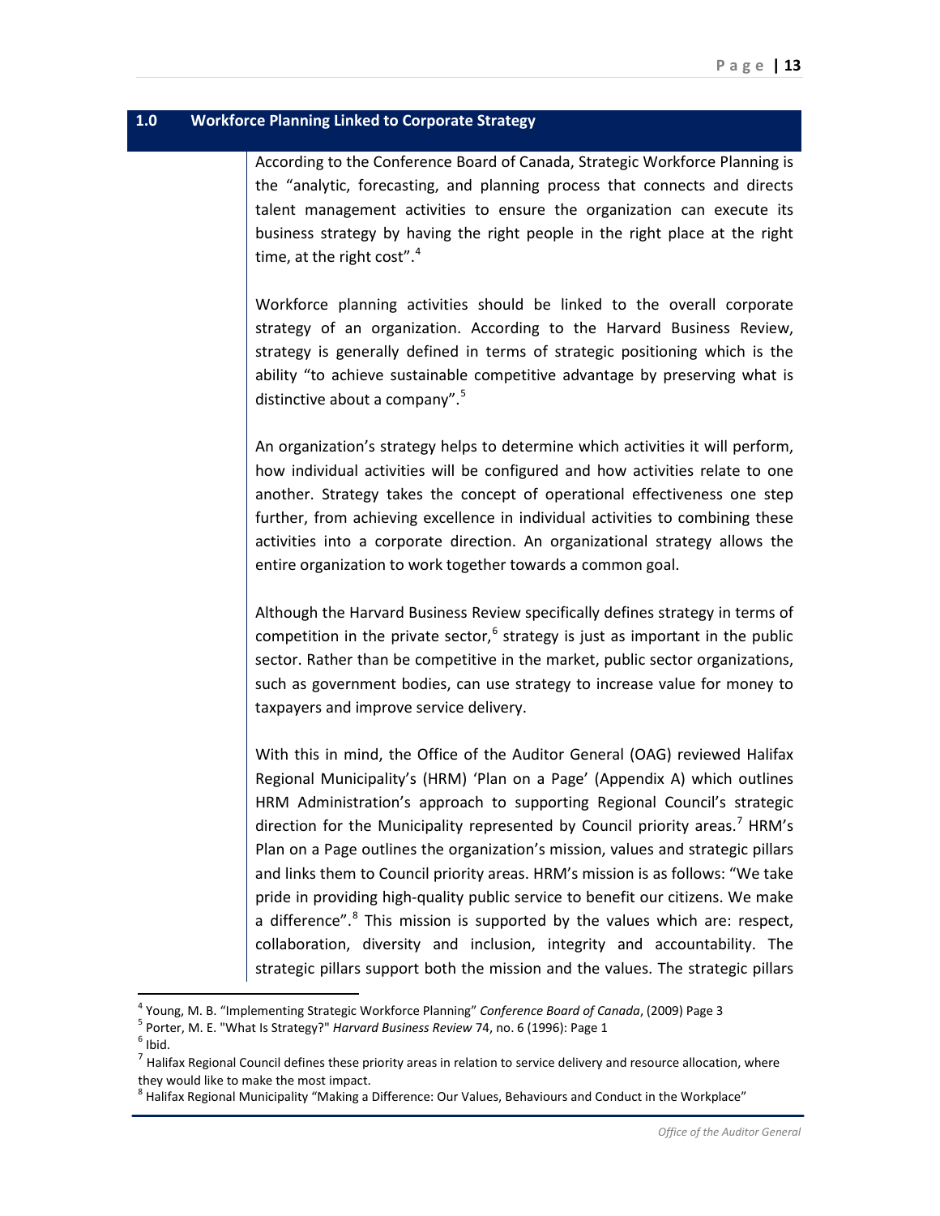## 1.0 Workforce Planning Linked to Corporate Strategy

According to the Conference Board of Canada, Strategic Workforce Planning is the "analytic, forecasting, and planning process that connects and directs talent management activities to ensure the organization can execute its business strategy by having the right people in the right place at the right time, at the right cost".[4]

Workforce planning activities should be linked to the overall corporate strategy of an organization. According to the Harvard Business Review, strategy is generally defined in terms of strategic positioning which is the ability "to achieve sustainable competitive advantage by preserving what is distinctive about a company".[5]

An organization's strategy helps to determine which activities it will perform, how individual activities will be configured and how activities relate to one another. Strategy takes the concept of operational effectiveness one step further, from achieving excellence in individual activities to combining these activities into a corporate direction. An organizational strategy allows the entire organization to work together towards a common goal.

Although the Harvard Business Review specifically defines strategy in terms of competition in the private sector,[6] strategy is just as important in the public sector. Rather than be competitive in the market, public sector organizations, such as government bodies, can use strategy to increase value for money to taxpayers and improve service delivery.

With this in mind, the Office of the Auditor General (OAG) reviewed Halifax Regional Municipality's (HRM) 'Plan on a Page' (Appendix A) which outlines HRM Administration's approach to supporting Regional Council's strategic direction for the Municipality represented by Council priority areas.[7] HRM's Plan on a Page outlines the organization's mission, values and strategic pillars and links them to Council priority areas. HRM's mission is as follows: "We take pride in providing high-quality public service to benefit our citizens. We make a difference".[8] This mission is supported by the values which are: respect, collaboration, diversity and inclusion, integrity and accountability. The strategic pillars support both the mission and the values. The strategic pillars

---

[4] Young, M. B. "Implementing Strategic Workforce Planning" *Conference Board of Canada*, (2009) Page 3

[5] Porter, M. E. "What Is Strategy?" *Harvard Business Review* 74, no. 6 (1996): Page 1

[6] Ibid.

[7] Halifax Regional Council defines these priority areas in relation to service delivery and resource allocation, where they would like to make the most impact.

[8] Halifax Regional Municipality "Making a Difference: Our Values, Behaviours and Conduct in the Workplace"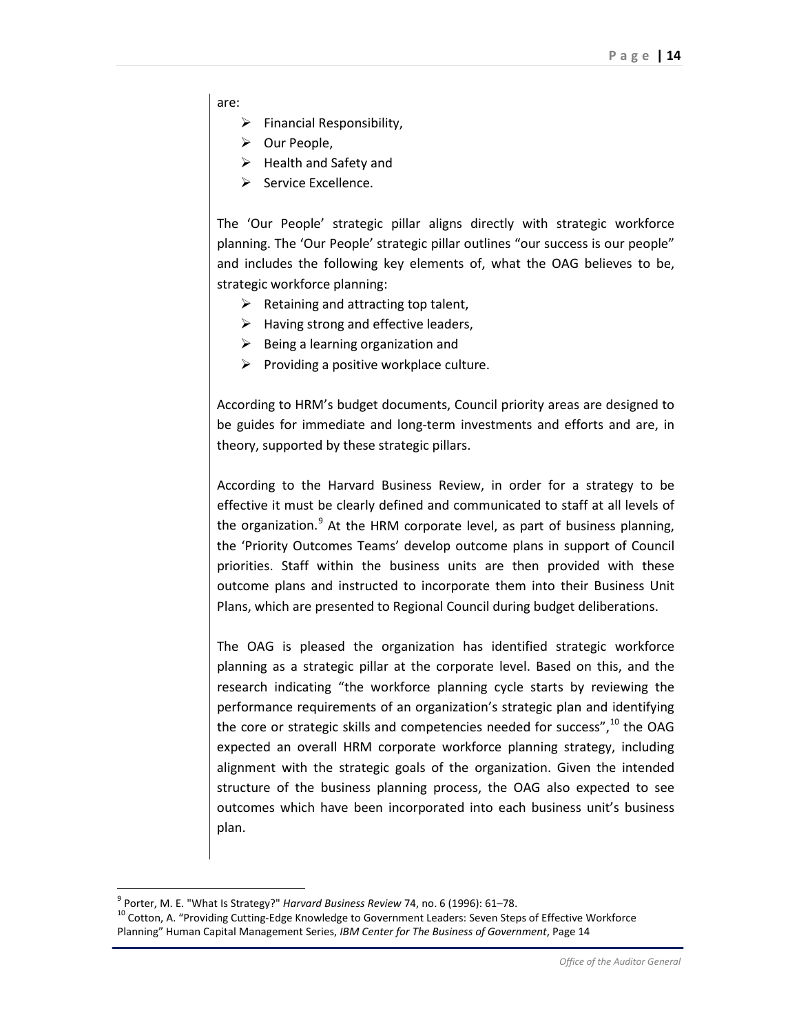are:

- Financial Responsibility,
- Our People,
- Health and Safety and
- Service Excellence.

The 'Our People' strategic pillar aligns directly with strategic workforce planning. The 'Our People' strategic pillar outlines "our success is our people" and includes the following key elements of, what the OAG believes to be, strategic workforce planning:

- Retaining and attracting top talent,
- Having strong and effective leaders,
- Being a learning organization and
- Providing a positive workplace culture.

According to HRM's budget documents, Council priority areas are designed to be guides for immediate and long-term investments and efforts and are, in theory, supported by these strategic pillars.

According to the Harvard Business Review, in order for a strategy to be effective it must be clearly defined and communicated to staff at all levels of the organization.[9] At the HRM corporate level, as part of business planning, the 'Priority Outcomes Teams' develop outcome plans in support of Council priorities. Staff within the business units are then provided with these outcome plans and instructed to incorporate them into their Business Unit Plans, which are presented to Regional Council during budget deliberations.

The OAG is pleased the organization has identified strategic workforce planning as a strategic pillar at the corporate level. Based on this, and the research indicating "the workforce planning cycle starts by reviewing the performance requirements of an organization's strategic plan and identifying the core or strategic skills and competencies needed for success",[10] the OAG expected an overall HRM corporate workforce planning strategy, including alignment with the strategic goals of the organization. Given the intended structure of the business planning process, the OAG also expected to see outcomes which have been incorporated into each business unit's business plan.

---

[9] Porter, M. E. "What Is Strategy?" *Harvard Business Review* 74, no. 6 (1996): 61–78.

[10] Cotton, A. "Providing Cutting-Edge Knowledge to Government Leaders: Seven Steps of Effective Workforce Planning" Human Capital Management Series, *IBM Center for The Business of Government*, Page 14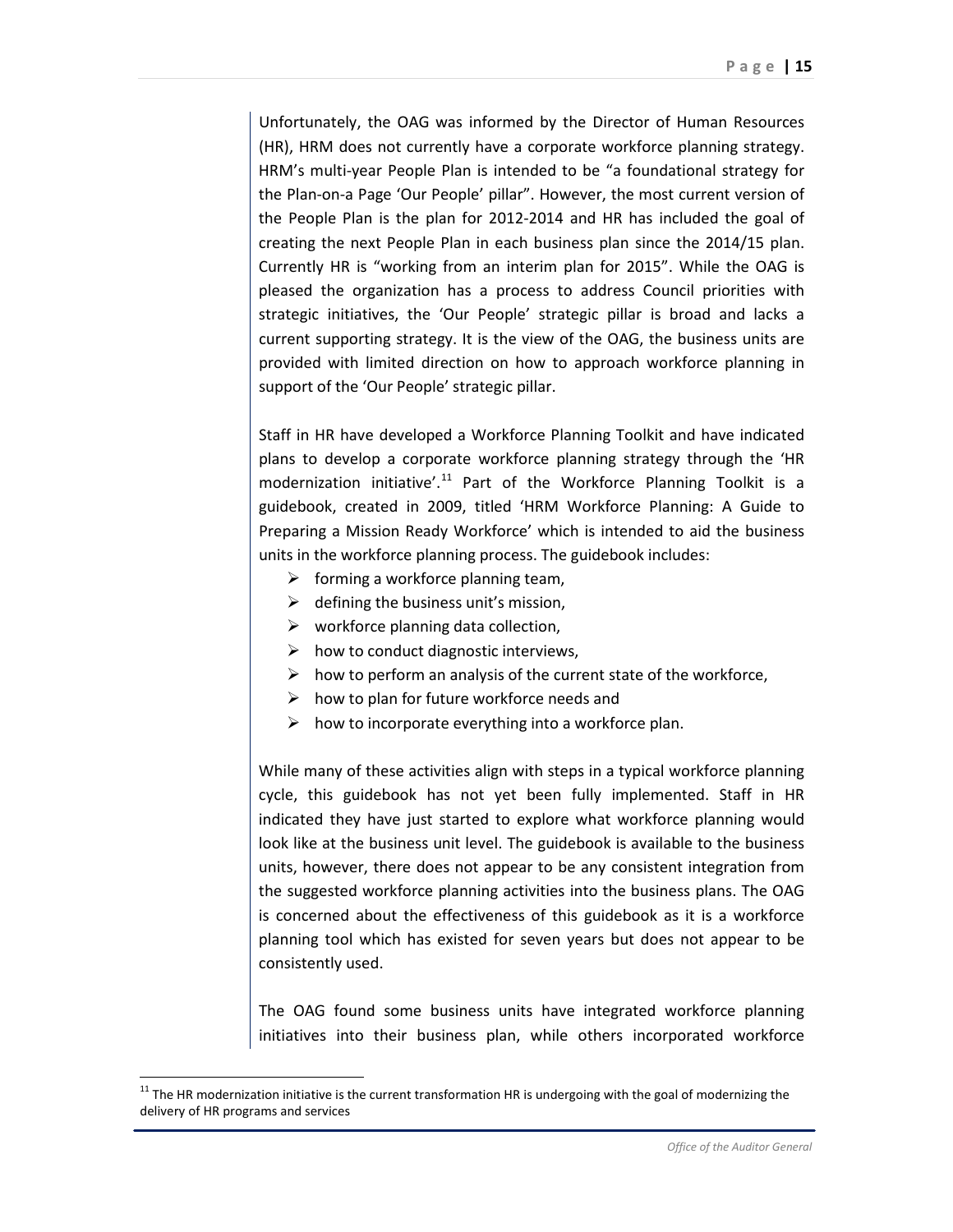Unfortunately, the OAG was informed by the Director of Human Resources (HR), HRM does not currently have a corporate workforce planning strategy. HRM's multi-year People Plan is intended to be "a foundational strategy for the Plan-on-a Page 'Our People' pillar". However, the most current version of the People Plan is the plan for 2012-2014 and HR has included the goal of creating the next People Plan in each business plan since the 2014/15 plan. Currently HR is "working from an interim plan for 2015". While the OAG is pleased the organization has a process to address Council priorities with strategic initiatives, the 'Our People' strategic pillar is broad and lacks a current supporting strategy. It is the view of the OAG, the business units are provided with limited direction on how to approach workforce planning in support of the 'Our People' strategic pillar.

Staff in HR have developed a Workforce Planning Toolkit and have indicated plans to develop a corporate workforce planning strategy through the 'HR modernization initiative'.[11] Part of the Workforce Planning Toolkit is a guidebook, created in 2009, titled 'HRM Workforce Planning: A Guide to Preparing a Mission Ready Workforce' which is intended to aid the business units in the workforce planning process. The guidebook includes:

- forming a workforce planning team,
- defining the business unit's mission,
- workforce planning data collection,
- how to conduct diagnostic interviews,
- how to perform an analysis of the current state of the workforce,
- how to plan for future workforce needs and
- how to incorporate everything into a workforce plan.

While many of these activities align with steps in a typical workforce planning cycle, this guidebook has not yet been fully implemented. Staff in HR indicated they have just started to explore what workforce planning would look like at the business unit level. The guidebook is available to the business units, however, there does not appear to be any consistent integration from the suggested workforce planning activities into the business plans. The OAG is concerned about the effectiveness of this guidebook as it is a workforce planning tool which has existed for seven years but does not appear to be consistently used.

The OAG found some business units have integrated workforce planning initiatives into their business plan, while others incorporated workforce

[11] The HR modernization initiative is the current transformation HR is undergoing with the goal of modernizing the delivery of HR programs and services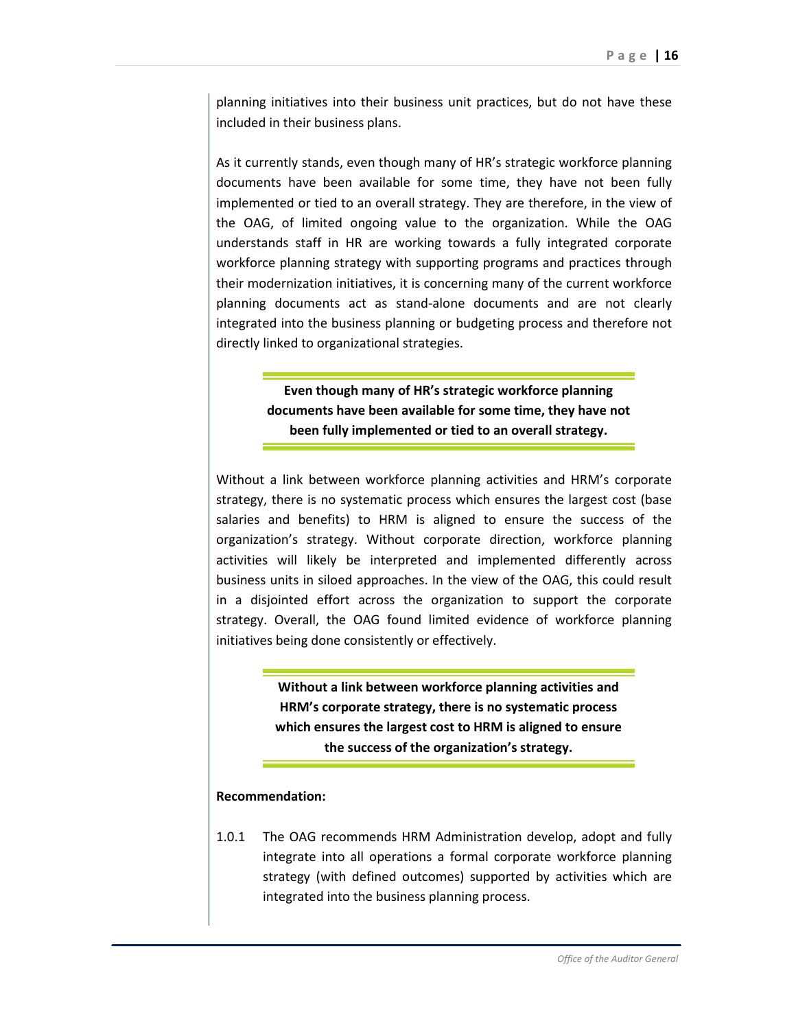planning initiatives into their business unit practices, but do not have these included in their business plans.

As it currently stands, even though many of HR's strategic workforce planning documents have been available for some time, they have not been fully implemented or tied to an overall strategy. They are therefore, in the view of the OAG, of limited ongoing value to the organization. While the OAG understands staff in HR are working towards a fully integrated corporate workforce planning strategy with supporting programs and practices through their modernization initiatives, it is concerning many of the current workforce planning documents act as stand-alone documents and are not clearly integrated into the business planning or budgeting process and therefore not directly linked to organizational strategies.

> **Even though many of HR's strategic workforce planning documents have been available for some time, they have not been fully implemented or tied to an overall strategy.**

Without a link between workforce planning activities and HRM's corporate strategy, there is no systematic process which ensures the largest cost (base salaries and benefits) to HRM is aligned to ensure the success of the organization's strategy. Without corporate direction, workforce planning activities will likely be interpreted and implemented differently across business units in siloed approaches. In the view of the OAG, this could result in a disjointed effort across the organization to support the corporate strategy. Overall, the OAG found limited evidence of workforce planning initiatives being done consistently or effectively.

> **Without a link between workforce planning activities and HRM's corporate strategy, there is no systematic process which ensures the largest cost to HRM is aligned to ensure the success of the organization's strategy.**

**Recommendation:**

1.0.1 The OAG recommends HRM Administration develop, adopt and fully integrate into all operations a formal corporate workforce planning strategy (with defined outcomes) supported by activities which are integrated into the business planning process.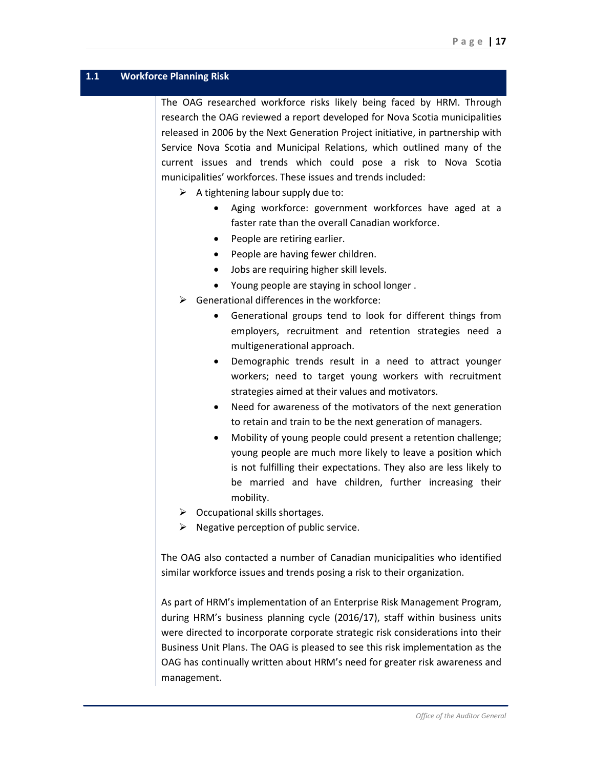## 1.1 Workforce Planning Risk

The OAG researched workforce risks likely being faced by HRM. Through research the OAG reviewed a report developed for Nova Scotia municipalities released in 2006 by the Next Generation Project initiative, in partnership with Service Nova Scotia and Municipal Relations, which outlined many of the current issues and trends which could pose a risk to Nova Scotia municipalities' workforces. These issues and trends included:

- A tightening labour supply due to:
  - Aging workforce: government workforces have aged at a faster rate than the overall Canadian workforce.
  - People are retiring earlier.
  - People are having fewer children.
  - Jobs are requiring higher skill levels.
  - Young people are staying in school longer .
- Generational differences in the workforce:
  - Generational groups tend to look for different things from employers, recruitment and retention strategies need a multigenerational approach.
  - Demographic trends result in a need to attract younger workers; need to target young workers with recruitment strategies aimed at their values and motivators.
  - Need for awareness of the motivators of the next generation to retain and train to be the next generation of managers.
  - Mobility of young people could present a retention challenge; young people are much more likely to leave a position which is not fulfilling their expectations. They also are less likely to be married and have children, further increasing their mobility.
- Occupational skills shortages.
- Negative perception of public service.

The OAG also contacted a number of Canadian municipalities who identified similar workforce issues and trends posing a risk to their organization.

As part of HRM's implementation of an Enterprise Risk Management Program, during HRM's business planning cycle (2016/17), staff within business units were directed to incorporate corporate strategic risk considerations into their Business Unit Plans. The OAG is pleased to see this risk implementation as the OAG has continually written about HRM's need for greater risk awareness and management.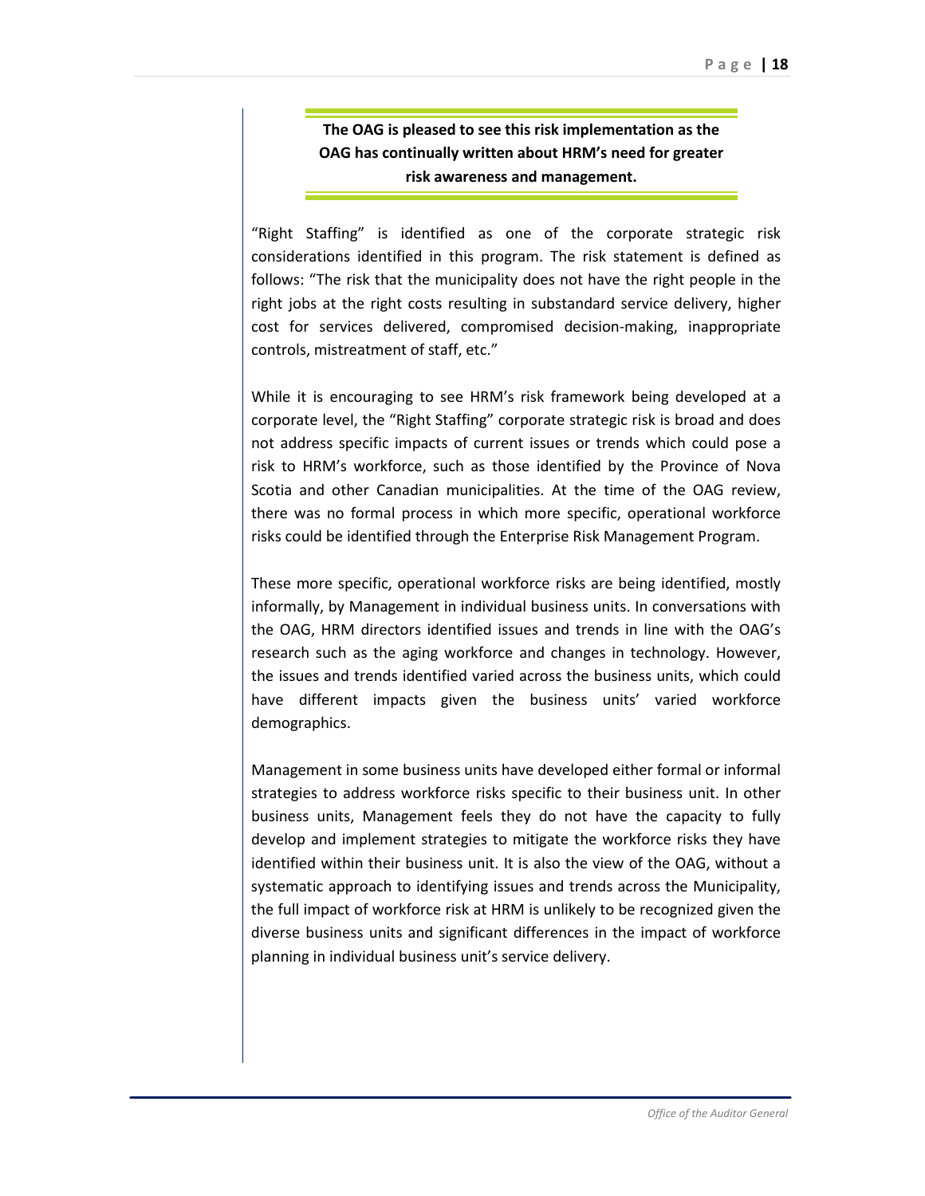**The OAG is pleased to see this risk implementation as the OAG has continually written about HRM's need for greater risk awareness and management.**

"Right Staffing" is identified as one of the corporate strategic risk considerations identified in this program. The risk statement is defined as follows: "The risk that the municipality does not have the right people in the right jobs at the right costs resulting in substandard service delivery, higher cost for services delivered, compromised decision-making, inappropriate controls, mistreatment of staff, etc."

While it is encouraging to see HRM's risk framework being developed at a corporate level, the "Right Staffing" corporate strategic risk is broad and does not address specific impacts of current issues or trends which could pose a risk to HRM's workforce, such as those identified by the Province of Nova Scotia and other Canadian municipalities. At the time of the OAG review, there was no formal process in which more specific, operational workforce risks could be identified through the Enterprise Risk Management Program.

These more specific, operational workforce risks are being identified, mostly informally, by Management in individual business units. In conversations with the OAG, HRM directors identified issues and trends in line with the OAG's research such as the aging workforce and changes in technology. However, the issues and trends identified varied across the business units, which could have different impacts given the business units' varied workforce demographics.

Management in some business units have developed either formal or informal strategies to address workforce risks specific to their business unit. In other business units, Management feels they do not have the capacity to fully develop and implement strategies to mitigate the workforce risks they have identified within their business unit. It is also the view of the OAG, without a systematic approach to identifying issues and trends across the Municipality, the full impact of workforce risk at HRM is unlikely to be recognized given the diverse business units and significant differences in the impact of workforce planning in individual business unit's service delivery.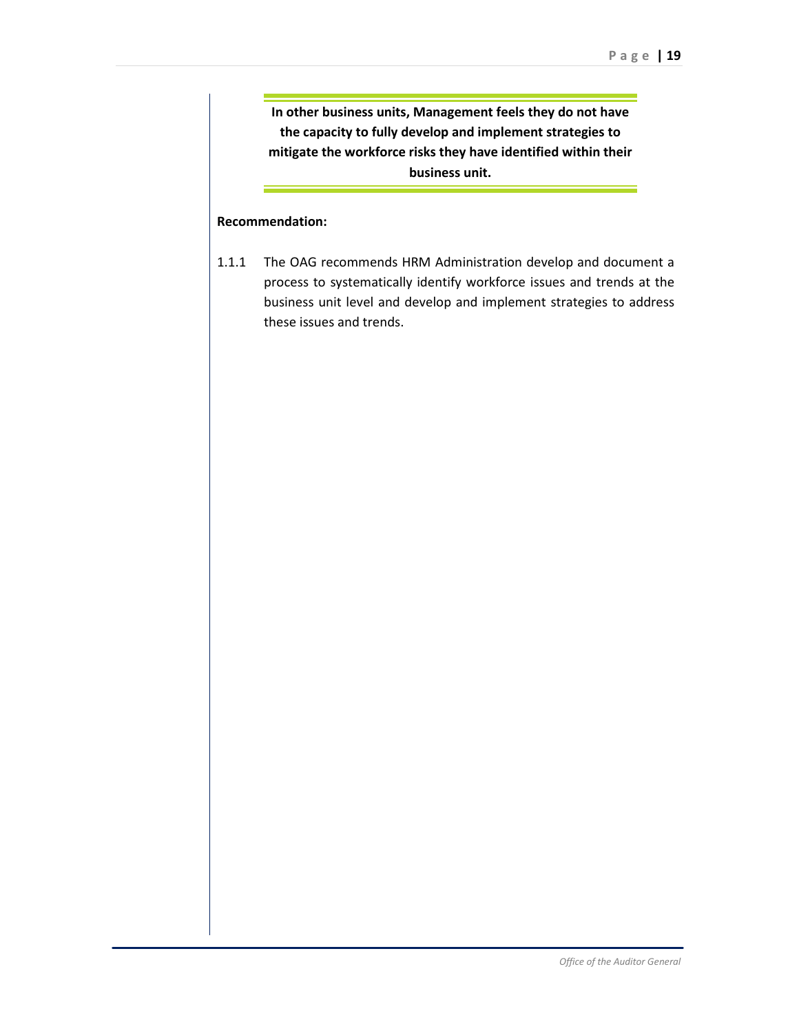**In other business units, Management feels they do not have the capacity to fully develop and implement strategies to mitigate the workforce risks they have identified within their business unit.**

**Recommendation:**

1.1.1 The OAG recommends HRM Administration develop and document a process to systematically identify workforce issues and trends at the business unit level and develop and implement strategies to address these issues and trends.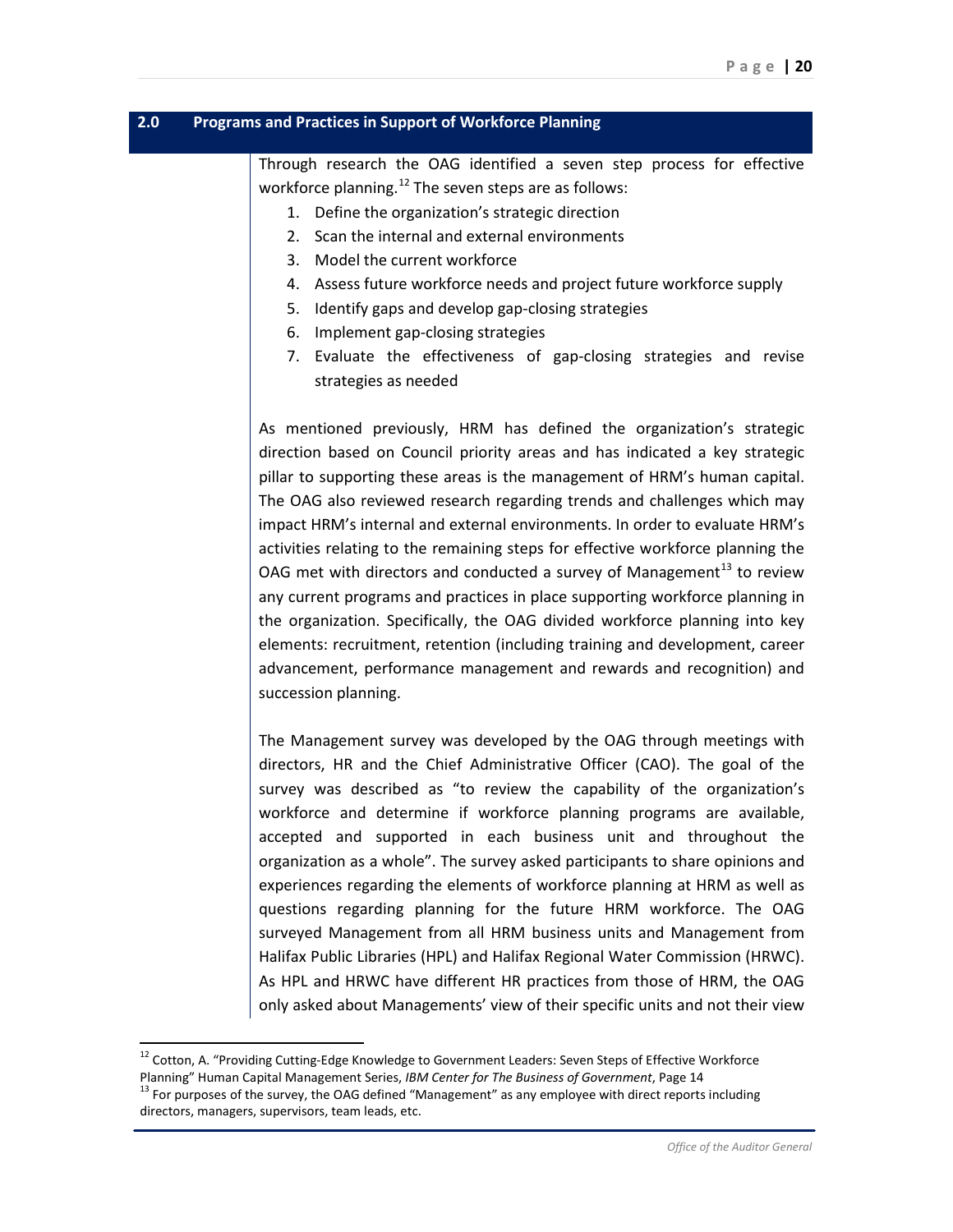## 2.0 Programs and Practices in Support of Workforce Planning

Through research the OAG identified a seven step process for effective workforce planning.[12] The seven steps are as follows:

1. Define the organization's strategic direction
2. Scan the internal and external environments
3. Model the current workforce
4. Assess future workforce needs and project future workforce supply
5. Identify gaps and develop gap-closing strategies
6. Implement gap-closing strategies
7. Evaluate the effectiveness of gap-closing strategies and revise strategies as needed

As mentioned previously, HRM has defined the organization's strategic direction based on Council priority areas and has indicated a key strategic pillar to supporting these areas is the management of HRM's human capital. The OAG also reviewed research regarding trends and challenges which may impact HRM's internal and external environments. In order to evaluate HRM's activities relating to the remaining steps for effective workforce planning the OAG met with directors and conducted a survey of Management[13] to review any current programs and practices in place supporting workforce planning in the organization. Specifically, the OAG divided workforce planning into key elements: recruitment, retention (including training and development, career advancement, performance management and rewards and recognition) and succession planning.

The Management survey was developed by the OAG through meetings with directors, HR and the Chief Administrative Officer (CAO). The goal of the survey was described as "to review the capability of the organization's workforce and determine if workforce planning programs are available, accepted and supported in each business unit and throughout the organization as a whole". The survey asked participants to share opinions and experiences regarding the elements of workforce planning at HRM as well as questions regarding planning for the future HRM workforce. The OAG surveyed Management from all HRM business units and Management from Halifax Public Libraries (HPL) and Halifax Regional Water Commission (HRWC). As HPL and HRWC have different HR practices from those of HRM, the OAG only asked about Managements' view of their specific units and not their view

---

[12] Cotton, A. "Providing Cutting-Edge Knowledge to Government Leaders: Seven Steps of Effective Workforce Planning" Human Capital Management Series, *IBM Center for The Business of Government*, Page 14

[13] For purposes of the survey, the OAG defined "Management" as any employee with direct reports including directors, managers, supervisors, team leads, etc.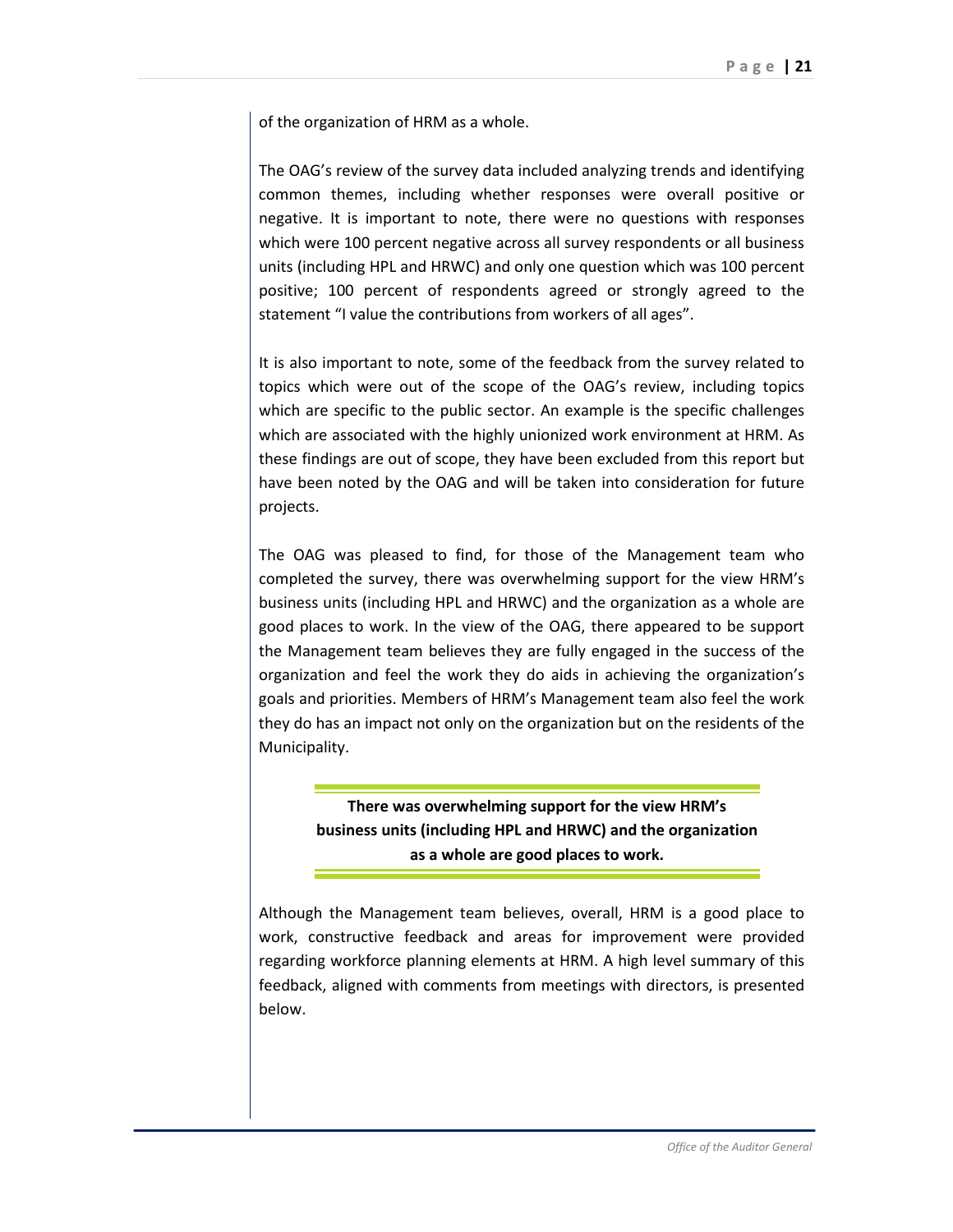of the organization of HRM as a whole.

The OAG's review of the survey data included analyzing trends and identifying common themes, including whether responses were overall positive or negative. It is important to note, there were no questions with responses which were 100 percent negative across all survey respondents or all business units (including HPL and HRWC) and only one question which was 100 percent positive; 100 percent of respondents agreed or strongly agreed to the statement "I value the contributions from workers of all ages".

It is also important to note, some of the feedback from the survey related to topics which were out of the scope of the OAG's review, including topics which are specific to the public sector. An example is the specific challenges which are associated with the highly unionized work environment at HRM. As these findings are out of scope, they have been excluded from this report but have been noted by the OAG and will be taken into consideration for future projects.

The OAG was pleased to find, for those of the Management team who completed the survey, there was overwhelming support for the view HRM's business units (including HPL and HRWC) and the organization as a whole are good places to work. In the view of the OAG, there appeared to be support the Management team believes they are fully engaged in the success of the organization and feel the work they do aids in achieving the organization's goals and priorities. Members of HRM's Management team also feel the work they do has an impact not only on the organization but on the residents of the Municipality.

**There was overwhelming support for the view HRM's business units (including HPL and HRWC) and the organization as a whole are good places to work.**

Although the Management team believes, overall, HRM is a good place to work, constructive feedback and areas for improvement were provided regarding workforce planning elements at HRM. A high level summary of this feedback, aligned with comments from meetings with directors, is presented below.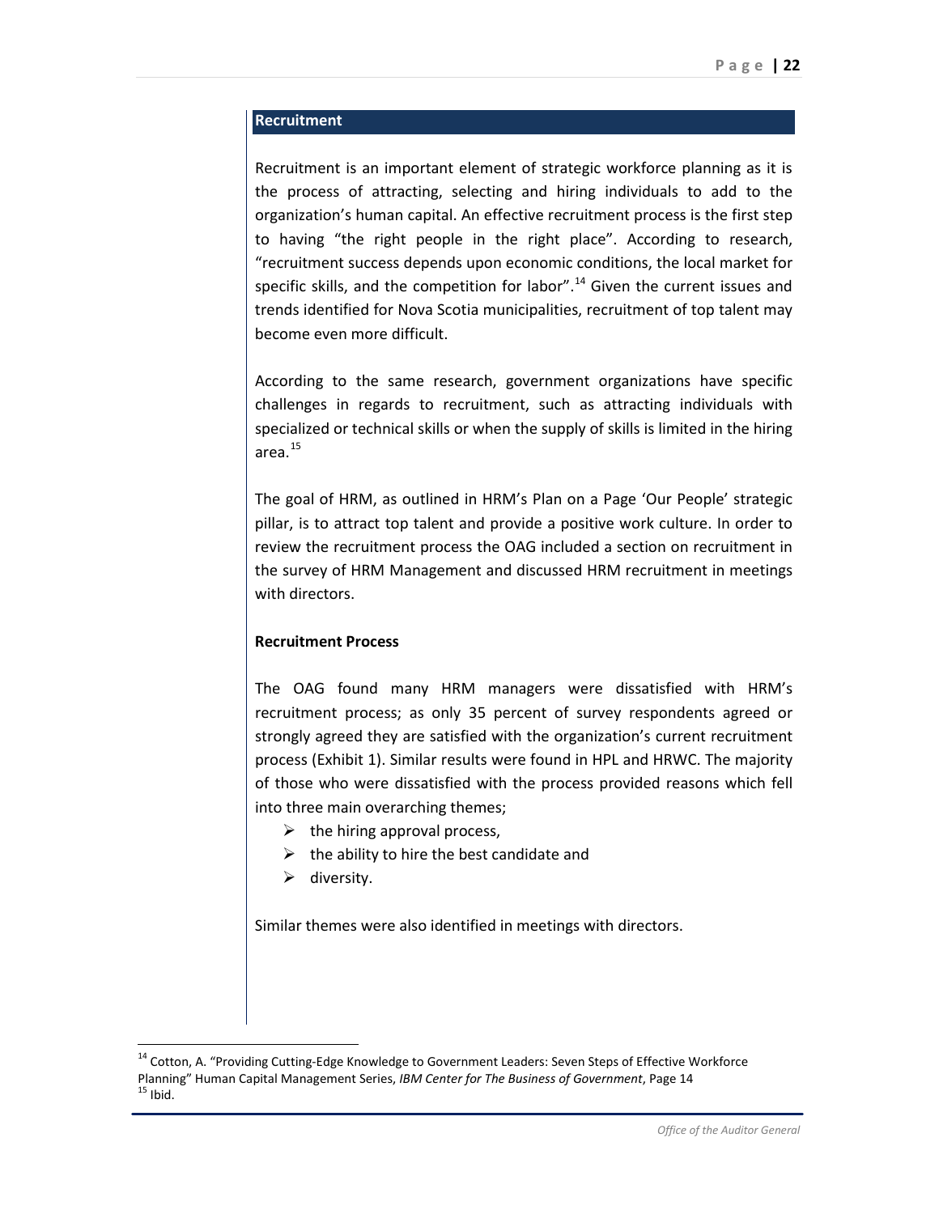## Recruitment

Recruitment is an important element of strategic workforce planning as it is the process of attracting, selecting and hiring individuals to add to the organization's human capital. An effective recruitment process is the first step to having "the right people in the right place". According to research, "recruitment success depends upon economic conditions, the local market for specific skills, and the competition for labor".[14] Given the current issues and trends identified for Nova Scotia municipalities, recruitment of top talent may become even more difficult.

According to the same research, government organizations have specific challenges in regards to recruitment, such as attracting individuals with specialized or technical skills or when the supply of skills is limited in the hiring area.[15]

The goal of HRM, as outlined in HRM's Plan on a Page 'Our People' strategic pillar, is to attract top talent and provide a positive work culture. In order to review the recruitment process the OAG included a section on recruitment in the survey of HRM Management and discussed HRM recruitment in meetings with directors.

**Recruitment Process**

The OAG found many HRM managers were dissatisfied with HRM's recruitment process; as only 35 percent of survey respondents agreed or strongly agreed they are satisfied with the organization's current recruitment process (Exhibit 1). Similar results were found in HPL and HRWC. The majority of those who were dissatisfied with the process provided reasons which fell into three main overarching themes;

- the hiring approval process,
- the ability to hire the best candidate and
- diversity.

Similar themes were also identified in meetings with directors.

---

[14] Cotton, A. "Providing Cutting-Edge Knowledge to Government Leaders: Seven Steps of Effective Workforce Planning" Human Capital Management Series, *IBM Center for The Business of Government*, Page 14

[15] Ibid.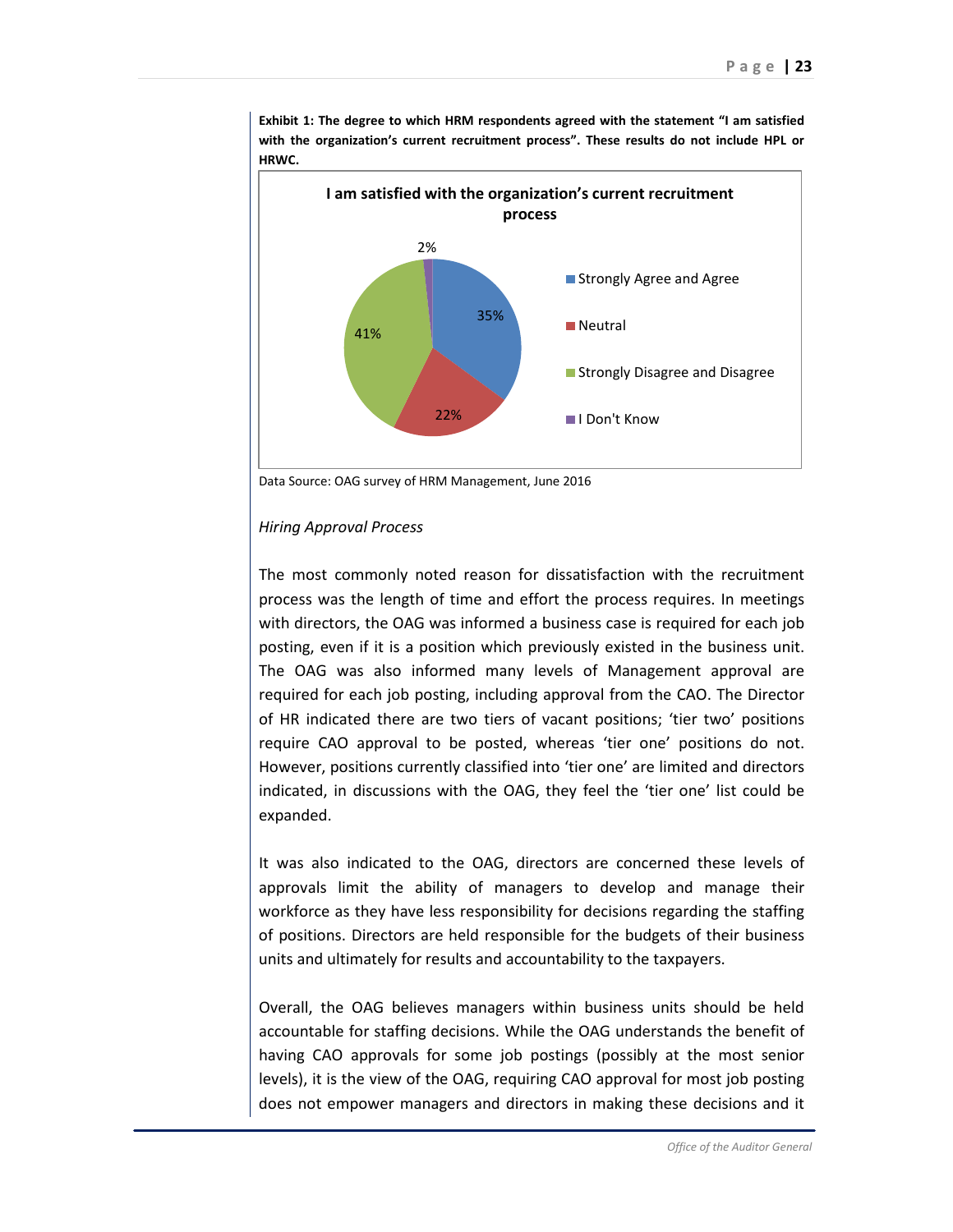**Exhibit 1: The degree to which HRM respondents agreed with the statement "I am satisfied with the organization's current recruitment process". These results do not include HPL or HRWC.**

| I am satisfied with the organization's current recruitment process | |
|---|---|
| Strongly Agree and Agree | 35% |
| Neutral | 22% |
| Strongly Disagree and Disagree | 41% |
| I Don't Know | 2% |

Data Source: OAG survey of HRM Management, June 2016

*Hiring Approval Process*

The most commonly noted reason for dissatisfaction with the recruitment process was the length of time and effort the process requires. In meetings with directors, the OAG was informed a business case is required for each job posting, even if it is a position which previously existed in the business unit. The OAG was also informed many levels of Management approval are required for each job posting, including approval from the CAO. The Director of HR indicated there are two tiers of vacant positions; 'tier two' positions require CAO approval to be posted, whereas 'tier one' positions do not. However, positions currently classified into 'tier one' are limited and directors indicated, in discussions with the OAG, they feel the 'tier one' list could be expanded.

It was also indicated to the OAG, directors are concerned these levels of approvals limit the ability of managers to develop and manage their workforce as they have less responsibility for decisions regarding the staffing of positions. Directors are held responsible for the budgets of their business units and ultimately for results and accountability to the taxpayers.

Overall, the OAG believes managers within business units should be held accountable for staffing decisions. While the OAG understands the benefit of having CAO approvals for some job postings (possibly at the most senior levels), it is the view of the OAG, requiring CAO approval for most job posting does not empower managers and directors in making these decisions and it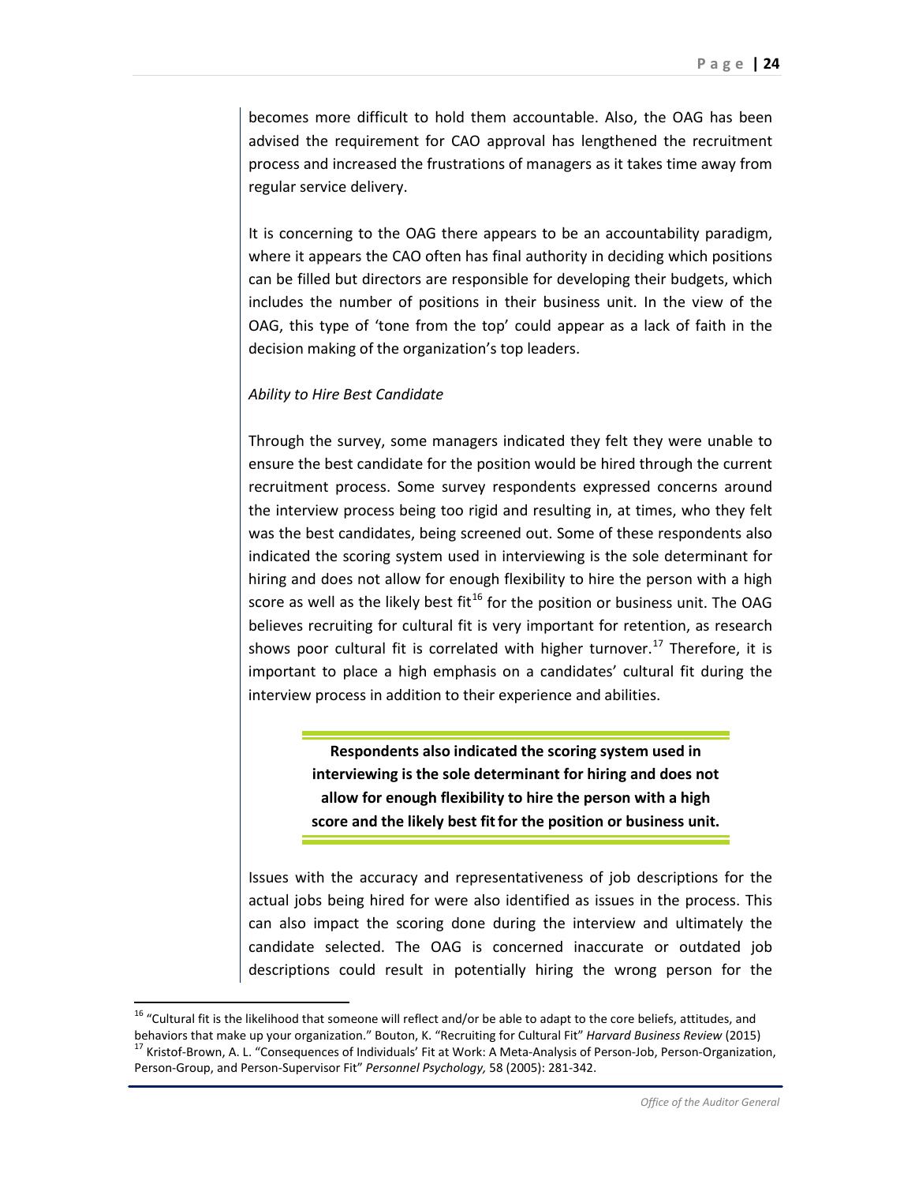becomes more difficult to hold them accountable. Also, the OAG has been advised the requirement for CAO approval has lengthened the recruitment process and increased the frustrations of managers as it takes time away from regular service delivery.

It is concerning to the OAG there appears to be an accountability paradigm, where it appears the CAO often has final authority in deciding which positions can be filled but directors are responsible for developing their budgets, which includes the number of positions in their business unit. In the view of the OAG, this type of 'tone from the top' could appear as a lack of faith in the decision making of the organization's top leaders.

*Ability to Hire Best Candidate*

Through the survey, some managers indicated they felt they were unable to ensure the best candidate for the position would be hired through the current recruitment process. Some survey respondents expressed concerns around the interview process being too rigid and resulting in, at times, who they felt was the best candidates, being screened out. Some of these respondents also indicated the scoring system used in interviewing is the sole determinant for hiring and does not allow for enough flexibility to hire the person with a high score as well as the likely best fit[16] for the position or business unit. The OAG believes recruiting for cultural fit is very important for retention, as research shows poor cultural fit is correlated with higher turnover.[17] Therefore, it is important to place a high emphasis on a candidates' cultural fit during the interview process in addition to their experience and abilities.

> **Respondents also indicated the scoring system used in interviewing is the sole determinant for hiring and does not allow for enough flexibility to hire the person with a high score and the likely best fit for the position or business unit.**

Issues with the accuracy and representativeness of job descriptions for the actual jobs being hired for were also identified as issues in the process. This can also impact the scoring done during the interview and ultimately the candidate selected. The OAG is concerned inaccurate or outdated job descriptions could result in potentially hiring the wrong person for the

---

[16] "Cultural fit is the likelihood that someone will reflect and/or be able to adapt to the core beliefs, attitudes, and behaviors that make up your organization." Bouton, K. "Recruiting for Cultural Fit" *Harvard Business Review* (2015)

[17] Kristof-Brown, A. L. "Consequences of Individuals' Fit at Work: A Meta-Analysis of Person-Job, Person-Organization, Person-Group, and Person-Supervisor Fit" *Personnel Psychology,* 58 (2005): 281-342.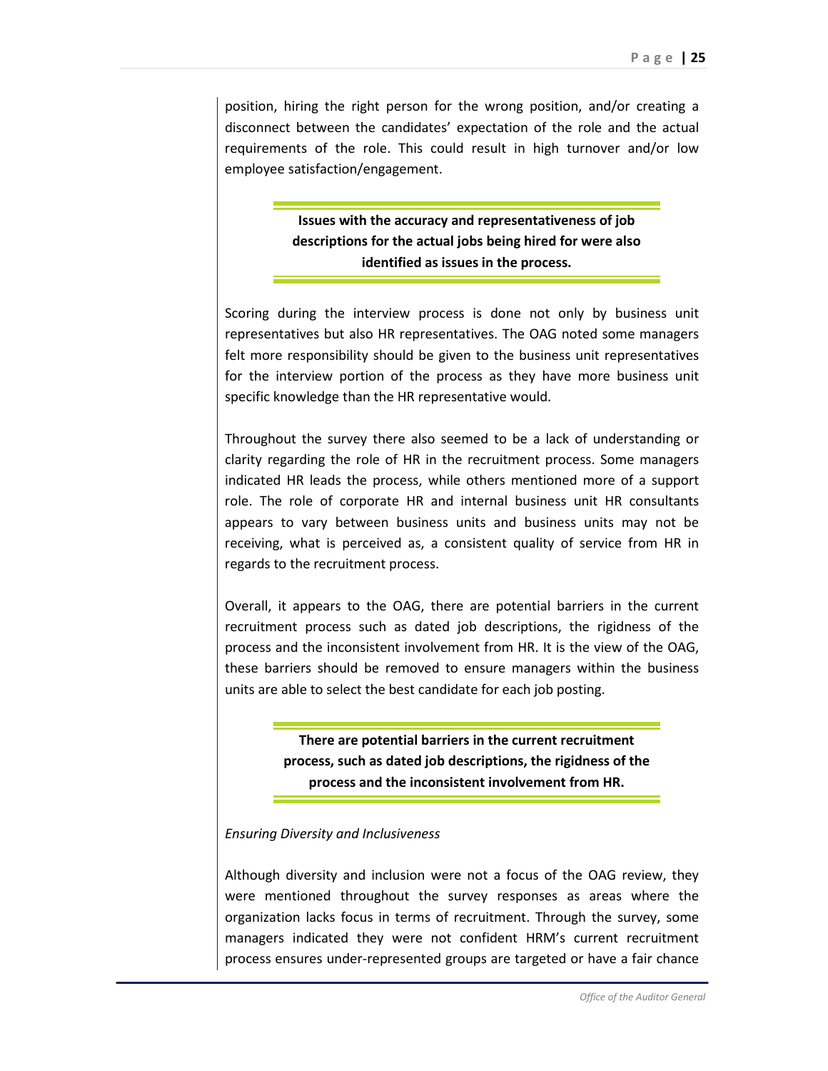position, hiring the right person for the wrong position, and/or creating a disconnect between the candidates' expectation of the role and the actual requirements of the role. This could result in high turnover and/or low employee satisfaction/engagement.

> **Issues with the accuracy and representativeness of job descriptions for the actual jobs being hired for were also identified as issues in the process.**

Scoring during the interview process is done not only by business unit representatives but also HR representatives. The OAG noted some managers felt more responsibility should be given to the business unit representatives for the interview portion of the process as they have more business unit specific knowledge than the HR representative would.

Throughout the survey there also seemed to be a lack of understanding or clarity regarding the role of HR in the recruitment process. Some managers indicated HR leads the process, while others mentioned more of a support role. The role of corporate HR and internal business unit HR consultants appears to vary between business units and business units may not be receiving, what is perceived as, a consistent quality of service from HR in regards to the recruitment process.

Overall, it appears to the OAG, there are potential barriers in the current recruitment process such as dated job descriptions, the rigidness of the process and the inconsistent involvement from HR. It is the view of the OAG, these barriers should be removed to ensure managers within the business units are able to select the best candidate for each job posting.

> **There are potential barriers in the current recruitment process, such as dated job descriptions, the rigidness of the process and the inconsistent involvement from HR.**

*Ensuring Diversity and Inclusiveness*

Although diversity and inclusion were not a focus of the OAG review, they were mentioned throughout the survey responses as areas where the organization lacks focus in terms of recruitment. Through the survey, some managers indicated they were not confident HRM's current recruitment process ensures under-represented groups are targeted or have a fair chance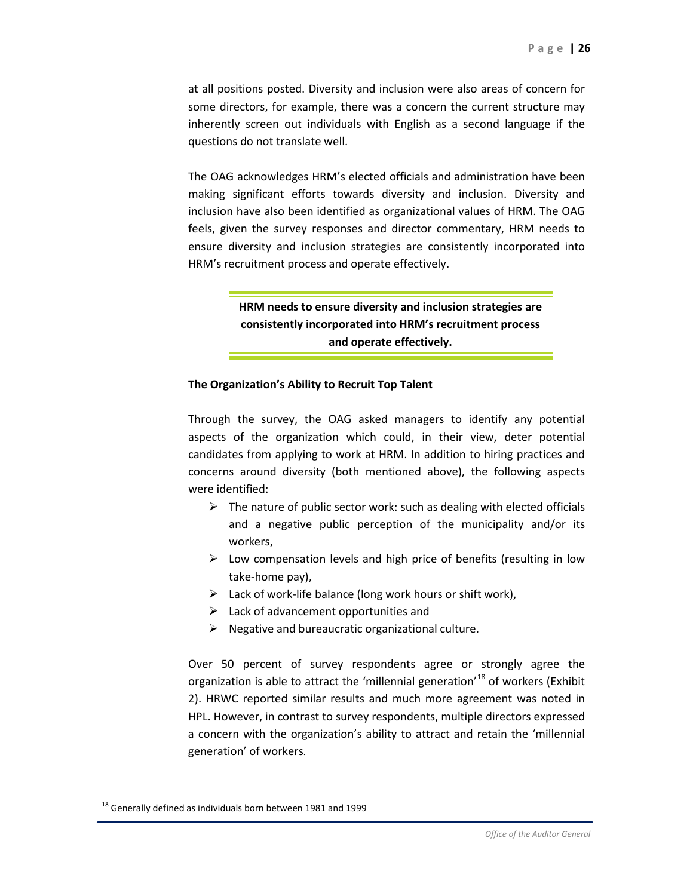at all positions posted. Diversity and inclusion were also areas of concern for some directors, for example, there was a concern the current structure may inherently screen out individuals with English as a second language if the questions do not translate well.

The OAG acknowledges HRM's elected officials and administration have been making significant efforts towards diversity and inclusion. Diversity and inclusion have also been identified as organizational values of HRM. The OAG feels, given the survey responses and director commentary, HRM needs to ensure diversity and inclusion strategies are consistently incorporated into HRM's recruitment process and operate effectively.

**HRM needs to ensure diversity and inclusion strategies are consistently incorporated into HRM's recruitment process and operate effectively.**

**The Organization's Ability to Recruit Top Talent**

Through the survey, the OAG asked managers to identify any potential aspects of the organization which could, in their view, deter potential candidates from applying to work at HRM. In addition to hiring practices and concerns around diversity (both mentioned above), the following aspects were identified:

- The nature of public sector work: such as dealing with elected officials and a negative public perception of the municipality and/or its workers,
- Low compensation levels and high price of benefits (resulting in low take-home pay),
- Lack of work-life balance (long work hours or shift work),
- Lack of advancement opportunities and
- Negative and bureaucratic organizational culture.

Over 50 percent of survey respondents agree or strongly agree the organization is able to attract the 'millennial generation'[18] of workers (Exhibit 2). HRWC reported similar results and much more agreement was noted in HPL. However, in contrast to survey respondents, multiple directors expressed a concern with the organization's ability to attract and retain the 'millennial generation' of workers.

[18] Generally defined as individuals born between 1981 and 1999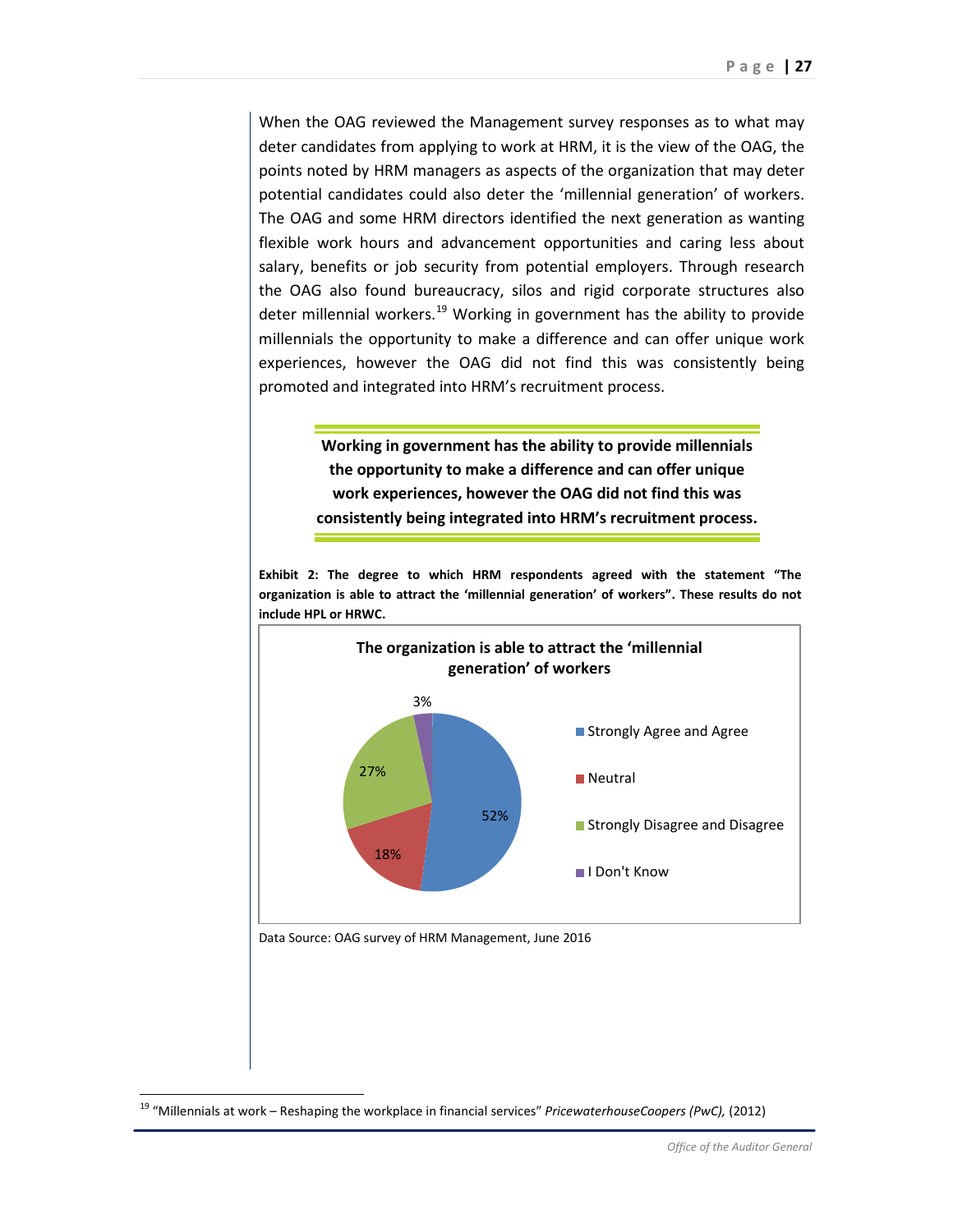When the OAG reviewed the Management survey responses as to what may deter candidates from applying to work at HRM, it is the view of the OAG, the points noted by HRM managers as aspects of the organization that may deter potential candidates could also deter the 'millennial generation' of workers. The OAG and some HRM directors identified the next generation as wanting flexible work hours and advancement opportunities and caring less about salary, benefits or job security from potential employers. Through research the OAG also found bureaucracy, silos and rigid corporate structures also deter millennial workers.[19] Working in government has the ability to provide millennials the opportunity to make a difference and can offer unique work experiences, however the OAG did not find this was consistently being promoted and integrated into HRM's recruitment process.

> **Working in government has the ability to provide millennials the opportunity to make a difference and can offer unique work experiences, however the OAG did not find this was consistently being integrated into HRM's recruitment process.**

**Exhibit 2: The degree to which HRM respondents agreed with the statement "The organization is able to attract the 'millennial generation' of workers". These results do not include HPL or HRWC.**

**The organization is able to attract the 'millennial generation' of workers**

| Response | Percentage |
|---|---|
| Strongly Agree and Agree | 52% |
| Neutral | 18% |
| Strongly Disagree and Disagree | 27% |
| I Don't Know | 3% |

Data Source: OAG survey of HRM Management, June 2016

---

[19] "Millennials at work – Reshaping the workplace in financial services" *PricewaterhouseCoopers (PwC),* (2012)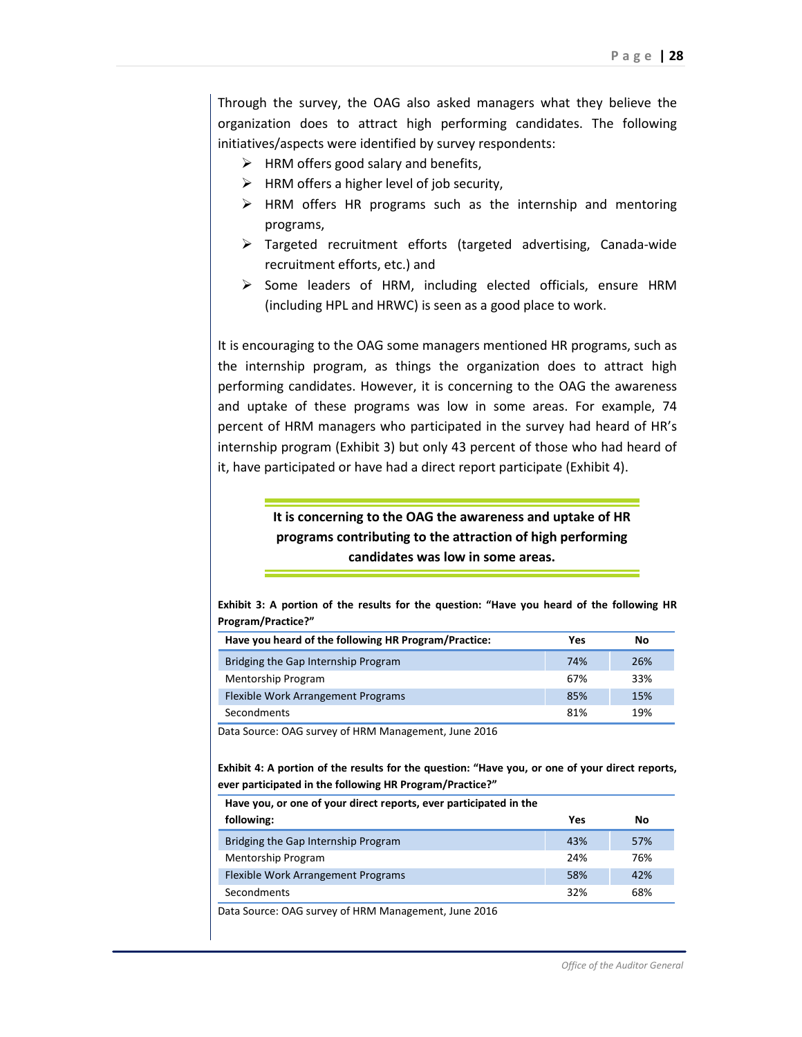Through the survey, the OAG also asked managers what they believe the organization does to attract high performing candidates. The following initiatives/aspects were identified by survey respondents:

- HRM offers good salary and benefits,
- HRM offers a higher level of job security,
- HRM offers HR programs such as the internship and mentoring programs,
- Targeted recruitment efforts (targeted advertising, Canada-wide recruitment efforts, etc.) and
- Some leaders of HRM, including elected officials, ensure HRM (including HPL and HRWC) is seen as a good place to work.

It is encouraging to the OAG some managers mentioned HR programs, such as the internship program, as things the organization does to attract high performing candidates. However, it is concerning to the OAG the awareness and uptake of these programs was low in some areas. For example, 74 percent of HRM managers who participated in the survey had heard of HR's internship program (Exhibit 3) but only 43 percent of those who had heard of it, have participated or have had a direct report participate (Exhibit 4).

**It is concerning to the OAG the awareness and uptake of HR programs contributing to the attraction of high performing candidates was low in some areas.**

**Exhibit 3: A portion of the results for the question: "Have you heard of the following HR Program/Practice?"**

| Have you heard of the following HR Program/Practice: | Yes | No |
|---|---|---|
| Bridging the Gap Internship Program | 74% | 26% |
| Mentorship Program | 67% | 33% |
| Flexible Work Arrangement Programs | 85% | 15% |
| Secondments | 81% | 19% |

Data Source: OAG survey of HRM Management, June 2016

**Exhibit 4: A portion of the results for the question: "Have you, or one of your direct reports, ever participated in the following HR Program/Practice?"**

| Have you, or one of your direct reports, ever participated in the following: | Yes | No |
|---|---|---|
| Bridging the Gap Internship Program | 43% | 57% |
| Mentorship Program | 24% | 76% |
| Flexible Work Arrangement Programs | 58% | 42% |
| Secondments | 32% | 68% |

Data Source: OAG survey of HRM Management, June 2016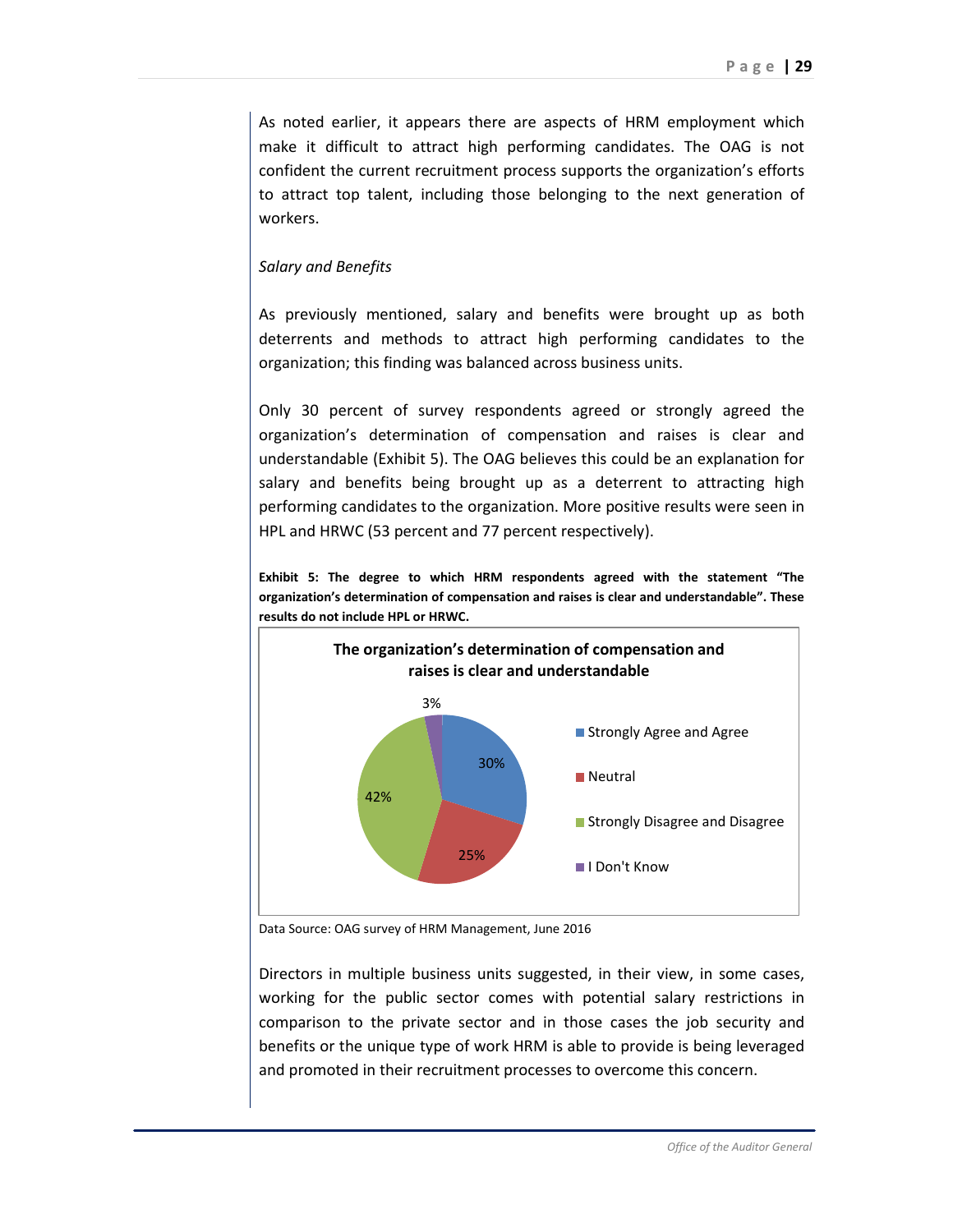As noted earlier, it appears there are aspects of HRM employment which make it difficult to attract high performing candidates. The OAG is not confident the current recruitment process supports the organization's efforts to attract top talent, including those belonging to the next generation of workers.

*Salary and Benefits*

As previously mentioned, salary and benefits were brought up as both deterrents and methods to attract high performing candidates to the organization; this finding was balanced across business units.

Only 30 percent of survey respondents agreed or strongly agreed the organization's determination of compensation and raises is clear and understandable (Exhibit 5). The OAG believes this could be an explanation for salary and benefits being brought up as a deterrent to attracting high performing candidates to the organization. More positive results were seen in HPL and HRWC (53 percent and 77 percent respectively).

**Exhibit 5: The degree to which HRM respondents agreed with the statement "The organization's determination of compensation and raises is clear and understandable". These results do not include HPL or HRWC.**

**The organization's determination of compensation and raises is clear and understandable**

| Response | Percent |
|---|---|
| Strongly Agree and Agree | 30% |
| Neutral | 25% |
| Strongly Disagree and Disagree | 42% |
| I Don't Know | 3% |

Data Source: OAG survey of HRM Management, June 2016

Directors in multiple business units suggested, in their view, in some cases, working for the public sector comes with potential salary restrictions in comparison to the private sector and in those cases the job security and benefits or the unique type of work HRM is able to provide is being leveraged and promoted in their recruitment processes to overcome this concern.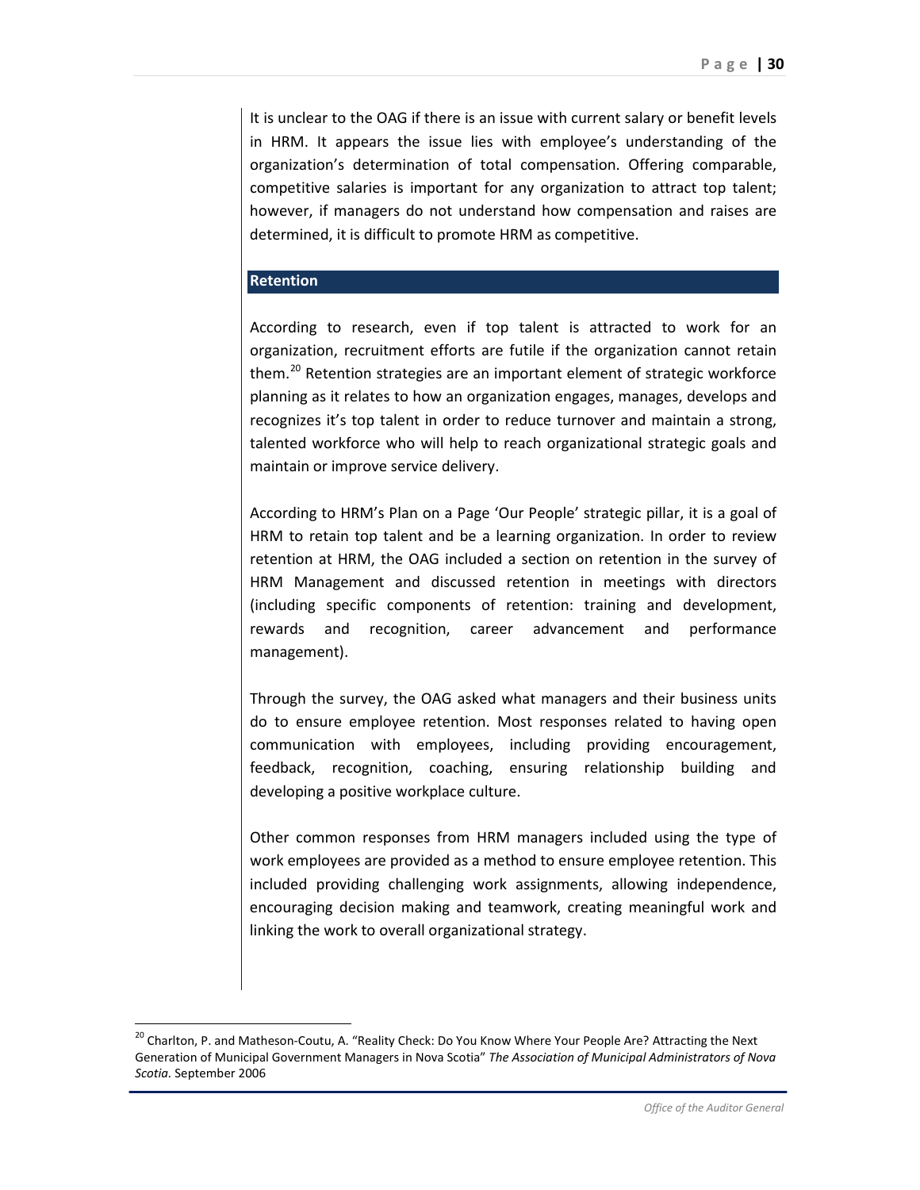It is unclear to the OAG if there is an issue with current salary or benefit levels in HRM. It appears the issue lies with employee's understanding of the organization's determination of total compensation. Offering comparable, competitive salaries is important for any organization to attract top talent; however, if managers do not understand how compensation and raises are determined, it is difficult to promote HRM as competitive.

## Retention

According to research, even if top talent is attracted to work for an organization, recruitment efforts are futile if the organization cannot retain them.[20] Retention strategies are an important element of strategic workforce planning as it relates to how an organization engages, manages, develops and recognizes it's top talent in order to reduce turnover and maintain a strong, talented workforce who will help to reach organizational strategic goals and maintain or improve service delivery.

According to HRM's Plan on a Page 'Our People' strategic pillar, it is a goal of HRM to retain top talent and be a learning organization. In order to review retention at HRM, the OAG included a section on retention in the survey of HRM Management and discussed retention in meetings with directors (including specific components of retention: training and development, rewards and recognition, career advancement and performance management).

Through the survey, the OAG asked what managers and their business units do to ensure employee retention. Most responses related to having open communication with employees, including providing encouragement, feedback, recognition, coaching, ensuring relationship building and developing a positive workplace culture.

Other common responses from HRM managers included using the type of work employees are provided as a method to ensure employee retention. This included providing challenging work assignments, allowing independence, encouraging decision making and teamwork, creating meaningful work and linking the work to overall organizational strategy.

[20] Charlton, P. and Matheson-Coutu, A. "Reality Check: Do You Know Where Your People Are? Attracting the Next Generation of Municipal Government Managers in Nova Scotia" *The Association of Municipal Administrators of Nova Scotia.* September 2006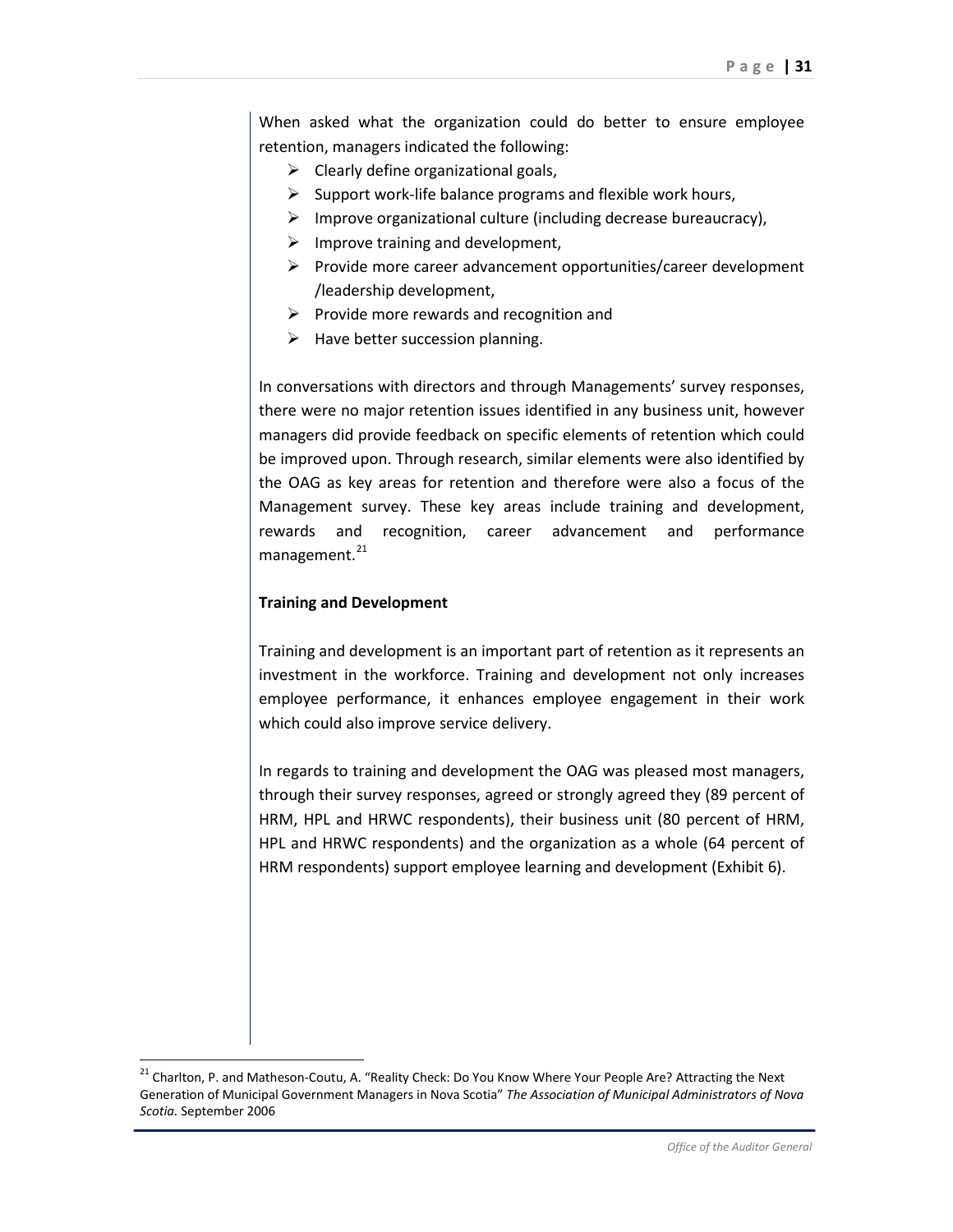When asked what the organization could do better to ensure employee retention, managers indicated the following:

- Clearly define organizational goals,
- Support work-life balance programs and flexible work hours,
- Improve organizational culture (including decrease bureaucracy),
- Improve training and development,
- Provide more career advancement opportunities/career development /leadership development,
- Provide more rewards and recognition and
- Have better succession planning.

In conversations with directors and through Managements' survey responses, there were no major retention issues identified in any business unit, however managers did provide feedback on specific elements of retention which could be improved upon. Through research, similar elements were also identified by the OAG as key areas for retention and therefore were also a focus of the Management survey. These key areas include training and development, rewards and recognition, career advancement and performance management.[21]

**Training and Development**

Training and development is an important part of retention as it represents an investment in the workforce. Training and development not only increases employee performance, it enhances employee engagement in their work which could also improve service delivery.

In regards to training and development the OAG was pleased most managers, through their survey responses, agreed or strongly agreed they (89 percent of HRM, HPL and HRWC respondents), their business unit (80 percent of HRM, HPL and HRWC respondents) and the organization as a whole (64 percent of HRM respondents) support employee learning and development (Exhibit 6).

[21] Charlton, P. and Matheson-Coutu, A. "Reality Check: Do You Know Where Your People Are? Attracting the Next Generation of Municipal Government Managers in Nova Scotia" *The Association of Municipal Administrators of Nova Scotia.* September 2006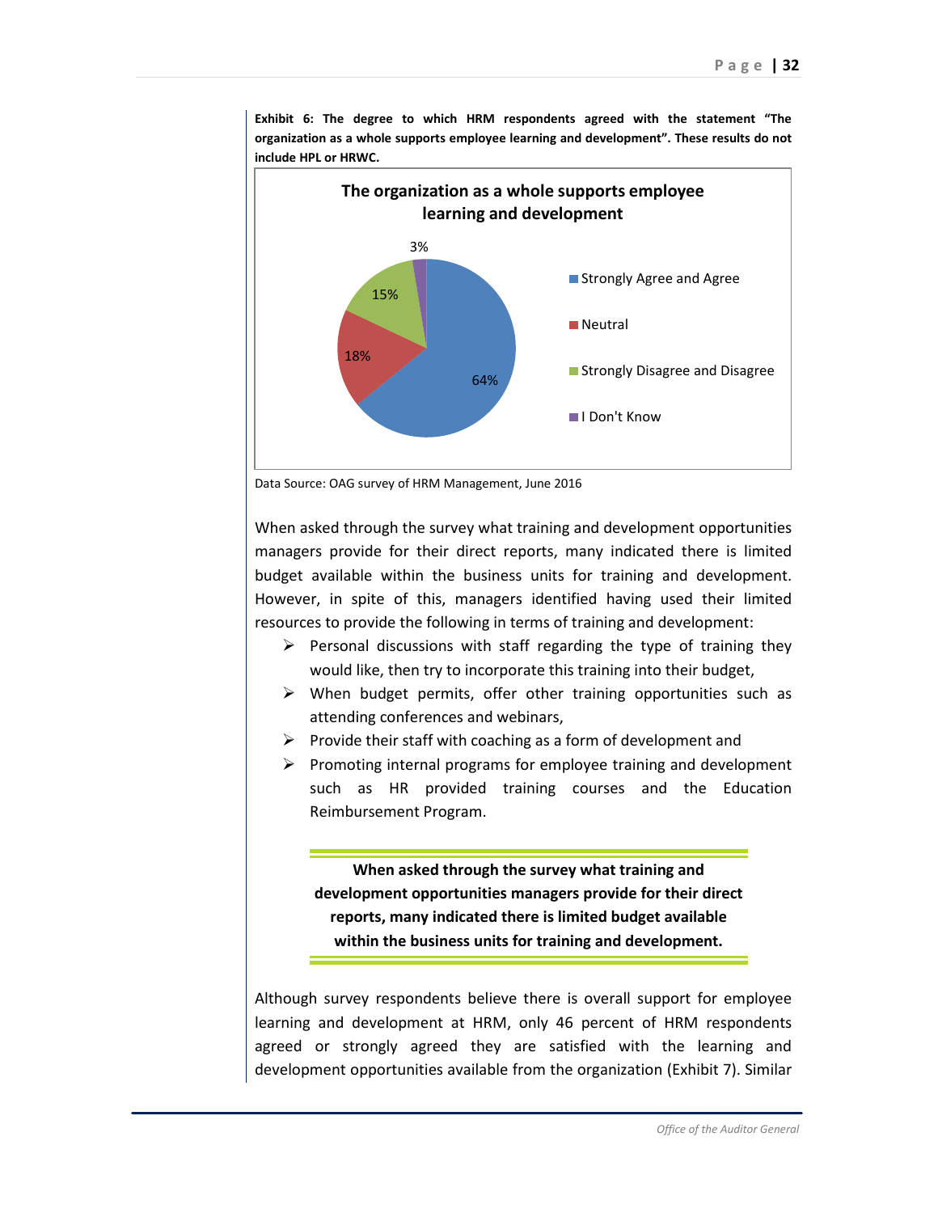**Exhibit 6: The degree to which HRM respondents agreed with the statement "The organization as a whole supports employee learning and development". These results do not include HPL or HRWC.**

**The organization as a whole supports employee learning and development**

| Response | Percentage |
|---|---|
| Strongly Agree and Agree | 64% |
| Neutral | 18% |
| Strongly Disagree and Disagree | 15% |
| I Don't Know | 3% |

Data Source: OAG survey of HRM Management, June 2016

When asked through the survey what training and development opportunities managers provide for their direct reports, many indicated there is limited budget available within the business units for training and development. However, in spite of this, managers identified having used their limited resources to provide the following in terms of training and development:

- Personal discussions with staff regarding the type of training they would like, then try to incorporate this training into their budget,
- When budget permits, offer other training opportunities such as attending conferences and webinars,
- Provide their staff with coaching as a form of development and
- Promoting internal programs for employee training and development such as HR provided training courses and the Education Reimbursement Program.

**When asked through the survey what training and development opportunities managers provide for their direct reports, many indicated there is limited budget available within the business units for training and development.**

Although survey respondents believe there is overall support for employee learning and development at HRM, only 46 percent of HRM respondents agreed or strongly agreed they are satisfied with the learning and development opportunities available from the organization (Exhibit 7). Similar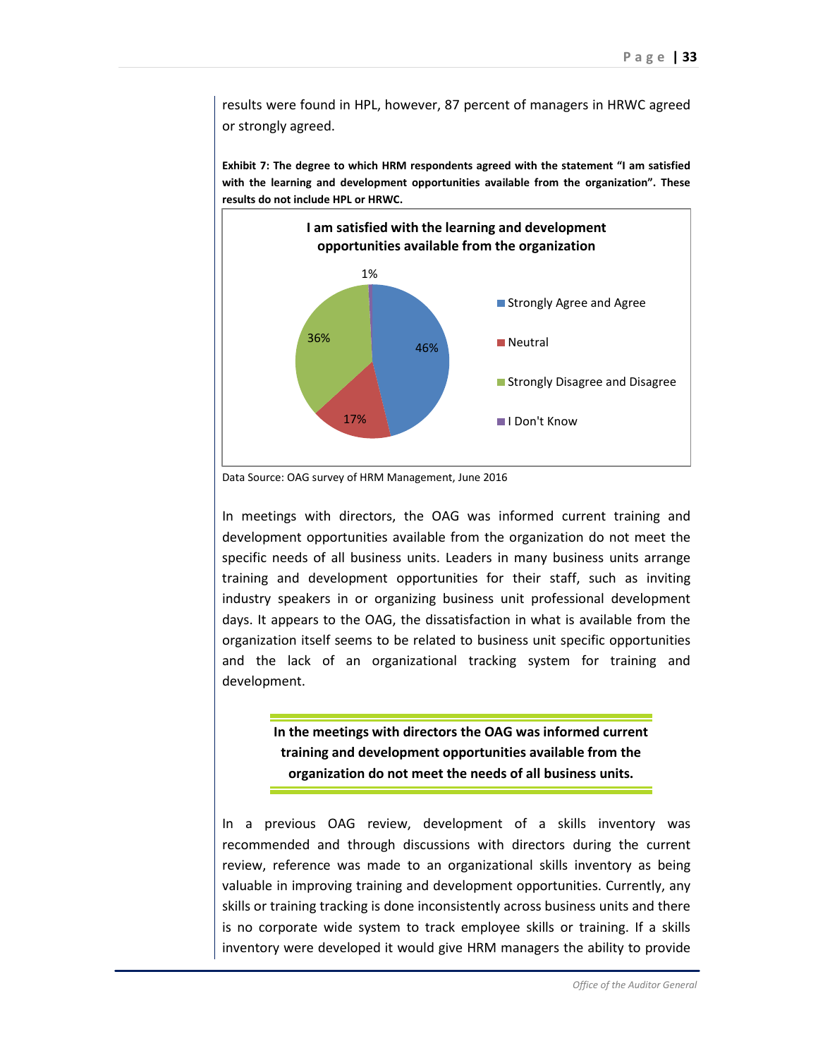results were found in HPL, however, 87 percent of managers in HRWC agreed or strongly agreed.

**Exhibit 7: The degree to which HRM respondents agreed with the statement "I am satisfied with the learning and development opportunities available from the organization". These results do not include HPL or HRWC.**

Data Source: OAG survey of HRM Management, June 2016

In meetings with directors, the OAG was informed current training and development opportunities available from the organization do not meet the specific needs of all business units. Leaders in many business units arrange training and development opportunities for their staff, such as inviting industry speakers in or organizing business unit professional development days. It appears to the OAG, the dissatisfaction in what is available from the organization itself seems to be related to business unit specific opportunities and the lack of an organizational tracking system for training and development.

**In the meetings with directors the OAG was informed current training and development opportunities available from the organization do not meet the needs of all business units.**

In a previous OAG review, development of a skills inventory was recommended and through discussions with directors during the current review, reference was made to an organizational skills inventory as being valuable in improving training and development opportunities. Currently, any skills or training tracking is done inconsistently across business units and there is no corporate wide system to track employee skills or training. If a skills inventory were developed it would give HRM managers the ability to provide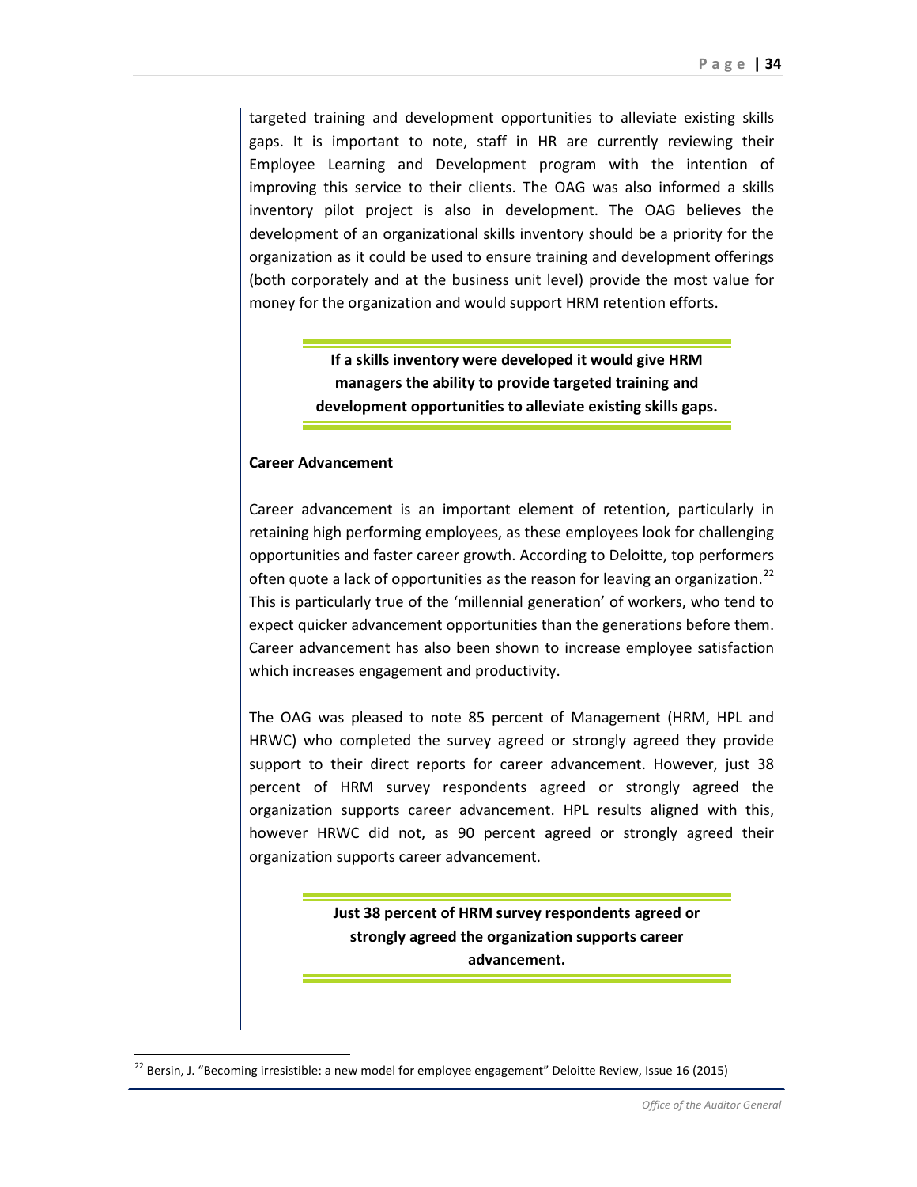targeted training and development opportunities to alleviate existing skills gaps. It is important to note, staff in HR are currently reviewing their Employee Learning and Development program with the intention of improving this service to their clients. The OAG was also informed a skills inventory pilot project is also in development. The OAG believes the development of an organizational skills inventory should be a priority for the organization as it could be used to ensure training and development offerings (both corporately and at the business unit level) provide the most value for money for the organization and would support HRM retention efforts.

> **If a skills inventory were developed it would give HRM managers the ability to provide targeted training and development opportunities to alleviate existing skills gaps.**

**Career Advancement**

Career advancement is an important element of retention, particularly in retaining high performing employees, as these employees look for challenging opportunities and faster career growth. According to Deloitte, top performers often quote a lack of opportunities as the reason for leaving an organization.[22] This is particularly true of the 'millennial generation' of workers, who tend to expect quicker advancement opportunities than the generations before them. Career advancement has also been shown to increase employee satisfaction which increases engagement and productivity.

The OAG was pleased to note 85 percent of Management (HRM, HPL and HRWC) who completed the survey agreed or strongly agreed they provide support to their direct reports for career advancement. However, just 38 percent of HRM survey respondents agreed or strongly agreed the organization supports career advancement. HPL results aligned with this, however HRWC did not, as 90 percent agreed or strongly agreed their organization supports career advancement.

> **Just 38 percent of HRM survey respondents agreed or strongly agreed the organization supports career advancement.**

---

[22] Bersin, J. "Becoming irresistible: a new model for employee engagement" Deloitte Review, Issue 16 (2015)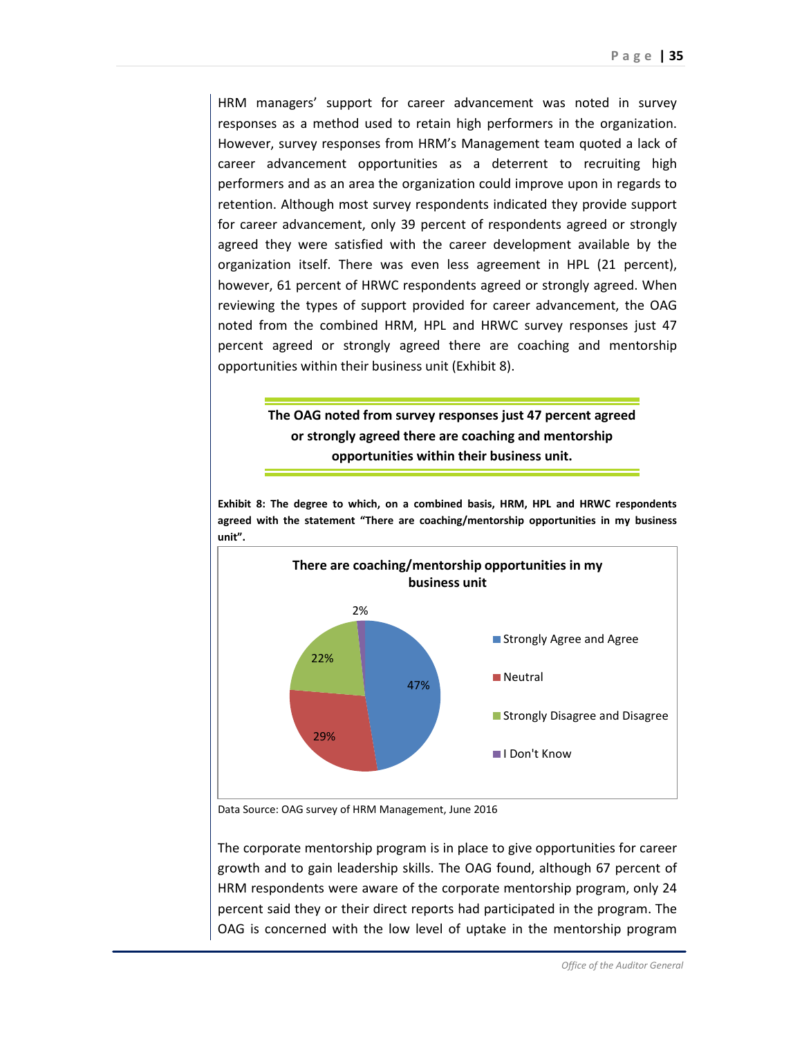HRM managers' support for career advancement was noted in survey responses as a method used to retain high performers in the organization. However, survey responses from HRM's Management team quoted a lack of career advancement opportunities as a deterrent to recruiting high performers and as an area the organization could improve upon in regards to retention. Although most survey respondents indicated they provide support for career advancement, only 39 percent of respondents agreed or strongly agreed they were satisfied with the career development available by the organization itself. There was even less agreement in HPL (21 percent), however, 61 percent of HRWC respondents agreed or strongly agreed. When reviewing the types of support provided for career advancement, the OAG noted from the combined HRM, HPL and HRWC survey responses just 47 percent agreed or strongly agreed there are coaching and mentorship opportunities within their business unit (Exhibit 8).

**The OAG noted from survey responses just 47 percent agreed or strongly agreed there are coaching and mentorship opportunities within their business unit.**

**Exhibit 8: The degree to which, on a combined basis, HRM, HPL and HRWC respondents agreed with the statement "There are coaching/mentorship opportunities in my business unit".**

**There are coaching/mentorship opportunities in my business unit**

| Response | Percent |
|---|---|
| Strongly Agree and Agree | 47% |
| Neutral | 29% |
| Strongly Disagree and Disagree | 22% |
| I Don't Know | 2% |

Data Source: OAG survey of HRM Management, June 2016

The corporate mentorship program is in place to give opportunities for career growth and to gain leadership skills. The OAG found, although 67 percent of HRM respondents were aware of the corporate mentorship program, only 24 percent said they or their direct reports had participated in the program. The OAG is concerned with the low level of uptake in the mentorship program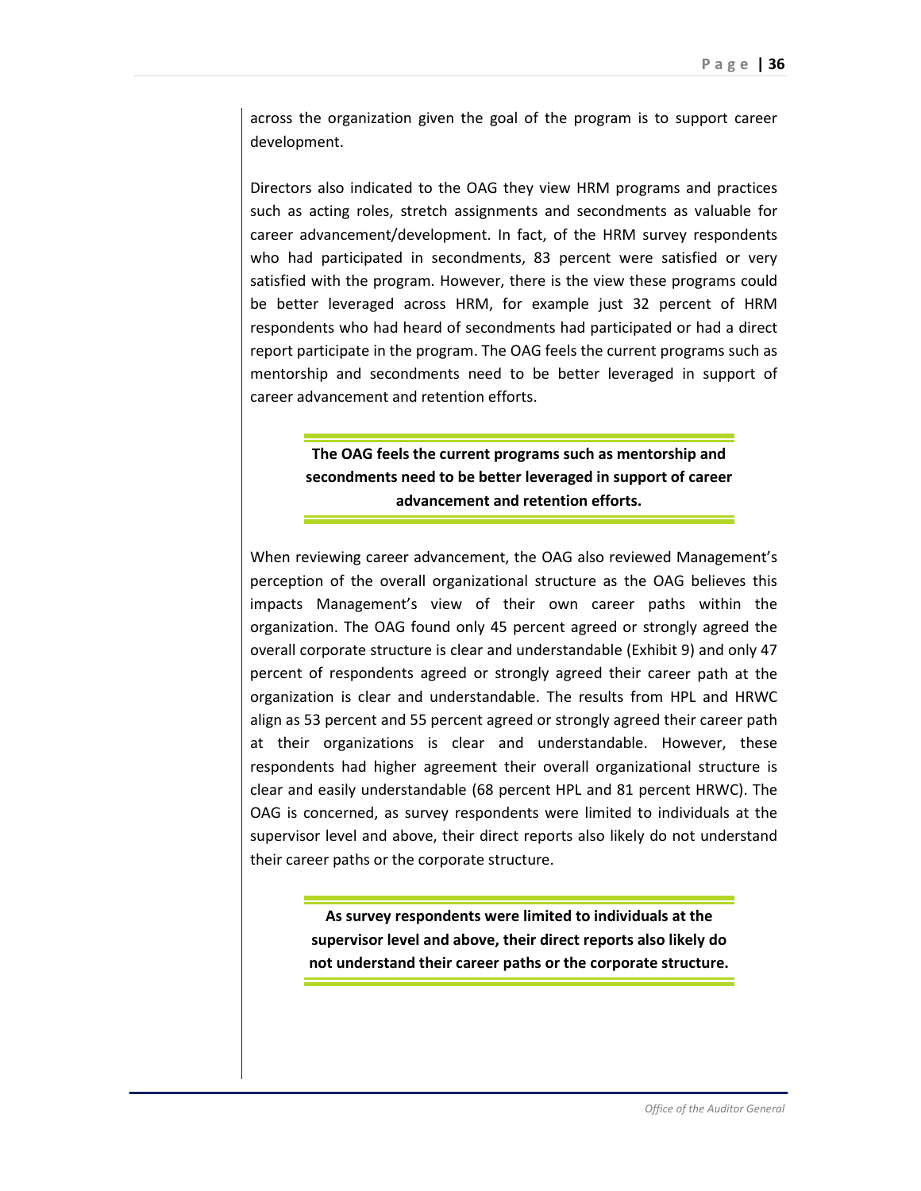across the organization given the goal of the program is to support career development.

Directors also indicated to the OAG they view HRM programs and practices such as acting roles, stretch assignments and secondments as valuable for career advancement/development. In fact, of the HRM survey respondents who had participated in secondments, 83 percent were satisfied or very satisfied with the program. However, there is the view these programs could be better leveraged across HRM, for example just 32 percent of HRM respondents who had heard of secondments had participated or had a direct report participate in the program. The OAG feels the current programs such as mentorship and secondments need to be better leveraged in support of career advancement and retention efforts.

**The OAG feels the current programs such as mentorship and secondments need to be better leveraged in support of career advancement and retention efforts.**

When reviewing career advancement, the OAG also reviewed Management's perception of the overall organizational structure as the OAG believes this impacts Management's view of their own career paths within the organization. The OAG found only 45 percent agreed or strongly agreed the overall corporate structure is clear and understandable (Exhibit 9) and only 47 percent of respondents agreed or strongly agreed their career path at the organization is clear and understandable. The results from HPL and HRWC align as 53 percent and 55 percent agreed or strongly agreed their career path at their organizations is clear and understandable. However, these respondents had higher agreement their overall organizational structure is clear and easily understandable (68 percent HPL and 81 percent HRWC). The OAG is concerned, as survey respondents were limited to individuals at the supervisor level and above, their direct reports also likely do not understand their career paths or the corporate structure.

**As survey respondents were limited to individuals at the supervisor level and above, their direct reports also likely do not understand their career paths or the corporate structure.**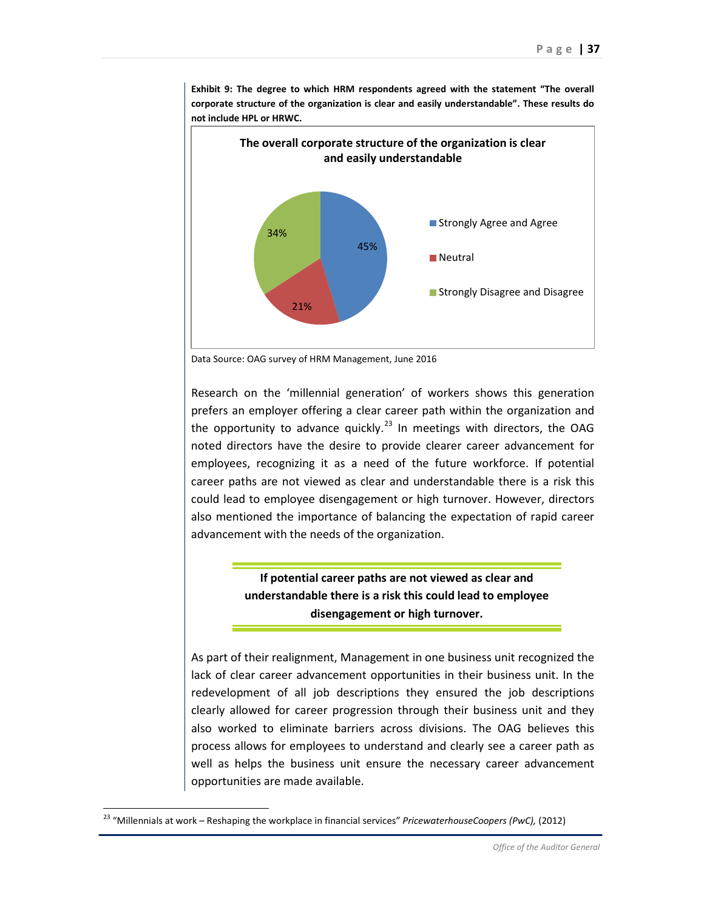**Exhibit 9: The degree to which HRM respondents agreed with the statement "The overall corporate structure of the organization is clear and easily understandable". These results do not include HPL or HRWC.**

**The overall corporate structure of the organization is clear and easily understandable**

| Response | Percentage |
| --- | --- |
| Strongly Agree and Agree | 45% |
| Neutral | 21% |
| Strongly Disagree and Disagree | 34% |

Data Source: OAG survey of HRM Management, June 2016

Research on the 'millennial generation' of workers shows this generation prefers an employer offering a clear career path within the organization and the opportunity to advance quickly.[23] In meetings with directors, the OAG noted directors have the desire to provide clearer career advancement for employees, recognizing it as a need of the future workforce. If potential career paths are not viewed as clear and understandable there is a risk this could lead to employee disengagement or high turnover. However, directors also mentioned the importance of balancing the expectation of rapid career advancement with the needs of the organization.

**If potential career paths are not viewed as clear and understandable there is a risk this could lead to employee disengagement or high turnover.**

As part of their realignment, Management in one business unit recognized the lack of clear career advancement opportunities in their business unit. In the redevelopment of all job descriptions they ensured the job descriptions clearly allowed for career progression through their business unit and they also worked to eliminate barriers across divisions. The OAG believes this process allows for employees to understand and clearly see a career path as well as helps the business unit ensure the necessary career advancement opportunities are made available.

---

[23] "Millennials at work – Reshaping the workplace in financial services" *PricewaterhouseCoopers (PwC),* (2012)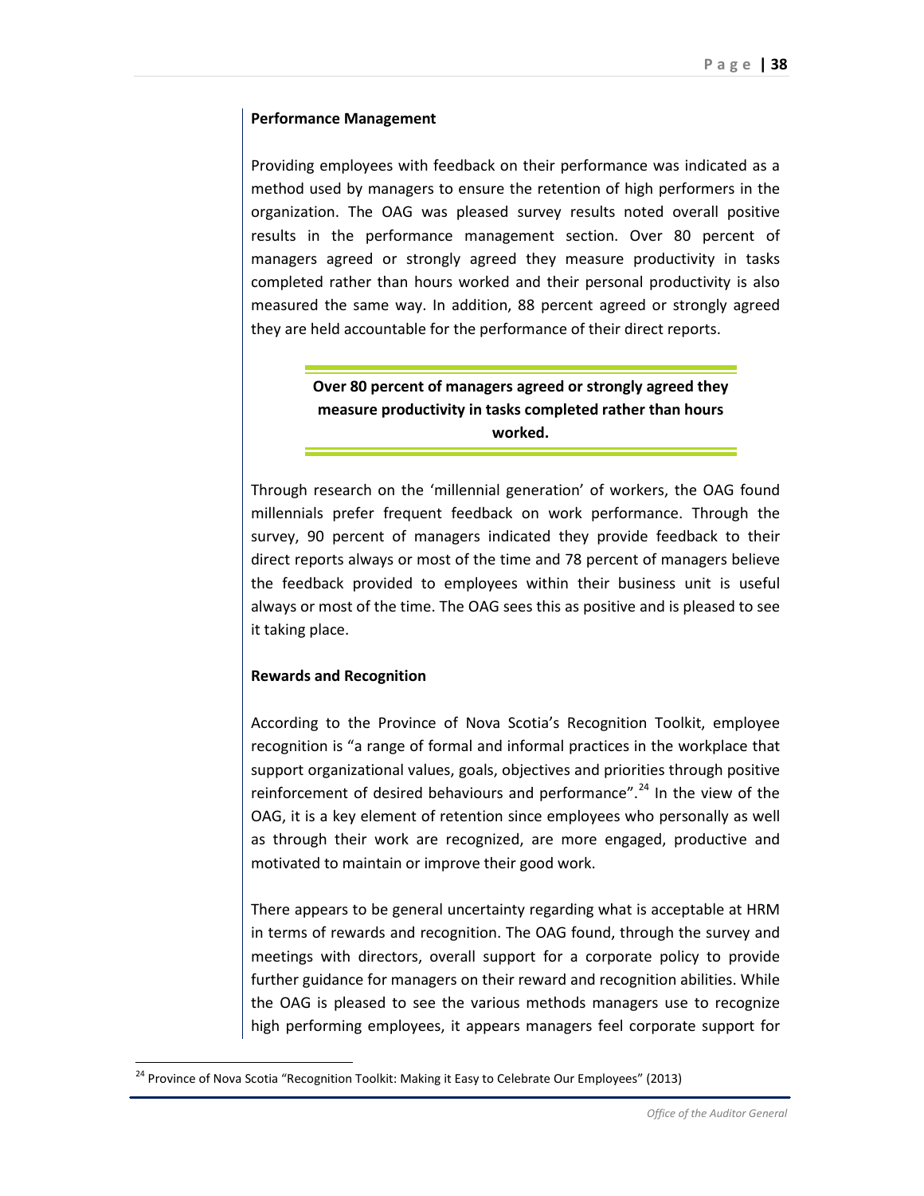**Performance Management**

Providing employees with feedback on their performance was indicated as a method used by managers to ensure the retention of high performers in the organization. The OAG was pleased survey results noted overall positive results in the performance management section. Over 80 percent of managers agreed or strongly agreed they measure productivity in tasks completed rather than hours worked and their personal productivity is also measured the same way. In addition, 88 percent agreed or strongly agreed they are held accountable for the performance of their direct reports.

> **Over 80 percent of managers agreed or strongly agreed they measure productivity in tasks completed rather than hours worked.**

Through research on the 'millennial generation' of workers, the OAG found millennials prefer frequent feedback on work performance. Through the survey, 90 percent of managers indicated they provide feedback to their direct reports always or most of the time and 78 percent of managers believe the feedback provided to employees within their business unit is useful always or most of the time. The OAG sees this as positive and is pleased to see it taking place.

**Rewards and Recognition**

According to the Province of Nova Scotia's Recognition Toolkit, employee recognition is "a range of formal and informal practices in the workplace that support organizational values, goals, objectives and priorities through positive reinforcement of desired behaviours and performance".[24] In the view of the OAG, it is a key element of retention since employees who personally as well as through their work are recognized, are more engaged, productive and motivated to maintain or improve their good work.

There appears to be general uncertainty regarding what is acceptable at HRM in terms of rewards and recognition. The OAG found, through the survey and meetings with directors, overall support for a corporate policy to provide further guidance for managers on their reward and recognition abilities. While the OAG is pleased to see the various methods managers use to recognize high performing employees, it appears managers feel corporate support for

[24] Province of Nova Scotia "Recognition Toolkit: Making it Easy to Celebrate Our Employees" (2013)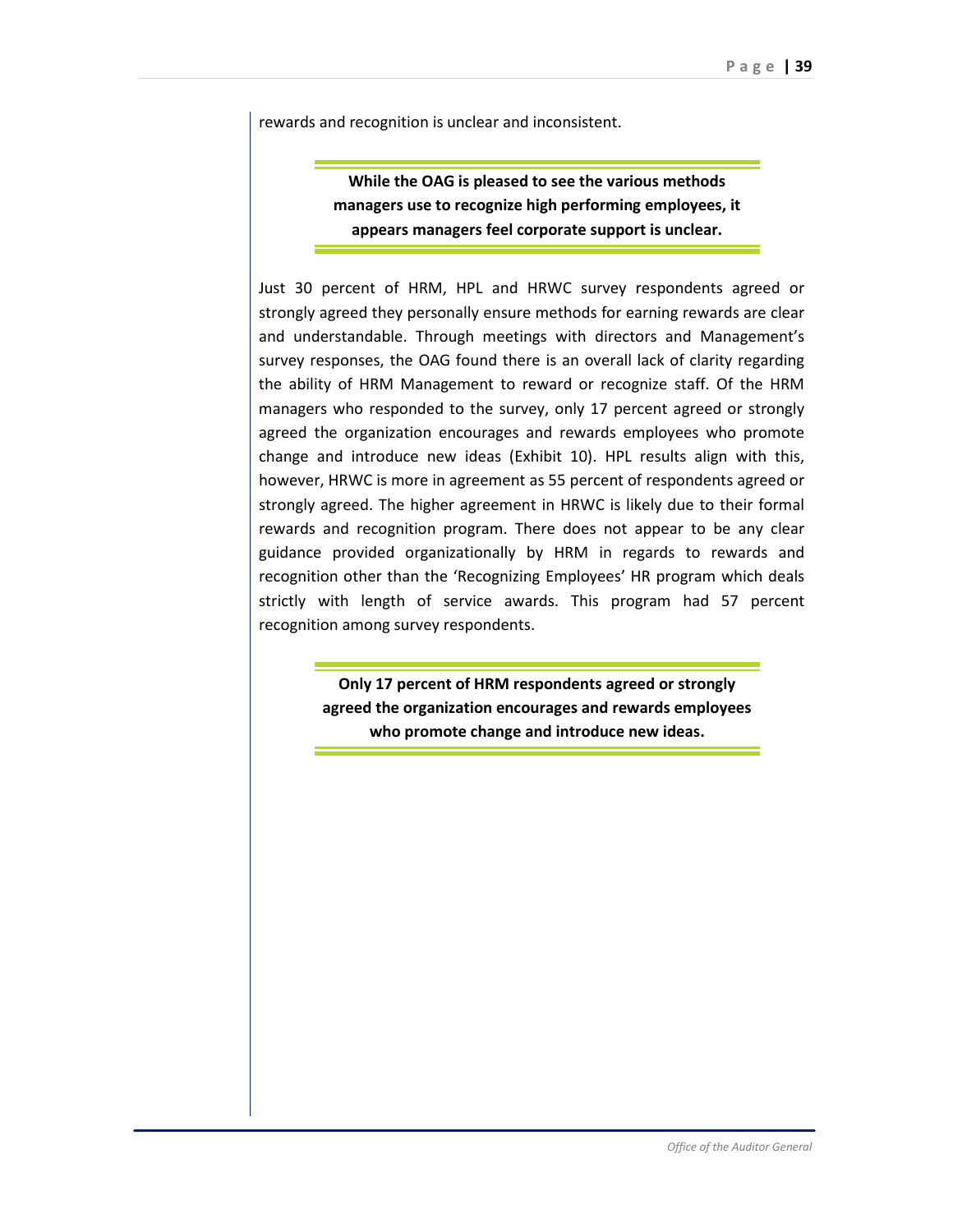rewards and recognition is unclear and inconsistent.

> **While the OAG is pleased to see the various methods managers use to recognize high performing employees, it appears managers feel corporate support is unclear.**

Just 30 percent of HRM, HPL and HRWC survey respondents agreed or strongly agreed they personally ensure methods for earning rewards are clear and understandable. Through meetings with directors and Management's survey responses, the OAG found there is an overall lack of clarity regarding the ability of HRM Management to reward or recognize staff. Of the HRM managers who responded to the survey, only 17 percent agreed or strongly agreed the organization encourages and rewards employees who promote change and introduce new ideas (Exhibit 10). HPL results align with this, however, HRWC is more in agreement as 55 percent of respondents agreed or strongly agreed. The higher agreement in HRWC is likely due to their formal rewards and recognition program. There does not appear to be any clear guidance provided organizationally by HRM in regards to rewards and recognition other than the 'Recognizing Employees' HR program which deals strictly with length of service awards. This program had 57 percent recognition among survey respondents.

> **Only 17 percent of HRM respondents agreed or strongly agreed the organization encourages and rewards employees who promote change and introduce new ideas.**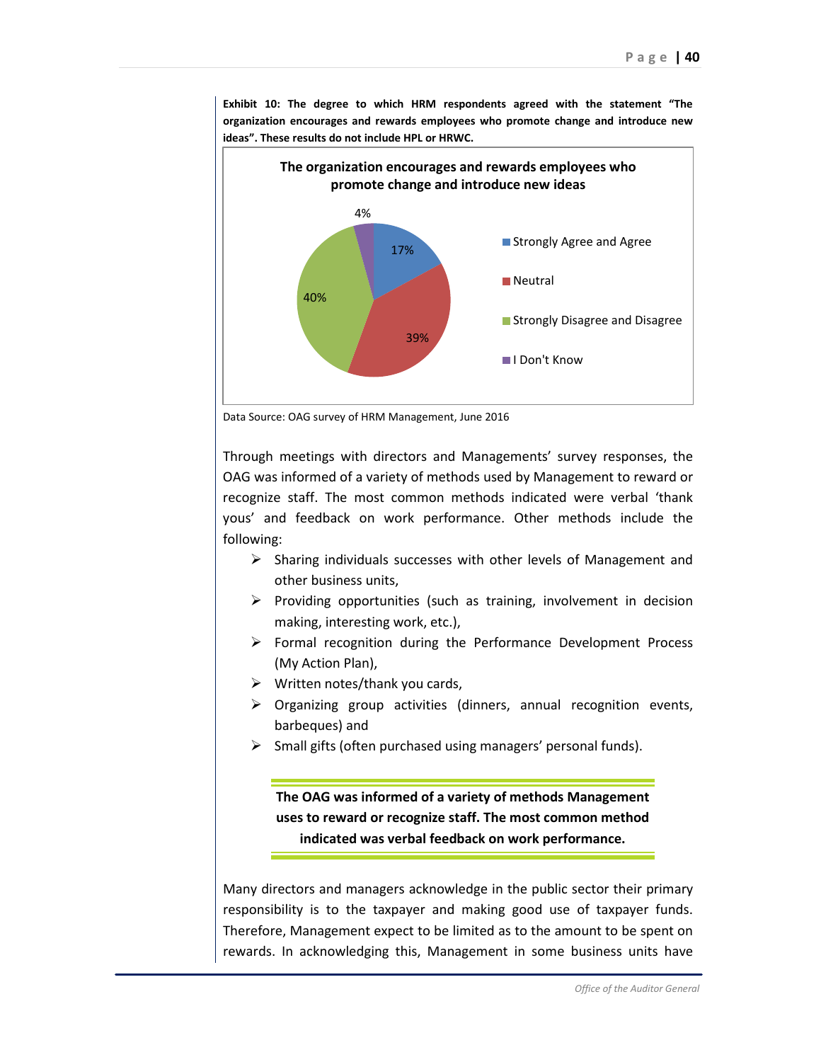**Exhibit 10: The degree to which HRM respondents agreed with the statement "The organization encourages and rewards employees who promote change and introduce new ideas". These results do not include HPL or HRWC.**

**The organization encourages and rewards employees who promote change and introduce new ideas**

| Response | Percentage |
|---|---|
| Strongly Agree and Agree | 17% |
| Neutral | 39% |
| Strongly Disagree and Disagree | 40% |
| I Don't Know | 4% |

Data Source: OAG survey of HRM Management, June 2016

Through meetings with directors and Managements' survey responses, the OAG was informed of a variety of methods used by Management to reward or recognize staff. The most common methods indicated were verbal 'thank yous' and feedback on work performance. Other methods include the following:

- Sharing individuals successes with other levels of Management and other business units,
- Providing opportunities (such as training, involvement in decision making, interesting work, etc.),
- Formal recognition during the Performance Development Process (My Action Plan),
- Written notes/thank you cards,
- Organizing group activities (dinners, annual recognition events, barbeques) and
- Small gifts (often purchased using managers' personal funds).

**The OAG was informed of a variety of methods Management uses to reward or recognize staff. The most common method indicated was verbal feedback on work performance.**

Many directors and managers acknowledge in the public sector their primary responsibility is to the taxpayer and making good use of taxpayer funds. Therefore, Management expect to be limited as to the amount to be spent on rewards. In acknowledging this, Management in some business units have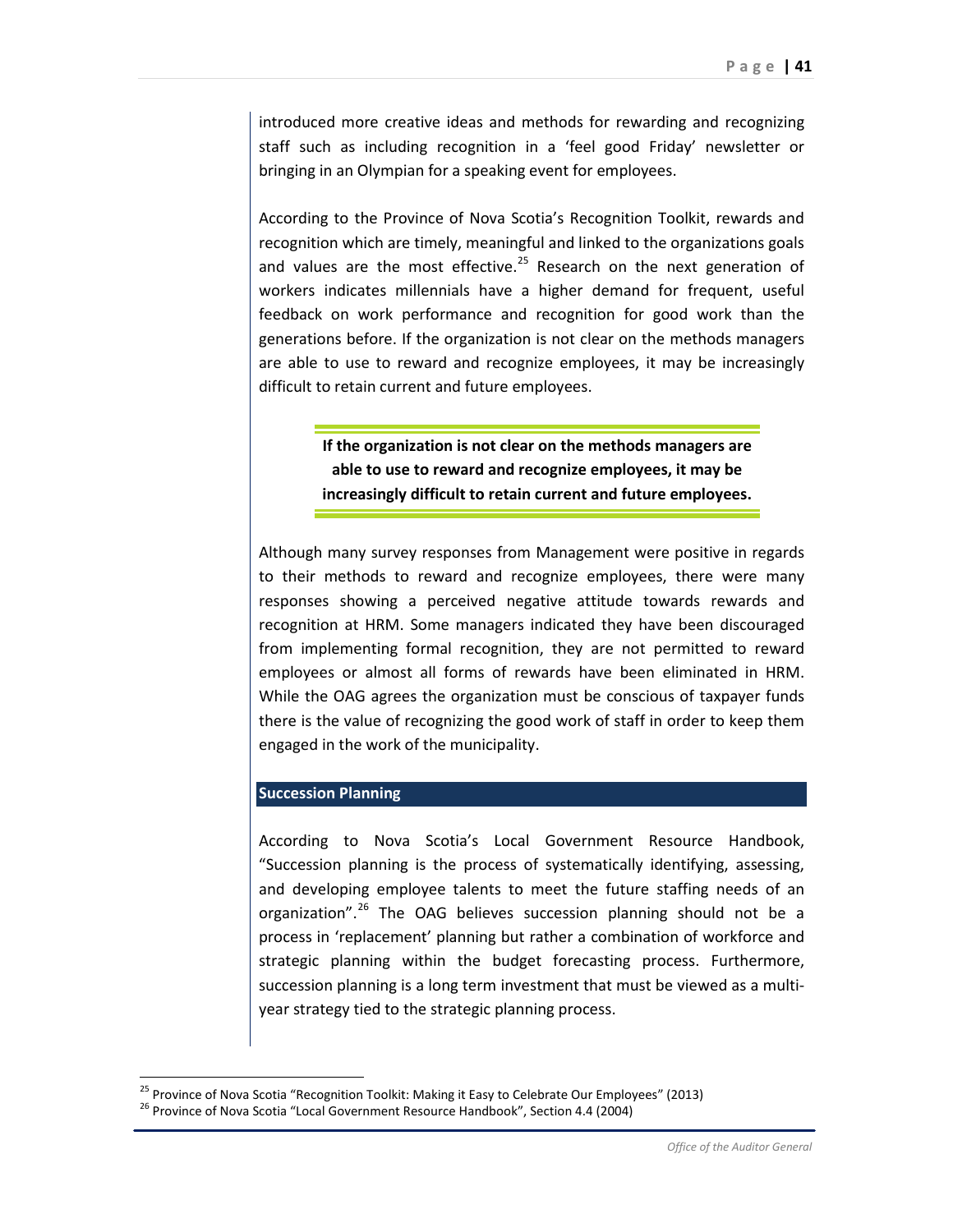introduced more creative ideas and methods for rewarding and recognizing staff such as including recognition in a 'feel good Friday' newsletter or bringing in an Olympian for a speaking event for employees.

According to the Province of Nova Scotia's Recognition Toolkit, rewards and recognition which are timely, meaningful and linked to the organizations goals and values are the most effective.[25] Research on the next generation of workers indicates millennials have a higher demand for frequent, useful feedback on work performance and recognition for good work than the generations before. If the organization is not clear on the methods managers are able to use to reward and recognize employees, it may be increasingly difficult to retain current and future employees.

> **If the organization is not clear on the methods managers are able to use to reward and recognize employees, it may be increasingly difficult to retain current and future employees.**

Although many survey responses from Management were positive in regards to their methods to reward and recognize employees, there were many responses showing a perceived negative attitude towards rewards and recognition at HRM. Some managers indicated they have been discouraged from implementing formal recognition, they are not permitted to reward employees or almost all forms of rewards have been eliminated in HRM. While the OAG agrees the organization must be conscious of taxpayer funds there is the value of recognizing the good work of staff in order to keep them engaged in the work of the municipality.

## Succession Planning

According to Nova Scotia's Local Government Resource Handbook, "Succession planning is the process of systematically identifying, assessing, and developing employee talents to meet the future staffing needs of an organization".[26] The OAG believes succession planning should not be a process in 'replacement' planning but rather a combination of workforce and strategic planning within the budget forecasting process. Furthermore, succession planning is a long term investment that must be viewed as a multi-year strategy tied to the strategic planning process.

[25] Province of Nova Scotia "Recognition Toolkit: Making it Easy to Celebrate Our Employees" (2013)

[26] Province of Nova Scotia "Local Government Resource Handbook", Section 4.4 (2004)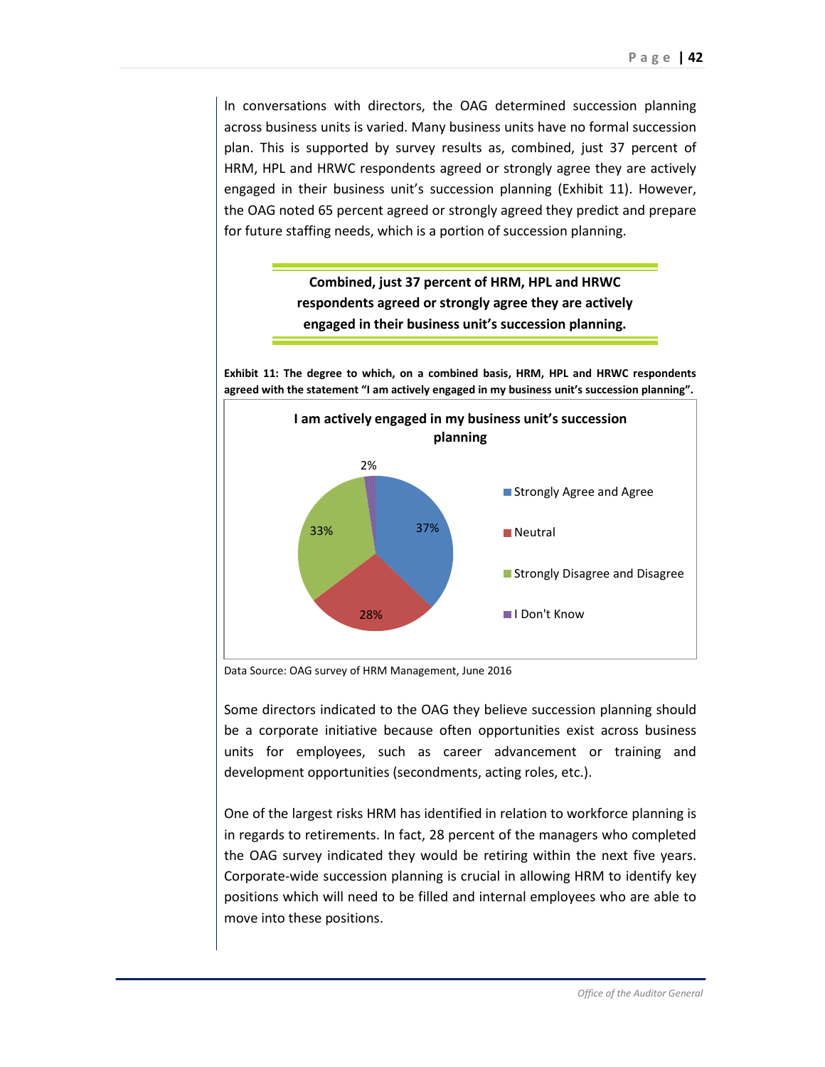In conversations with directors, the OAG determined succession planning across business units is varied. Many business units have no formal succession plan. This is supported by survey results as, combined, just 37 percent of HRM, HPL and HRWC respondents agreed or strongly agree they are actively engaged in their business unit's succession planning (Exhibit 11). However, the OAG noted 65 percent agreed or strongly agreed they predict and prepare for future staffing needs, which is a portion of succession planning.

**Combined, just 37 percent of HRM, HPL and HRWC respondents agreed or strongly agree they are actively engaged in their business unit's succession planning.**

**Exhibit 11: The degree to which, on a combined basis, HRM, HPL and HRWC respondents agreed with the statement "I am actively engaged in my business unit's succession planning".**

**I am actively engaged in my business unit's succession planning**

| Response | Percent |
|---|---|
| Strongly Agree and Agree | 37% |
| Neutral | 28% |
| Strongly Disagree and Disagree | 33% |
| I Don't Know | 2% |

Data Source: OAG survey of HRM Management, June 2016

Some directors indicated to the OAG they believe succession planning should be a corporate initiative because often opportunities exist across business units for employees, such as career advancement or training and development opportunities (secondments, acting roles, etc.).

One of the largest risks HRM has identified in relation to workforce planning is in regards to retirements. In fact, 28 percent of the managers who completed the OAG survey indicated they would be retiring within the next five years. Corporate-wide succession planning is crucial in allowing HRM to identify key positions which will need to be filled and internal employees who are able to move into these positions.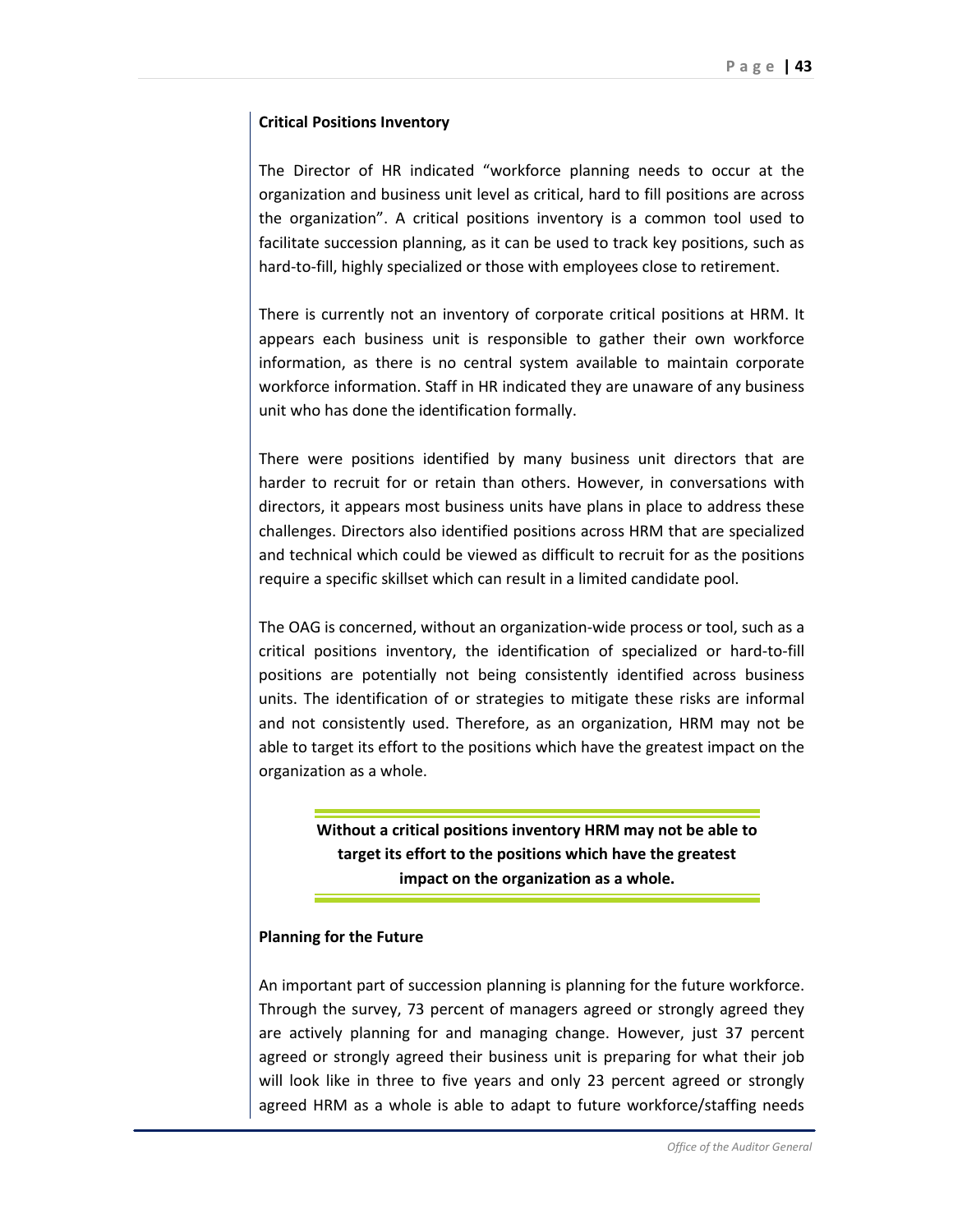**Critical Positions Inventory**

The Director of HR indicated "workforce planning needs to occur at the organization and business unit level as critical, hard to fill positions are across the organization". A critical positions inventory is a common tool used to facilitate succession planning, as it can be used to track key positions, such as hard-to-fill, highly specialized or those with employees close to retirement.

There is currently not an inventory of corporate critical positions at HRM. It appears each business unit is responsible to gather their own workforce information, as there is no central system available to maintain corporate workforce information. Staff in HR indicated they are unaware of any business unit who has done the identification formally.

There were positions identified by many business unit directors that are harder to recruit for or retain than others. However, in conversations with directors, it appears most business units have plans in place to address these challenges. Directors also identified positions across HRM that are specialized and technical which could be viewed as difficult to recruit for as the positions require a specific skillset which can result in a limited candidate pool.

The OAG is concerned, without an organization-wide process or tool, such as a critical positions inventory, the identification of specialized or hard-to-fill positions are potentially not being consistently identified across business units. The identification of or strategies to mitigate these risks are informal and not consistently used. Therefore, as an organization, HRM may not be able to target its effort to the positions which have the greatest impact on the organization as a whole.

**Without a critical positions inventory HRM may not be able to target its effort to the positions which have the greatest impact on the organization as a whole.**

**Planning for the Future**

An important part of succession planning is planning for the future workforce. Through the survey, 73 percent of managers agreed or strongly agreed they are actively planning for and managing change. However, just 37 percent agreed or strongly agreed their business unit is preparing for what their job will look like in three to five years and only 23 percent agreed or strongly agreed HRM as a whole is able to adapt to future workforce/staffing needs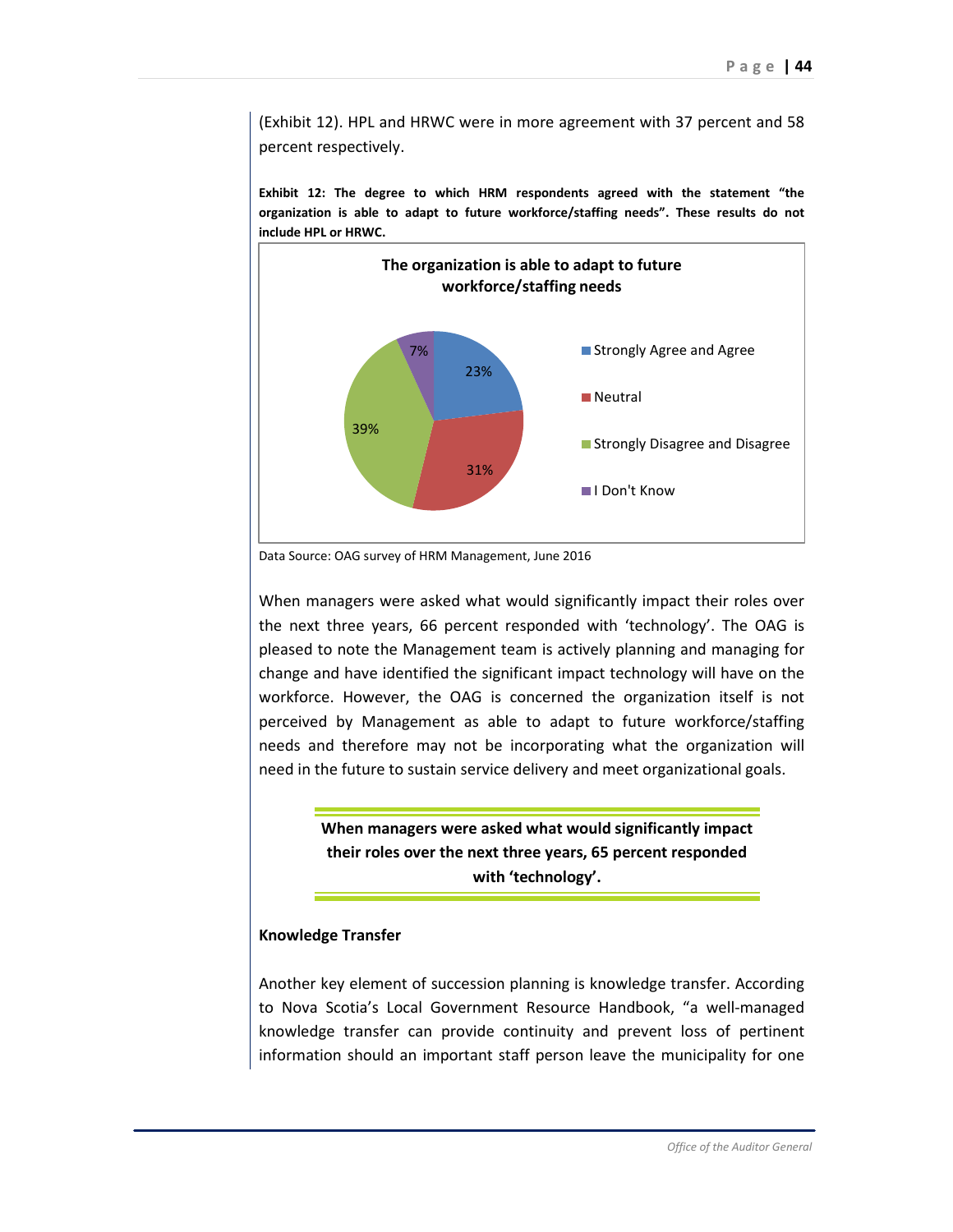(Exhibit 12). HPL and HRWC were in more agreement with 37 percent and 58 percent respectively.

**Exhibit 12: The degree to which HRM respondents agreed with the statement "the organization is able to adapt to future workforce/staffing needs". These results do not include HPL or HRWC.**

**The organization is able to adapt to future workforce/staffing needs**

| Response | Percent |
|---|---|
| Strongly Agree and Agree | 23% |
| Neutral | 31% |
| Strongly Disagree and Disagree | 39% |
| I Don't Know | 7% |

Data Source: OAG survey of HRM Management, June 2016

When managers were asked what would significantly impact their roles over the next three years, 66 percent responded with 'technology'. The OAG is pleased to note the Management team is actively planning and managing for change and have identified the significant impact technology will have on the workforce. However, the OAG is concerned the organization itself is not perceived by Management as able to adapt to future workforce/staffing needs and therefore may not be incorporating what the organization will need in the future to sustain service delivery and meet organizational goals.

> **When managers were asked what would significantly impact their roles over the next three years, 65 percent responded with 'technology'.**

**Knowledge Transfer**

Another key element of succession planning is knowledge transfer. According to Nova Scotia's Local Government Resource Handbook, "a well-managed knowledge transfer can provide continuity and prevent loss of pertinent information should an important staff person leave the municipality for one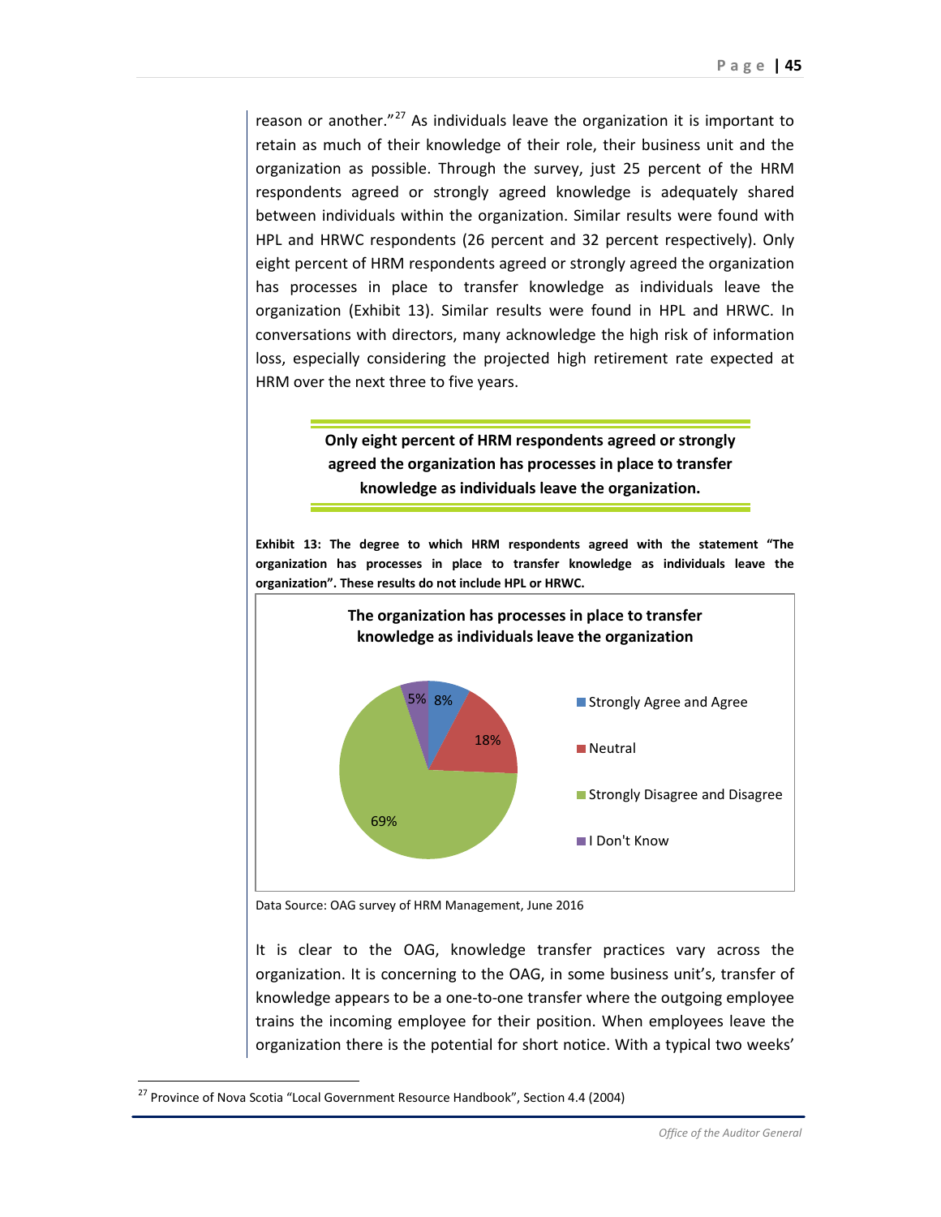reason or another."[27] As individuals leave the organization it is important to retain as much of their knowledge of their role, their business unit and the organization as possible. Through the survey, just 25 percent of the HRM respondents agreed or strongly agreed knowledge is adequately shared between individuals within the organization. Similar results were found with HPL and HRWC respondents (26 percent and 32 percent respectively). Only eight percent of HRM respondents agreed or strongly agreed the organization has processes in place to transfer knowledge as individuals leave the organization (Exhibit 13). Similar results were found in HPL and HRWC. In conversations with directors, many acknowledge the high risk of information loss, especially considering the projected high retirement rate expected at HRM over the next three to five years.

**Only eight percent of HRM respondents agreed or strongly agreed the organization has processes in place to transfer knowledge as individuals leave the organization.**

**Exhibit 13: The degree to which HRM respondents agreed with the statement "The organization has processes in place to transfer knowledge as individuals leave the organization". These results do not include HPL or HRWC.**

**The organization has processes in place to transfer knowledge as individuals leave the organization**

| Response | Percent |
|---|---|
| Strongly Agree and Agree | 8% |
| Neutral | 18% |
| Strongly Disagree and Disagree | 69% |
| I Don't Know | 5% |

Data Source: OAG survey of HRM Management, June 2016

It is clear to the OAG, knowledge transfer practices vary across the organization. It is concerning to the OAG, in some business unit's, transfer of knowledge appears to be a one-to-one transfer where the outgoing employee trains the incoming employee for their position. When employees leave the organization there is the potential for short notice. With a typical two weeks'

[27] Province of Nova Scotia "Local Government Resource Handbook", Section 4.4 (2004)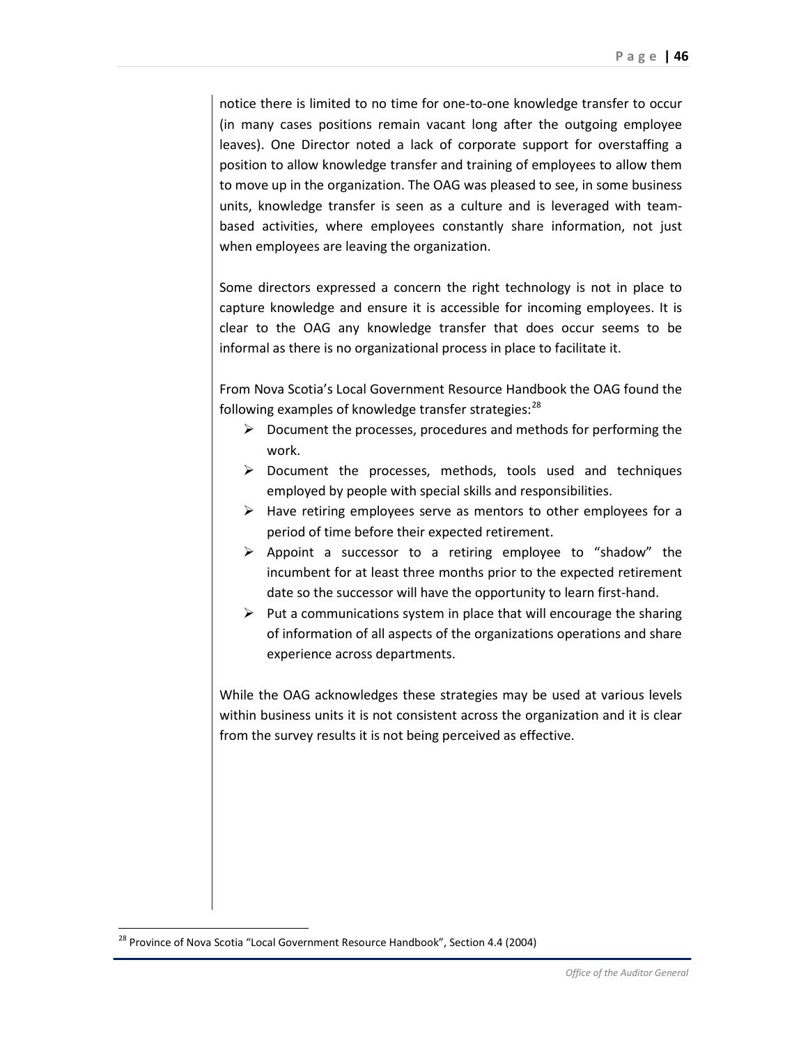notice there is limited to no time for one-to-one knowledge transfer to occur (in many cases positions remain vacant long after the outgoing employee leaves). One Director noted a lack of corporate support for overstaffing a position to allow knowledge transfer and training of employees to allow them to move up in the organization. The OAG was pleased to see, in some business units, knowledge transfer is seen as a culture and is leveraged with team-based activities, where employees constantly share information, not just when employees are leaving the organization.

Some directors expressed a concern the right technology is not in place to capture knowledge and ensure it is accessible for incoming employees. It is clear to the OAG any knowledge transfer that does occur seems to be informal as there is no organizational process in place to facilitate it.

From Nova Scotia's Local Government Resource Handbook the OAG found the following examples of knowledge transfer strategies:[28]

- Document the processes, procedures and methods for performing the work.
- Document the processes, methods, tools used and techniques employed by people with special skills and responsibilities.
- Have retiring employees serve as mentors to other employees for a period of time before their expected retirement.
- Appoint a successor to a retiring employee to "shadow" the incumbent for at least three months prior to the expected retirement date so the successor will have the opportunity to learn first-hand.
- Put a communications system in place that will encourage the sharing of information of all aspects of the organizations operations and share experience across departments.

While the OAG acknowledges these strategies may be used at various levels within business units it is not consistent across the organization and it is clear from the survey results it is not being perceived as effective.

[28] Province of Nova Scotia "Local Government Resource Handbook", Section 4.4 (2004)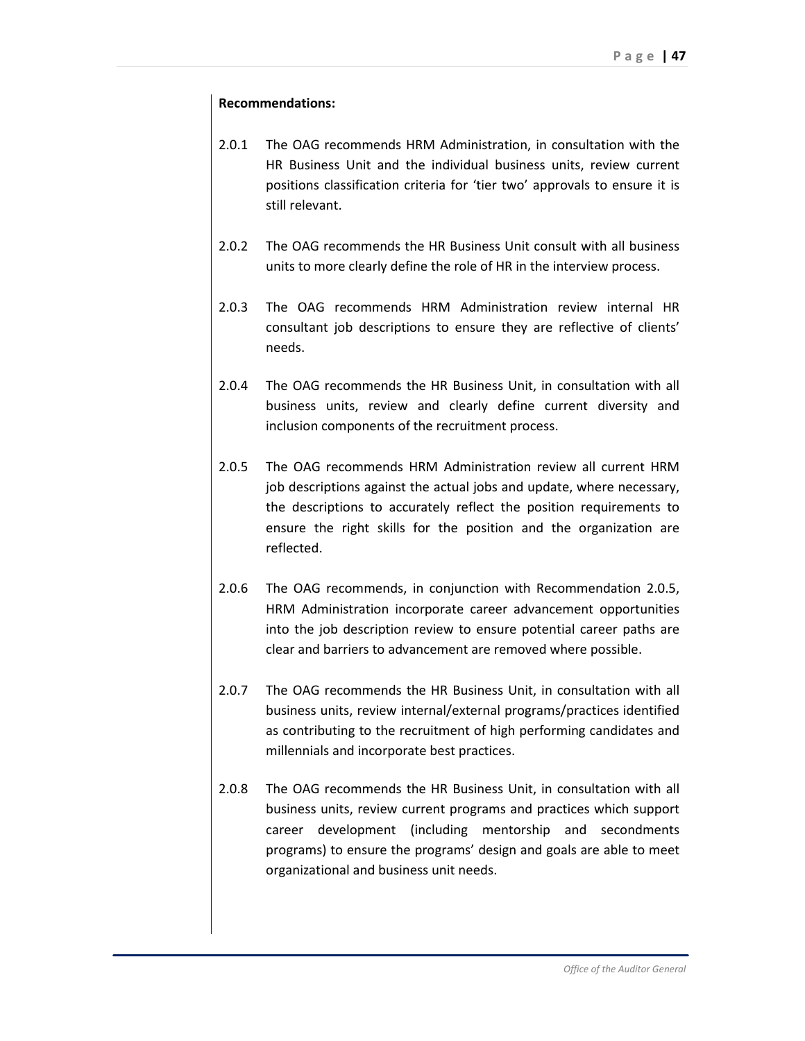**Recommendations:**

2.0.1 The OAG recommends HRM Administration, in consultation with the HR Business Unit and the individual business units, review current positions classification criteria for 'tier two' approvals to ensure it is still relevant.

2.0.2 The OAG recommends the HR Business Unit consult with all business units to more clearly define the role of HR in the interview process.

2.0.3 The OAG recommends HRM Administration review internal HR consultant job descriptions to ensure they are reflective of clients' needs.

2.0.4 The OAG recommends the HR Business Unit, in consultation with all business units, review and clearly define current diversity and inclusion components of the recruitment process.

2.0.5 The OAG recommends HRM Administration review all current HRM job descriptions against the actual jobs and update, where necessary, the descriptions to accurately reflect the position requirements to ensure the right skills for the position and the organization are reflected.

2.0.6 The OAG recommends, in conjunction with Recommendation 2.0.5, HRM Administration incorporate career advancement opportunities into the job description review to ensure potential career paths are clear and barriers to advancement are removed where possible.

2.0.7 The OAG recommends the HR Business Unit, in consultation with all business units, review internal/external programs/practices identified as contributing to the recruitment of high performing candidates and millennials and incorporate best practices.

2.0.8 The OAG recommends the HR Business Unit, in consultation with all business units, review current programs and practices which support career development (including mentorship and secondments programs) to ensure the programs' design and goals are able to meet organizational and business unit needs.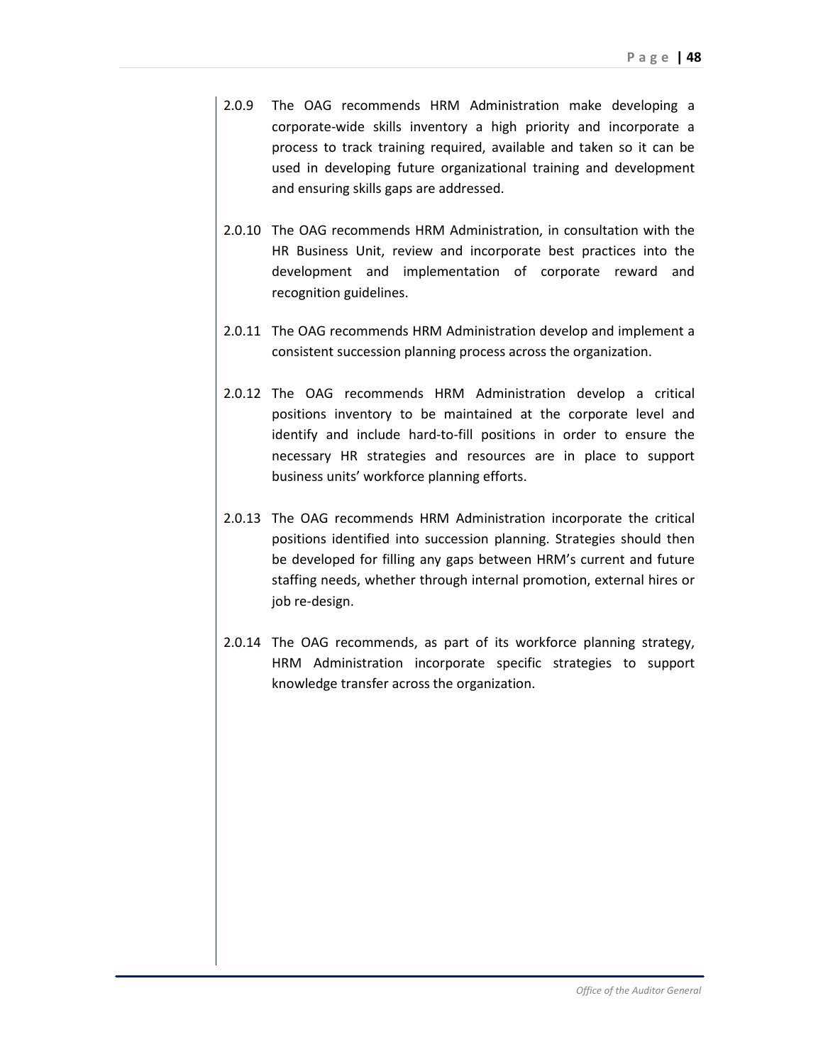2.0.9 The OAG recommends HRM Administration make developing a corporate-wide skills inventory a high priority and incorporate a process to track training required, available and taken so it can be used in developing future organizational training and development and ensuring skills gaps are addressed.

2.0.10 The OAG recommends HRM Administration, in consultation with the HR Business Unit, review and incorporate best practices into the development and implementation of corporate reward and recognition guidelines.

2.0.11 The OAG recommends HRM Administration develop and implement a consistent succession planning process across the organization.

2.0.12 The OAG recommends HRM Administration develop a critical positions inventory to be maintained at the corporate level and identify and include hard-to-fill positions in order to ensure the necessary HR strategies and resources are in place to support business units' workforce planning efforts.

2.0.13 The OAG recommends HRM Administration incorporate the critical positions identified into succession planning. Strategies should then be developed for filling any gaps between HRM's current and future staffing needs, whether through internal promotion, external hires or job re-design.

2.0.14 The OAG recommends, as part of its workforce planning strategy, HRM Administration incorporate specific strategies to support knowledge transfer across the organization.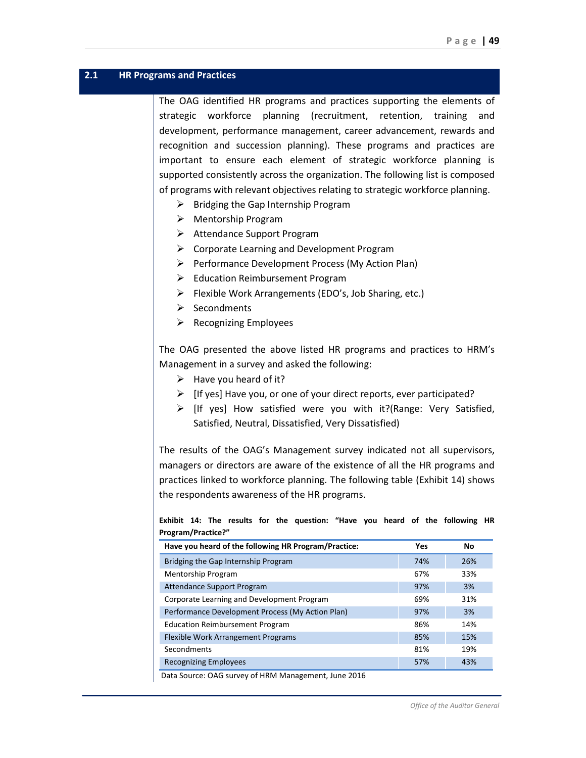## 2.1 HR Programs and Practices

The OAG identified HR programs and practices supporting the elements of strategic workforce planning (recruitment, retention, training and development, performance management, career advancement, rewards and recognition and succession planning). These programs and practices are important to ensure each element of strategic workforce planning is supported consistently across the organization. The following list is composed of programs with relevant objectives relating to strategic workforce planning.

- Bridging the Gap Internship Program
- Mentorship Program
- Attendance Support Program
- Corporate Learning and Development Program
- Performance Development Process (My Action Plan)
- Education Reimbursement Program
- Flexible Work Arrangements (EDO's, Job Sharing, etc.)
- Secondments
- Recognizing Employees

The OAG presented the above listed HR programs and practices to HRM's Management in a survey and asked the following:

- Have you heard of it?
- [If yes] Have you, or one of your direct reports, ever participated?
- [If yes] How satisfied were you with it?(Range: Very Satisfied, Satisfied, Neutral, Dissatisfied, Very Dissatisfied)

The results of the OAG's Management survey indicated not all supervisors, managers or directors are aware of the existence of all the HR programs and practices linked to workforce planning. The following table (Exhibit 14) shows the respondents awareness of the HR programs.

**Exhibit 14: The results for the question: "Have you heard of the following HR Program/Practice?"**

| Have you heard of the following HR Program/Practice: | Yes | No |
|---|---|---|
| Bridging the Gap Internship Program | 74% | 26% |
| Mentorship Program | 67% | 33% |
| Attendance Support Program | 97% | 3% |
| Corporate Learning and Development Program | 69% | 31% |
| Performance Development Process (My Action Plan) | 97% | 3% |
| Education Reimbursement Program | 86% | 14% |
| Flexible Work Arrangement Programs | 85% | 15% |
| Secondments | 81% | 19% |
| Recognizing Employees | 57% | 43% |

Data Source: OAG survey of HRM Management, June 2016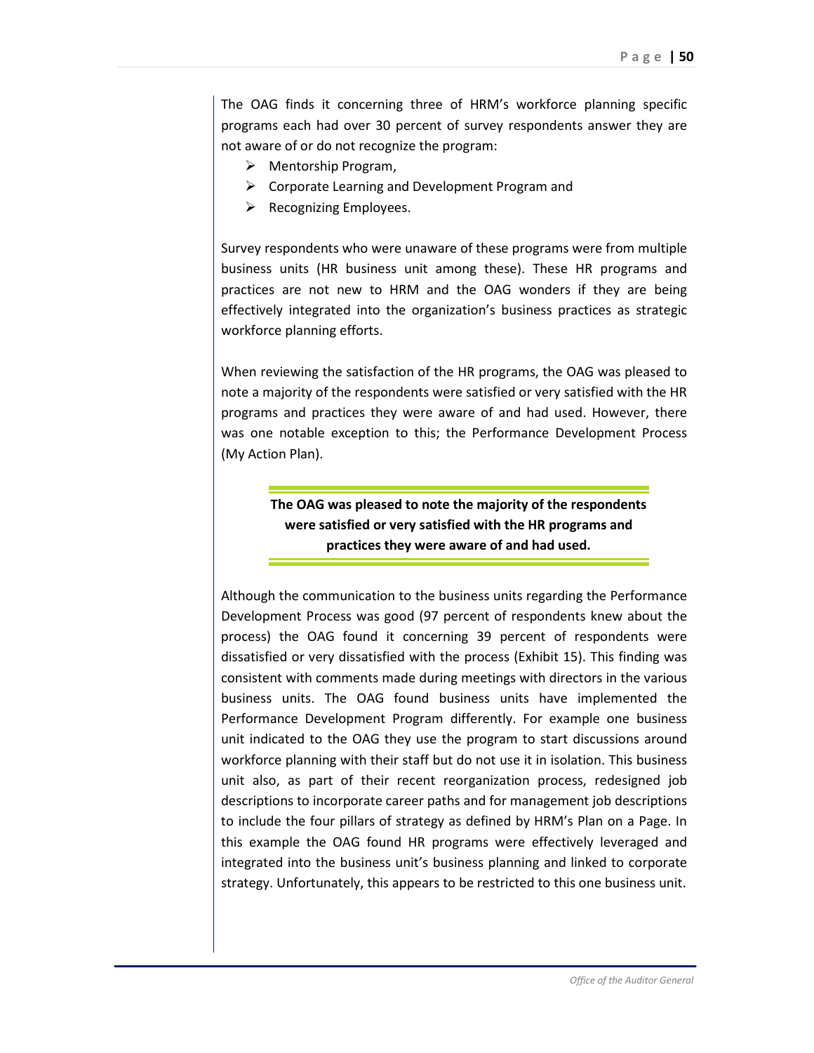The OAG finds it concerning three of HRM's workforce planning specific programs each had over 30 percent of survey respondents answer they are not aware of or do not recognize the program:

- Mentorship Program,
- Corporate Learning and Development Program and
- Recognizing Employees.

Survey respondents who were unaware of these programs were from multiple business units (HR business unit among these). These HR programs and practices are not new to HRM and the OAG wonders if they are being effectively integrated into the organization's business practices as strategic workforce planning efforts.

When reviewing the satisfaction of the HR programs, the OAG was pleased to note a majority of the respondents were satisfied or very satisfied with the HR programs and practices they were aware of and had used. However, there was one notable exception to this; the Performance Development Process (My Action Plan).

> **The OAG was pleased to note the majority of the respondents were satisfied or very satisfied with the HR programs and practices they were aware of and had used.**

Although the communication to the business units regarding the Performance Development Process was good (97 percent of respondents knew about the process) the OAG found it concerning 39 percent of respondents were dissatisfied or very dissatisfied with the process (Exhibit 15). This finding was consistent with comments made during meetings with directors in the various business units. The OAG found business units have implemented the Performance Development Program differently. For example one business unit indicated to the OAG they use the program to start discussions around workforce planning with their staff but do not use it in isolation. This business unit also, as part of their recent reorganization process, redesigned job descriptions to incorporate career paths and for management job descriptions to include the four pillars of strategy as defined by HRM's Plan on a Page. In this example the OAG found HR programs were effectively leveraged and integrated into the business unit's business planning and linked to corporate strategy. Unfortunately, this appears to be restricted to this one business unit.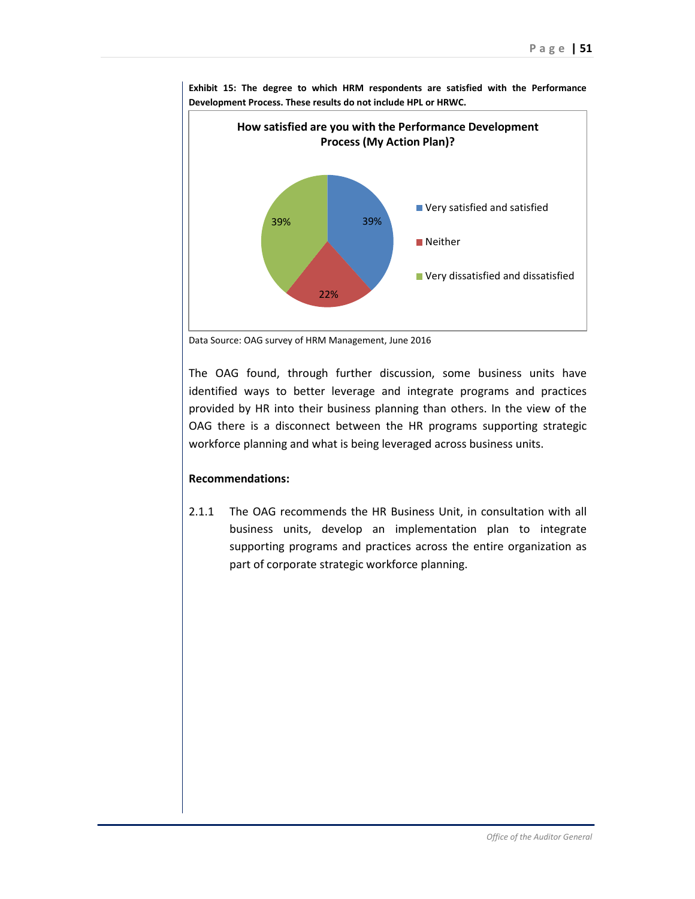**Exhibit 15: The degree to which HRM respondents are satisfied with the Performance Development Process. These results do not include HPL or HRWC.**

**How satisfied are you with the Performance Development Process (My Action Plan)?**

| Response | Percentage |
| --- | --- |
| Very satisfied and satisfied | 39% |
| Neither | 22% |
| Very dissatisfied and dissatisfied | 39% |

Data Source: OAG survey of HRM Management, June 2016

The OAG found, through further discussion, some business units have identified ways to better leverage and integrate programs and practices provided by HR into their business planning than others. In the view of the OAG there is a disconnect between the HR programs supporting strategic workforce planning and what is being leveraged across business units.

**Recommendations:**

2.1.1 The OAG recommends the HR Business Unit, in consultation with all business units, develop an implementation plan to integrate supporting programs and practices across the entire organization as part of corporate strategic workforce planning.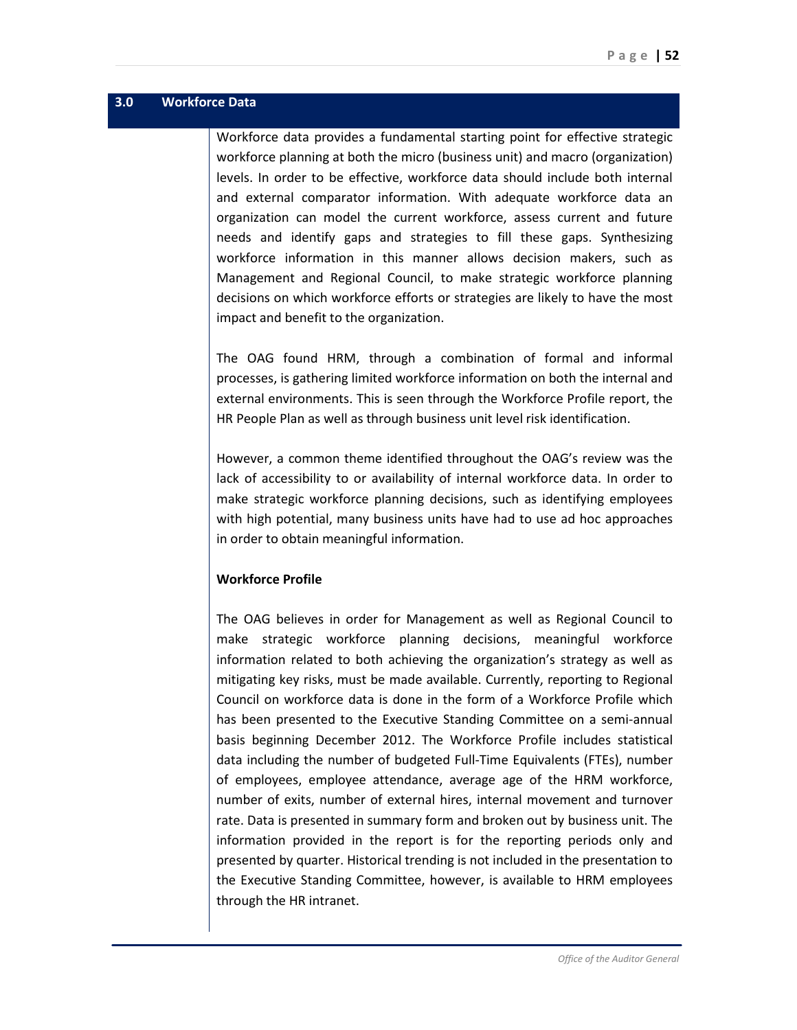## 3.0 Workforce Data

Workforce data provides a fundamental starting point for effective strategic workforce planning at both the micro (business unit) and macro (organization) levels. In order to be effective, workforce data should include both internal and external comparator information. With adequate workforce data an organization can model the current workforce, assess current and future needs and identify gaps and strategies to fill these gaps. Synthesizing workforce information in this manner allows decision makers, such as Management and Regional Council, to make strategic workforce planning decisions on which workforce efforts or strategies are likely to have the most impact and benefit to the organization.

The OAG found HRM, through a combination of formal and informal processes, is gathering limited workforce information on both the internal and external environments. This is seen through the Workforce Profile report, the HR People Plan as well as through business unit level risk identification.

However, a common theme identified throughout the OAG's review was the lack of accessibility to or availability of internal workforce data. In order to make strategic workforce planning decisions, such as identifying employees with high potential, many business units have had to use ad hoc approaches in order to obtain meaningful information.

**Workforce Profile**

The OAG believes in order for Management as well as Regional Council to make strategic workforce planning decisions, meaningful workforce information related to both achieving the organization's strategy as well as mitigating key risks, must be made available. Currently, reporting to Regional Council on workforce data is done in the form of a Workforce Profile which has been presented to the Executive Standing Committee on a semi-annual basis beginning December 2012. The Workforce Profile includes statistical data including the number of budgeted Full-Time Equivalents (FTEs), number of employees, employee attendance, average age of the HRM workforce, number of exits, number of external hires, internal movement and turnover rate. Data is presented in summary form and broken out by business unit. The information provided in the report is for the reporting periods only and presented by quarter. Historical trending is not included in the presentation to the Executive Standing Committee, however, is available to HRM employees through the HR intranet.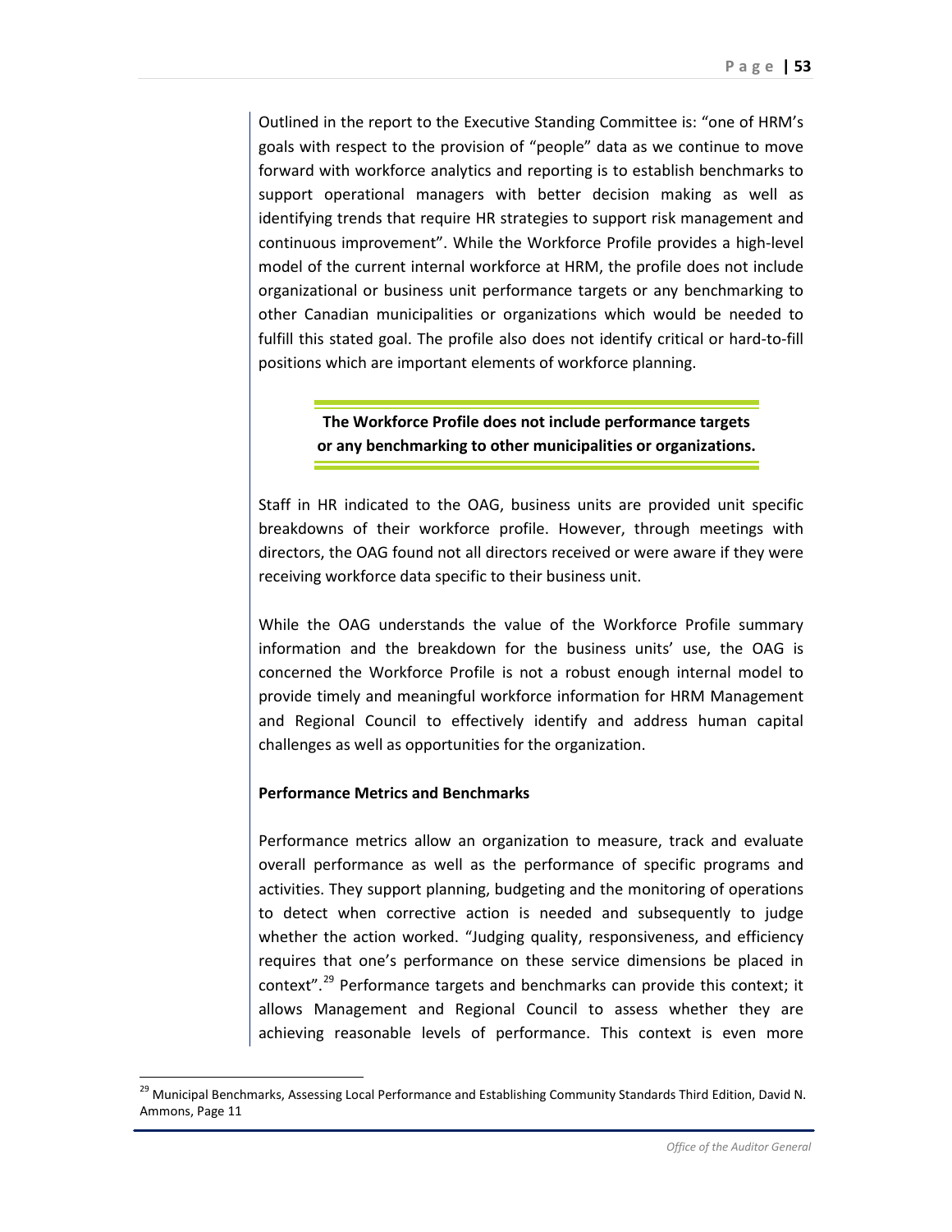Outlined in the report to the Executive Standing Committee is: "one of HRM's goals with respect to the provision of "people" data as we continue to move forward with workforce analytics and reporting is to establish benchmarks to support operational managers with better decision making as well as identifying trends that require HR strategies to support risk management and continuous improvement". While the Workforce Profile provides a high-level model of the current internal workforce at HRM, the profile does not include organizational or business unit performance targets or any benchmarking to other Canadian municipalities or organizations which would be needed to fulfill this stated goal. The profile also does not identify critical or hard-to-fill positions which are important elements of workforce planning.

**The Workforce Profile does not include performance targets or any benchmarking to other municipalities or organizations.**

Staff in HR indicated to the OAG, business units are provided unit specific breakdowns of their workforce profile. However, through meetings with directors, the OAG found not all directors received or were aware if they were receiving workforce data specific to their business unit.

While the OAG understands the value of the Workforce Profile summary information and the breakdown for the business units' use, the OAG is concerned the Workforce Profile is not a robust enough internal model to provide timely and meaningful workforce information for HRM Management and Regional Council to effectively identify and address human capital challenges as well as opportunities for the organization.

**Performance Metrics and Benchmarks**

Performance metrics allow an organization to measure, track and evaluate overall performance as well as the performance of specific programs and activities. They support planning, budgeting and the monitoring of operations to detect when corrective action is needed and subsequently to judge whether the action worked. "Judging quality, responsiveness, and efficiency requires that one's performance on these service dimensions be placed in context".[29] Performance targets and benchmarks can provide this context; it allows Management and Regional Council to assess whether they are achieving reasonable levels of performance. This context is even more

[29] Municipal Benchmarks, Assessing Local Performance and Establishing Community Standards Third Edition, David N. Ammons, Page 11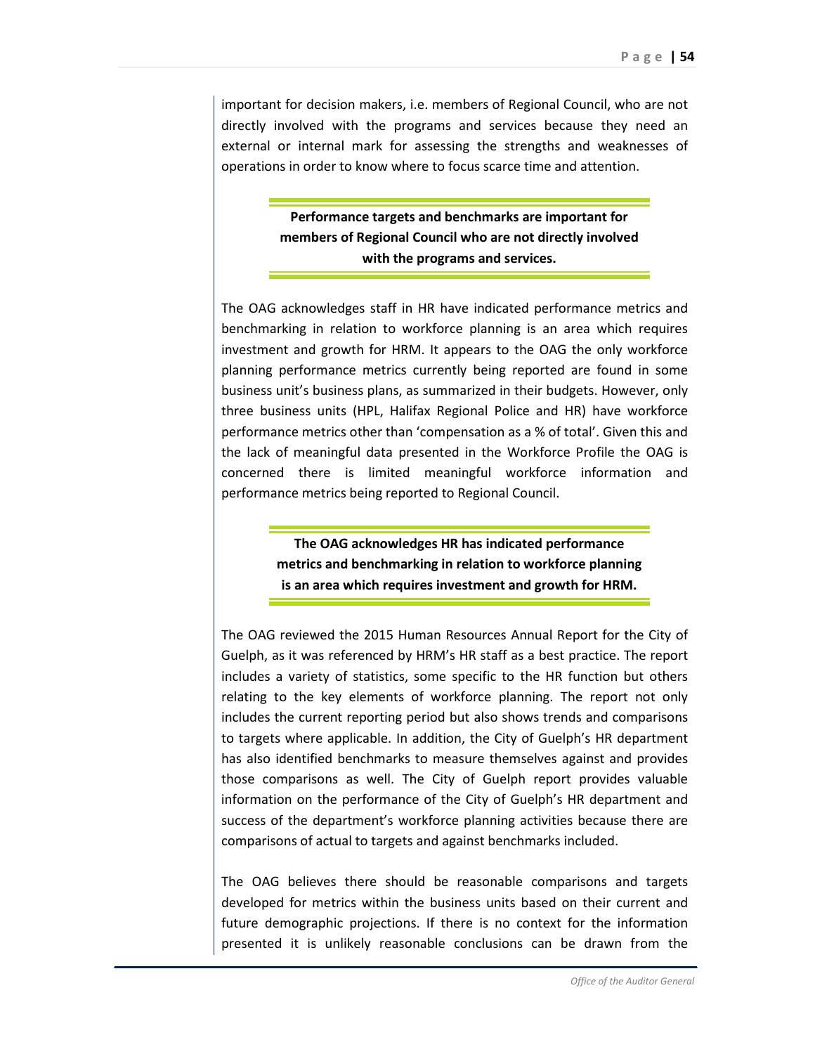important for decision makers, i.e. members of Regional Council, who are not directly involved with the programs and services because they need an external or internal mark for assessing the strengths and weaknesses of operations in order to know where to focus scarce time and attention.

**Performance targets and benchmarks are important for members of Regional Council who are not directly involved with the programs and services.**

The OAG acknowledges staff in HR have indicated performance metrics and benchmarking in relation to workforce planning is an area which requires investment and growth for HRM. It appears to the OAG the only workforce planning performance metrics currently being reported are found in some business unit's business plans, as summarized in their budgets. However, only three business units (HPL, Halifax Regional Police and HR) have workforce performance metrics other than 'compensation as a % of total'. Given this and the lack of meaningful data presented in the Workforce Profile the OAG is concerned there is limited meaningful workforce information and performance metrics being reported to Regional Council.

**The OAG acknowledges HR has indicated performance metrics and benchmarking in relation to workforce planning is an area which requires investment and growth for HRM.**

The OAG reviewed the 2015 Human Resources Annual Report for the City of Guelph, as it was referenced by HRM's HR staff as a best practice. The report includes a variety of statistics, some specific to the HR function but others relating to the key elements of workforce planning. The report not only includes the current reporting period but also shows trends and comparisons to targets where applicable. In addition, the City of Guelph's HR department has also identified benchmarks to measure themselves against and provides those comparisons as well. The City of Guelph report provides valuable information on the performance of the City of Guelph's HR department and success of the department's workforce planning activities because there are comparisons of actual to targets and against benchmarks included.

The OAG believes there should be reasonable comparisons and targets developed for metrics within the business units based on their current and future demographic projections. If there is no context for the information presented it is unlikely reasonable conclusions can be drawn from the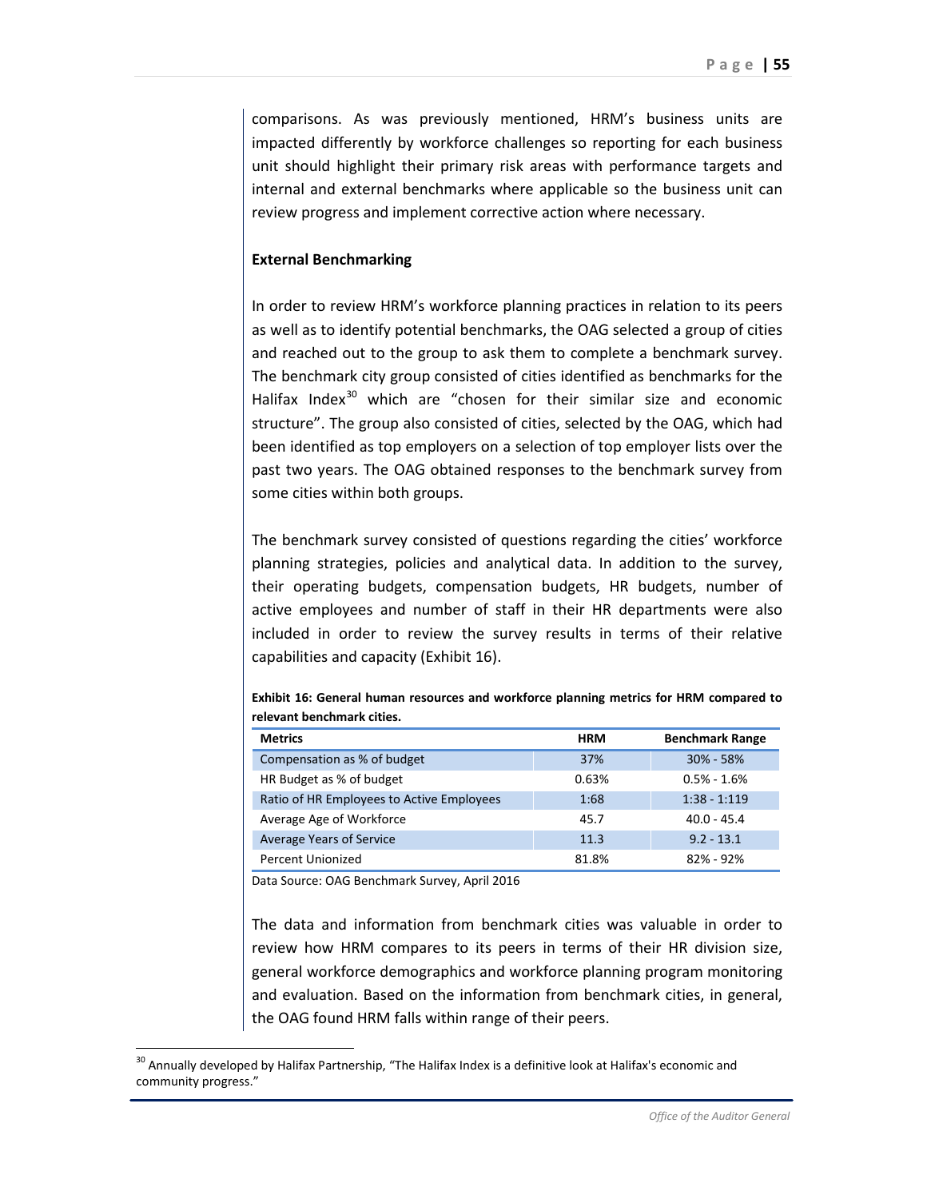comparisons. As was previously mentioned, HRM's business units are impacted differently by workforce challenges so reporting for each business unit should highlight their primary risk areas with performance targets and internal and external benchmarks where applicable so the business unit can review progress and implement corrective action where necessary.

**External Benchmarking**

In order to review HRM's workforce planning practices in relation to its peers as well as to identify potential benchmarks, the OAG selected a group of cities and reached out to the group to ask them to complete a benchmark survey. The benchmark city group consisted of cities identified as benchmarks for the Halifax Index[30] which are "chosen for their similar size and economic structure". The group also consisted of cities, selected by the OAG, which had been identified as top employers on a selection of top employer lists over the past two years. The OAG obtained responses to the benchmark survey from some cities within both groups.

The benchmark survey consisted of questions regarding the cities' workforce planning strategies, policies and analytical data. In addition to the survey, their operating budgets, compensation budgets, HR budgets, number of active employees and number of staff in their HR departments were also included in order to review the survey results in terms of their relative capabilities and capacity (Exhibit 16).

**Exhibit 16: General human resources and workforce planning metrics for HRM compared to relevant benchmark cities.**

| Metrics | HRM | Benchmark Range |
|---|---|---|
| Compensation as % of budget | 37% | 30% - 58% |
| HR Budget as % of budget | 0.63% | 0.5% - 1.6% |
| Ratio of HR Employees to Active Employees | 1:68 | 1:38 - 1:119 |
| Average Age of Workforce | 45.7 | 40.0 - 45.4 |
| Average Years of Service | 11.3 | 9.2 - 13.1 |
| Percent Unionized | 81.8% | 82% - 92% |

Data Source: OAG Benchmark Survey, April 2016

The data and information from benchmark cities was valuable in order to review how HRM compares to its peers in terms of their HR division size, general workforce demographics and workforce planning program monitoring and evaluation. Based on the information from benchmark cities, in general, the OAG found HRM falls within range of their peers.

[30] Annually developed by Halifax Partnership, "The Halifax Index is a definitive look at Halifax's economic and community progress."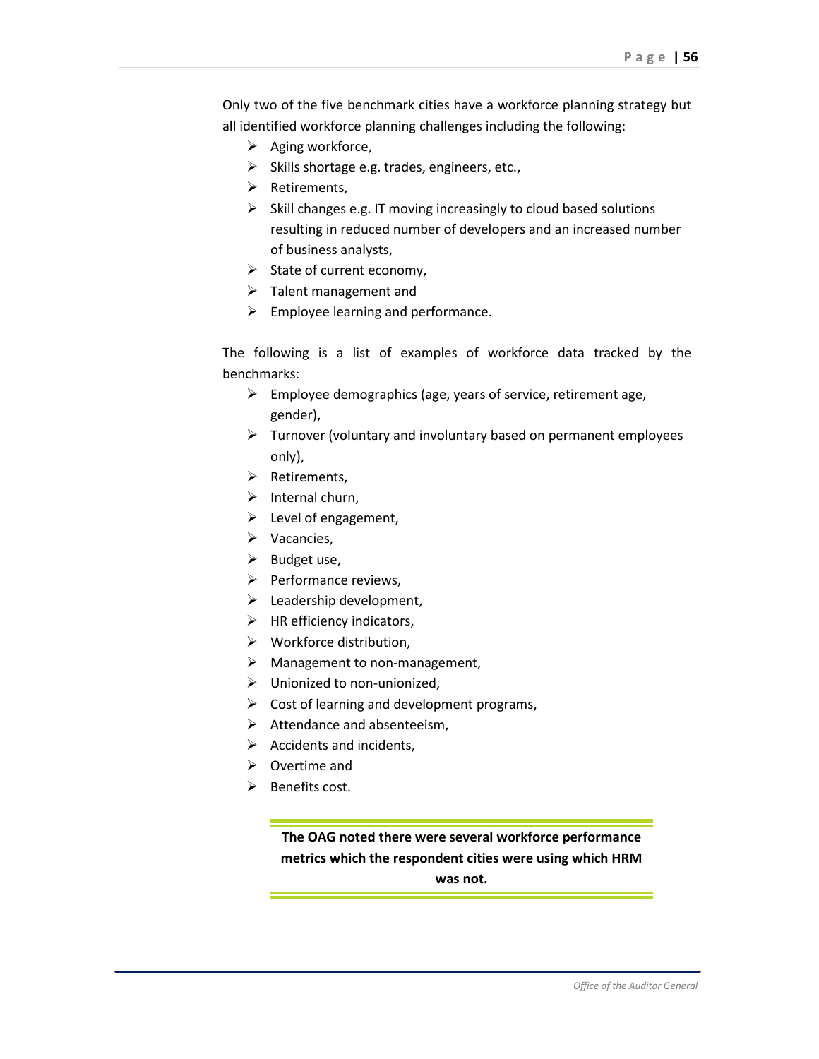Only two of the five benchmark cities have a workforce planning strategy but all identified workforce planning challenges including the following:

- Aging workforce,
- Skills shortage e.g. trades, engineers, etc.,
- Retirements,
- Skill changes e.g. IT moving increasingly to cloud based solutions resulting in reduced number of developers and an increased number of business analysts,
- State of current economy,
- Talent management and
- Employee learning and performance.

The following is a list of examples of workforce data tracked by the benchmarks:

- Employee demographics (age, years of service, retirement age, gender),
- Turnover (voluntary and involuntary based on permanent employees only),
- Retirements,
- Internal churn,
- Level of engagement,
- Vacancies,
- Budget use,
- Performance reviews,
- Leadership development,
- HR efficiency indicators,
- Workforce distribution,
- Management to non-management,
- Unionized to non-unionized,
- Cost of learning and development programs,
- Attendance and absenteeism,
- Accidents and incidents,
- Overtime and
- Benefits cost.

**The OAG noted there were several workforce performance metrics which the respondent cities were using which HRM was not.**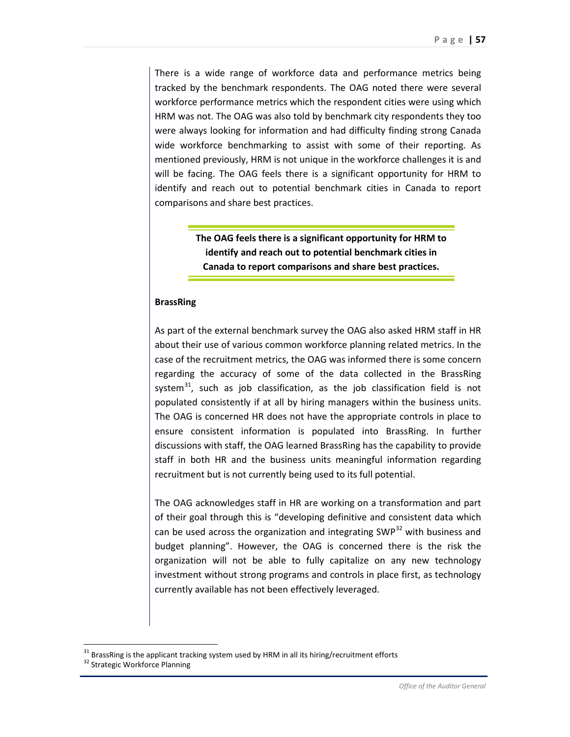There is a wide range of workforce data and performance metrics being tracked by the benchmark respondents. The OAG noted there were several workforce performance metrics which the respondent cities were using which HRM was not. The OAG was also told by benchmark city respondents they too were always looking for information and had difficulty finding strong Canada wide workforce benchmarking to assist with some of their reporting. As mentioned previously, HRM is not unique in the workforce challenges it is and will be facing. The OAG feels there is a significant opportunity for HRM to identify and reach out to potential benchmark cities in Canada to report comparisons and share best practices.

**The OAG feels there is a significant opportunity for HRM to identify and reach out to potential benchmark cities in Canada to report comparisons and share best practices.**

**BrassRing**

As part of the external benchmark survey the OAG also asked HRM staff in HR about their use of various common workforce planning related metrics. In the case of the recruitment metrics, the OAG was informed there is some concern regarding the accuracy of some of the data collected in the BrassRing system[31], such as job classification, as the job classification field is not populated consistently if at all by hiring managers within the business units. The OAG is concerned HR does not have the appropriate controls in place to ensure consistent information is populated into BrassRing. In further discussions with staff, the OAG learned BrassRing has the capability to provide staff in both HR and the business units meaningful information regarding recruitment but is not currently being used to its full potential.

The OAG acknowledges staff in HR are working on a transformation and part of their goal through this is "developing definitive and consistent data which can be used across the organization and integrating SWP[32] with business and budget planning". However, the OAG is concerned there is the risk the organization will not be able to fully capitalize on any new technology investment without strong programs and controls in place first, as technology currently available has not been effectively leveraged.

---

[31] BrassRing is the applicant tracking system used by HRM in all its hiring/recruitment efforts

[32] Strategic Workforce Planning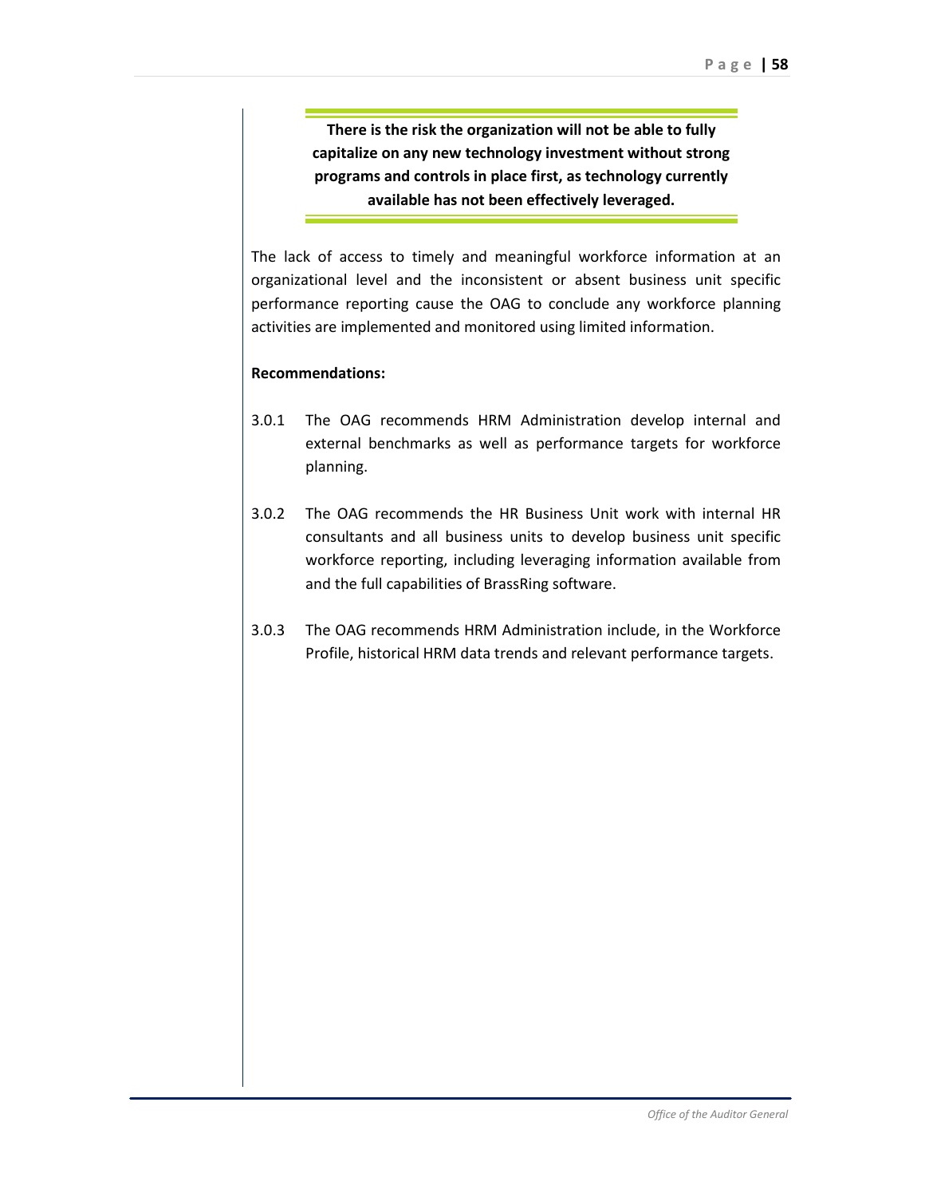**There is the risk the organization will not be able to fully capitalize on any new technology investment without strong programs and controls in place first, as technology currently available has not been effectively leveraged.**

The lack of access to timely and meaningful workforce information at an organizational level and the inconsistent or absent business unit specific performance reporting cause the OAG to conclude any workforce planning activities are implemented and monitored using limited information.

**Recommendations:**

3.0.1 The OAG recommends HRM Administration develop internal and external benchmarks as well as performance targets for workforce planning.

3.0.2 The OAG recommends the HR Business Unit work with internal HR consultants and all business units to develop business unit specific workforce reporting, including leveraging information available from and the full capabilities of BrassRing software.

3.0.3 The OAG recommends HRM Administration include, in the Workforce Profile, historical HRM data trends and relevant performance targets.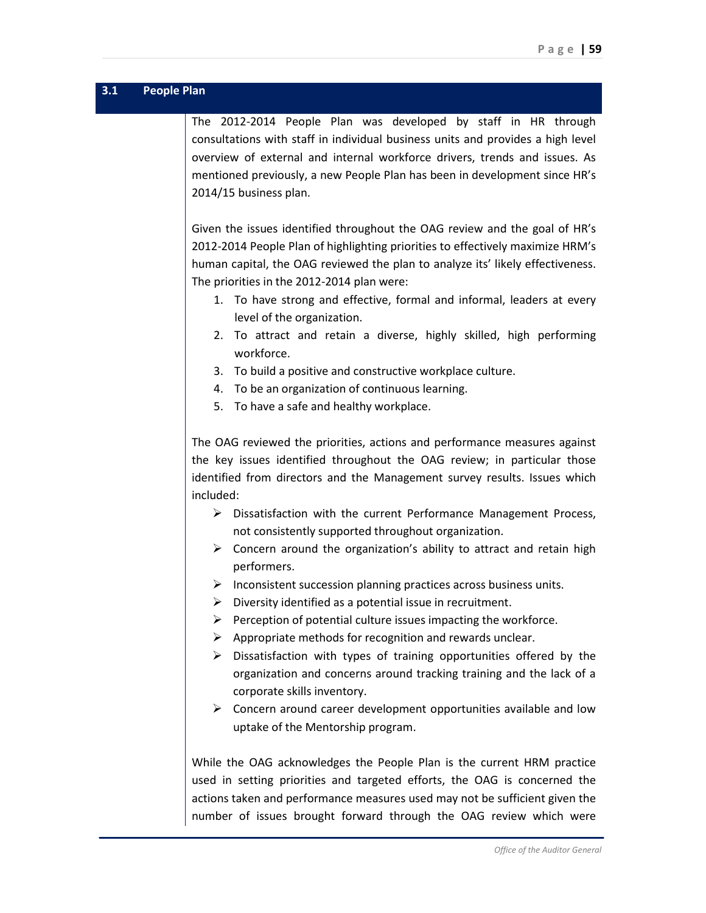## 3.1 People Plan

The 2012-2014 People Plan was developed by staff in HR through consultations with staff in individual business units and provides a high level overview of external and internal workforce drivers, trends and issues. As mentioned previously, a new People Plan has been in development since HR's 2014/15 business plan.

Given the issues identified throughout the OAG review and the goal of HR's 2012-2014 People Plan of highlighting priorities to effectively maximize HRM's human capital, the OAG reviewed the plan to analyze its' likely effectiveness. The priorities in the 2012-2014 plan were:

1. To have strong and effective, formal and informal, leaders at every level of the organization.
2. To attract and retain a diverse, highly skilled, high performing workforce.
3. To build a positive and constructive workplace culture.
4. To be an organization of continuous learning.
5. To have a safe and healthy workplace.

The OAG reviewed the priorities, actions and performance measures against the key issues identified throughout the OAG review; in particular those identified from directors and the Management survey results. Issues which included:

- Dissatisfaction with the current Performance Management Process, not consistently supported throughout organization.
- Concern around the organization's ability to attract and retain high performers.
- Inconsistent succession planning practices across business units.
- Diversity identified as a potential issue in recruitment.
- Perception of potential culture issues impacting the workforce.
- Appropriate methods for recognition and rewards unclear.
- Dissatisfaction with types of training opportunities offered by the organization and concerns around tracking training and the lack of a corporate skills inventory.
- Concern around career development opportunities available and low uptake of the Mentorship program.

While the OAG acknowledges the People Plan is the current HRM practice used in setting priorities and targeted efforts, the OAG is concerned the actions taken and performance measures used may not be sufficient given the number of issues brought forward through the OAG review which were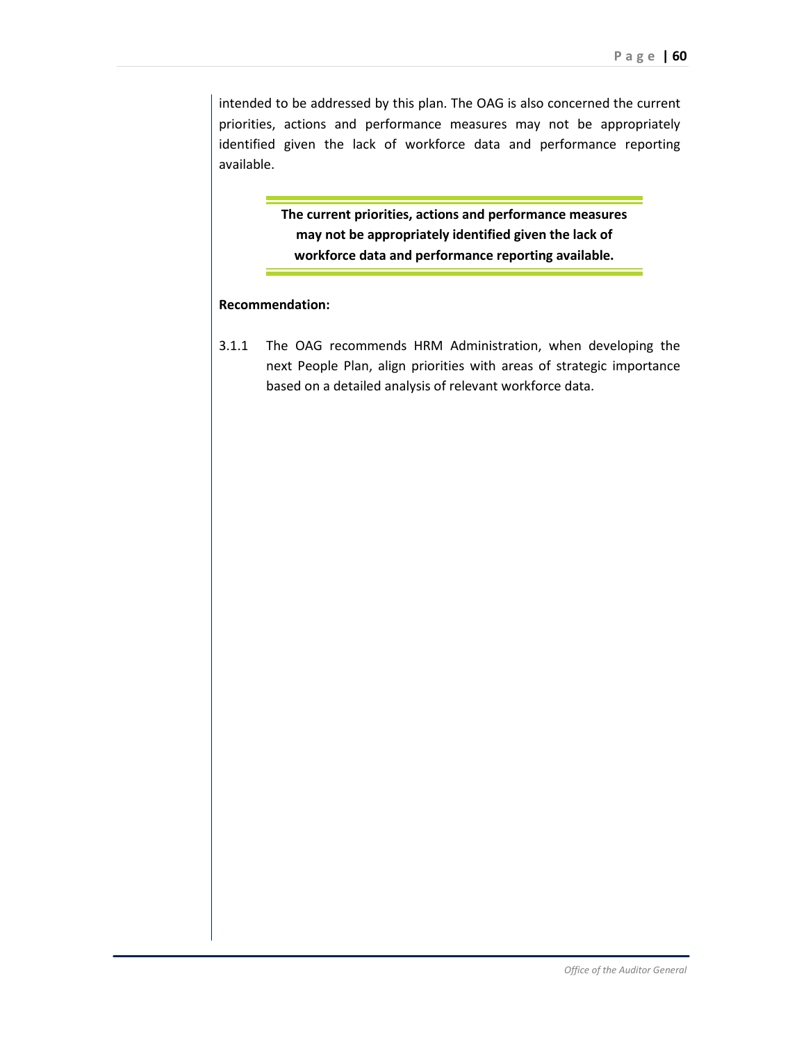intended to be addressed by this plan. The OAG is also concerned the current priorities, actions and performance measures may not be appropriately identified given the lack of workforce data and performance reporting available.

> **The current priorities, actions and performance measures may not be appropriately identified given the lack of workforce data and performance reporting available.**

**Recommendation:**

3.1.1 The OAG recommends HRM Administration, when developing the next People Plan, align priorities with areas of strategic importance based on a detailed analysis of relevant workforce data.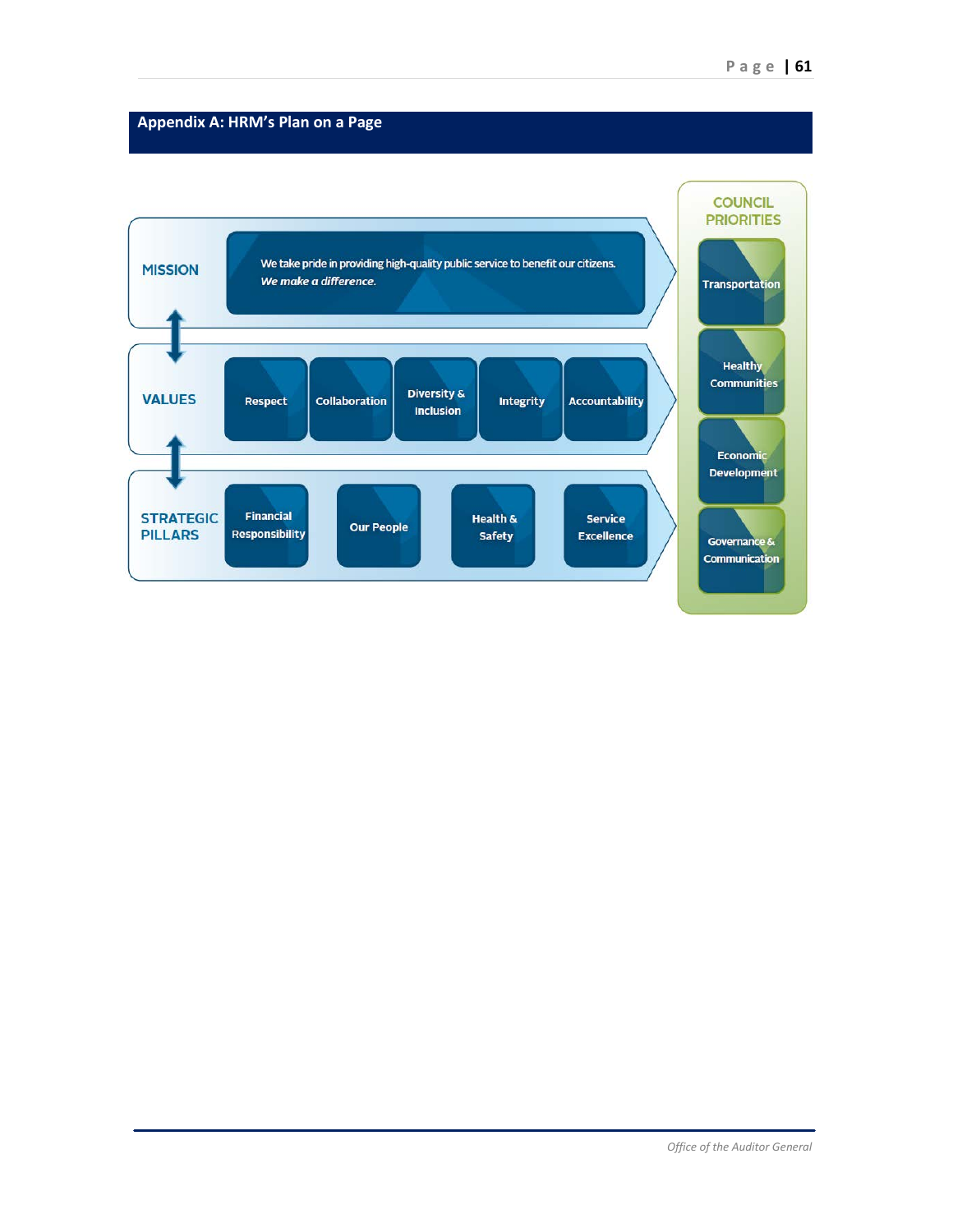## Appendix A: HRM's Plan on a Page

**MISSION**

We take pride in providing high-quality public service to benefit our citizens.
*We make a difference.*

**VALUES**

- Respect
- Collaboration
- Diversity & Inclusion
- Integrity
- Accountability

**STRATEGIC PILLARS**

- Financial Responsibility
- Our People
- Health & Safety
- Service Excellence

**COUNCIL PRIORITIES**

- Transportation
- Healthy Communities
- Economic Development
- Governance & Communication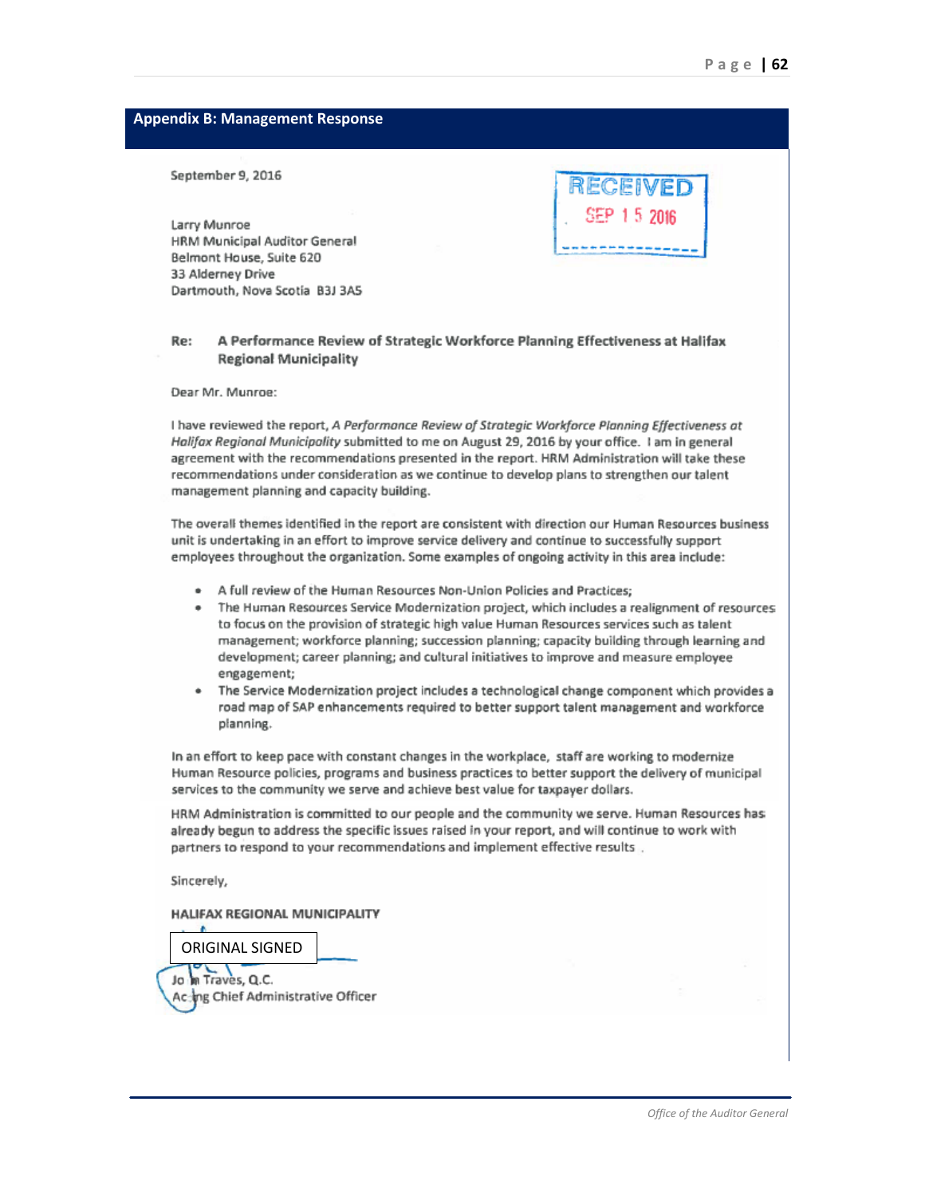## Appendix B: Management Response

September 9, 2016

RECEIVED
SEP 15 2016

Larry Munroe
HRM Municipal Auditor General
Belmont House, Suite 620
33 Alderney Drive
Dartmouth, Nova Scotia B3J 3A5

**Re: A Performance Review of Strategic Workforce Planning Effectiveness at Halifax Regional Municipality**

Dear Mr. Munroe:

I have reviewed the report, *A Performance Review of Strategic Workforce Planning Effectiveness at Halifax Regional Municipality* submitted to me on August 29, 2016 by your office. I am in general agreement with the recommendations presented in the report. HRM Administration will take these recommendations under consideration as we continue to develop plans to strengthen our talent management planning and capacity building.

The overall themes identified in the report are consistent with direction our Human Resources business unit is undertaking in an effort to improve service delivery and continue to successfully support employees throughout the organization. Some examples of ongoing activity in this area include:

- A full review of the Human Resources Non-Union Policies and Practices;
- The Human Resources Service Modernization project, which includes a realignment of resources to focus on the provision of strategic high value Human Resources services such as talent management; workforce planning; succession planning; capacity building through learning and development; career planning; and cultural initiatives to improve and measure employee engagement;
- The Service Modernization project includes a technological change component which provides a road map of SAP enhancements required to better support talent management and workforce planning.

In an effort to keep pace with constant changes in the workplace, staff are working to modernize Human Resource policies, programs and business practices to better support the delivery of municipal services to the community we serve and achieve best value for taxpayer dollars.

HRM Administration is committed to our people and the community we serve. Human Resources has already begun to address the specific issues raised in your report, and will continue to work with partners to respond to your recommendations and implement effective results.

Sincerely,

**HALIFAX REGIONAL MUNICIPALITY**

ORIGINAL SIGNED

John Traves, Q.C.
Acting Chief Administrative Officer